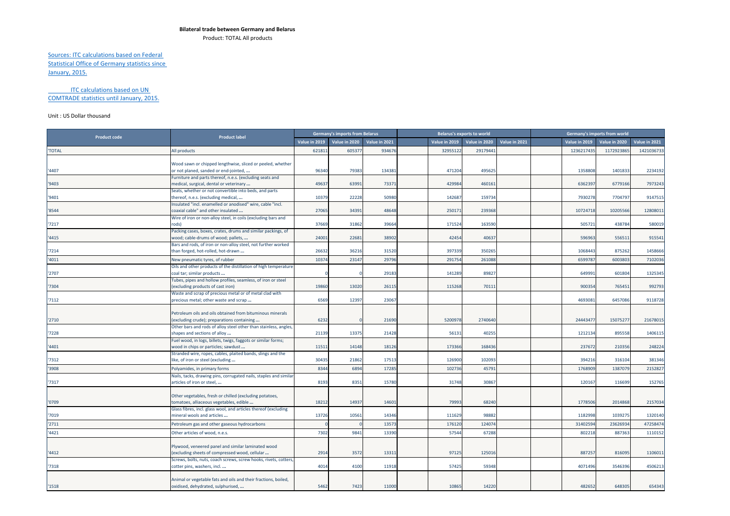**Bilateral trade between Germany and Belarus**

Product: TOTAL All products

Sources: ITC calculations based on Federal Statistical Office of Germany statistics since January, 2015.

ITC calculations based on UN COMTRADE statistics until January, 2015.

Unit : US Dollar thousand

| Product code | Product label | Germany's imports from Belarus | | | | Belarus's exports to world | | | | Germany's imports from world | | |
|---|---|---|---|---|---|---|---|---|---|---|---|---|
| | | Value in 2019 | Value in 2020 | Value in 2021 | | Value in 2019 | Value in 2020 | Value in 2021 | | Value in 2019 | Value in 2020 | Value in 2021 |
| 'TOTAL | All products | 621811 | 605377 | 934676 | | 32955122 | 29179441 | | | 1236217435 | 1172923865 | 1421036733 |
| '4407 | Wood sawn or chipped lengthwise, sliced or peeled, whether or not planed, sanded or end-jointed, ... | 96340 | 79383 | 134381 | | 471204 | 495625 | | | 1358808 | 1401833 | 2234192 |
| '9403 | Furniture and parts thereof, n.e.s. (excluding seats and medical, surgical, dental or veterinary ... | 49637 | 63991 | 73371 | | 429984 | 460161 | | | 6362397 | 6779166 | 7973243 |
| '9401 | Seats, whether or not convertible into beds, and parts thereof, n.e.s. (excluding medical, ... | 10379 | 22228 | 50980 | | 142687 | 159734 | | | 7930278 | 7704797 | 9147515 |
| '8544 | Insulated "incl. enamelled or anodised" wire, cable "incl. coaxial cable" and other insulated ... | 27065 | 34391 | 48648 | | 250171 | 239368 | | | 10724718 | 10205566 | 12808011 |
| '7217 | Wire of iron or non-alloy steel, in coils (excluding bars and rods) | 37669 | 31862 | 39664 | | 171524 | 163590 | | | 505721 | 438784 | 580019 |
| '4415 | Packing cases, boxes, crates, drums and similar packings, of wood; cable-drums of wood; pallets, ... | 24001 | 22681 | 38902 | | 42454 | 40637 | | | 596963 | 556511 | 915541 |
| '7214 | Bars and rods, of iron or non-alloy steel, not further worked than forged, hot-rolled, hot-drawn ... | 26632 | 36216 | 31520 | | 397339 | 350265 | | | 1068443 | 875262 | 1458666 |
| '4011 | New pneumatic tyres, of rubber | 10374 | 23147 | 29796 | | 291754 | 261088 | | | 6599787 | 6003803 | 7102036 |
| '2707 | Oils and other products of the distillation of high temperature coal tar; similar products ... | 0 | 0 | 29183 | | 141289 | 89827 | | | 649991 | 601804 | 1325345 |
| '7304 | Tubes, pipes and hollow profiles, seamless, of iron or steel (excluding products of cast iron) | 19860 | 13020 | 26115 | | 115268 | 70111 | | | 900354 | 765451 | 992793 |
| '7112 | Waste and scrap of precious metal or of metal clad with precious metal; other waste and scrap ... | 6569 | 12397 | 23067 | | | | | | 4693081 | 6457086 | 9118728 |
| '2710 | Petroleum oils and oils obtained from bituminous minerals (excluding crude); preparations containing ... | 6232 | 0 | 21690 | | 5200978 | 2740640 | | | 24443477 | 15075277 | 21678015 |
| '7228 | Other bars and rods of alloy steel other than stainless, angles, shapes and sections of alloy ... | 21139 | 13375 | 21428 | | 56131 | 40255 | | | 1212134 | 895558 | 1406115 |
| '4401 | Fuel wood, in logs, billets, twigs, faggots or similar forms; wood in chips or particles; sawdust ... | 11511 | 14148 | 18126 | | 173366 | 168436 | | | 237672 | 210356 | 248224 |
| '7312 | Stranded wire, ropes, cables, plaited bands, slings and the like, of iron or steel (excluding ... | 30435 | 21862 | 17513 | | 126900 | 102093 | | | 394216 | 316104 | 381346 |
| '3908 | Polyamides, in primary forms | 8344 | 6894 | 17285 | | 102736 | 45791 | | | 1768909 | 1387079 | 2152827 |
| '7317 | Nails, tacks, drawing pins, corrugated nails, staples and similar articles of iron or steel, ... | 8193 | 8351 | 15780 | | 31748 | 30867 | | | 120167 | 116699 | 152765 |
| '0709 | Other vegetables, fresh or chilled (excluding potatoes, tomatoes, alliaceous vegetables, edible ... | 18212 | 14937 | 14601 | | 79993 | 68240 | | | 1778506 | 2014868 | 2157034 |
| '7019 | Glass fibres, incl. glass wool, and articles thereof (excluding mineral wools and articles ... | 13726 | 10561 | 14346 | | 111629 | 98882 | | | 1182998 | 1039275 | 1320140 |
| '2711 | Petroleum gas and other gaseous hydrocarbons | 0 | 0 | 13573 | | 176120 | 124074 | | | 31402594 | 23626934 | 47258474 |
| '4421 | Other articles of wood, n.e.s. | 7302 | 9841 | 13390 | | 57544 | 67288 | | | 802218 | 887363 | 1110152 |
| '4412 | Plywood, veneered panel and similar laminated wood (excluding sheets of compressed wood, cellular ... | 2914 | 3572 | 13311 | | 97125 | 125016 | | | 887257 | 816095 | 1106011 |
| '7318 | Screws, bolts, nuts, coach screws, screw hooks, rivets, cotters, cotter pins, washers, incl. ... | 4014 | 4100 | 11918 | | 57425 | 59348 | | | 4071496 | 3546396 | 4506213 |
| '1518 | Animal or vegetable fats and oils and their fractions, boiled, oxidised, dehydrated, sulphurised, ... | 5462 | 7423 | 11000 | | 10865 | 14220 | | | 482652 | 648305 | 654343 |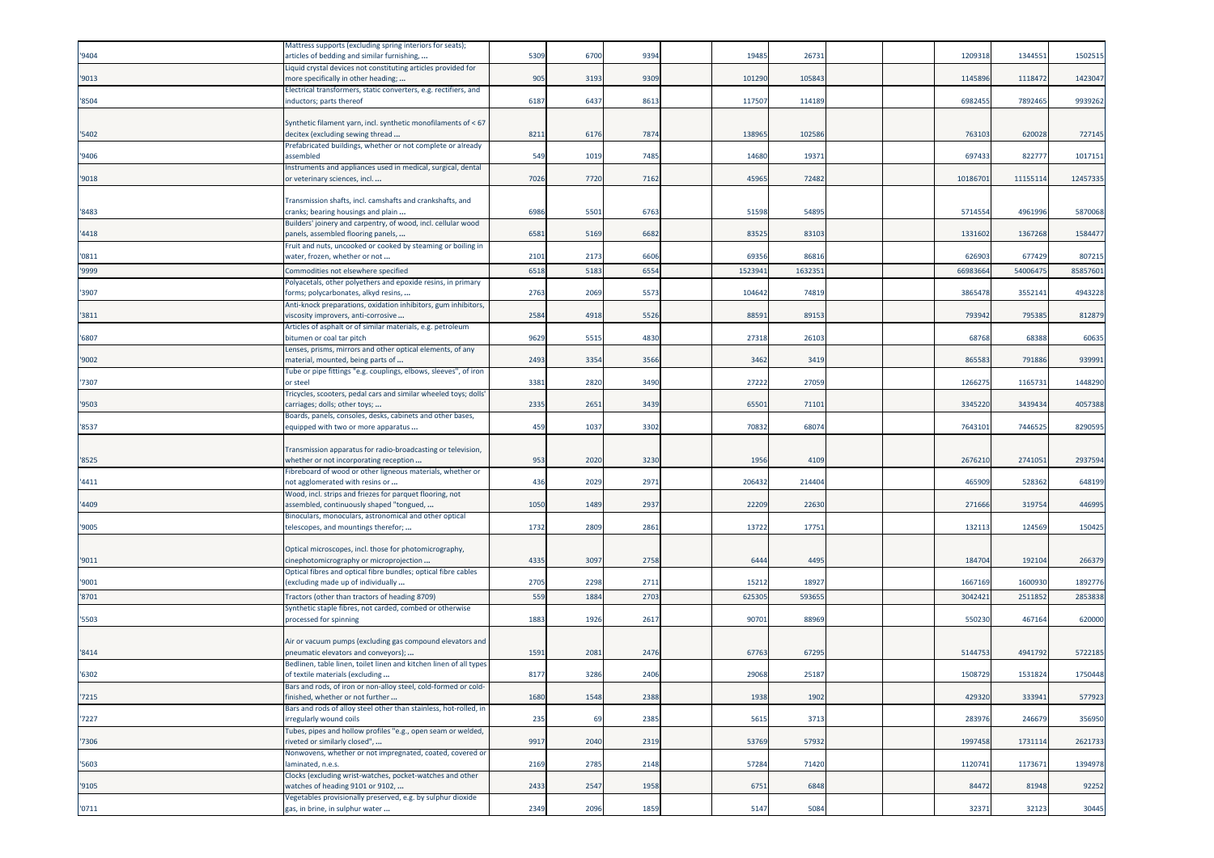| | | | | | | | | | | | |
|---|---|---|---|---|---|---|---|---|---|---|---|
| '9404 | Mattress supports (excluding spring interiors for seats); articles of bedding and similar furnishing, ... | 5309 | 6700 | 9394 | 19485 | 26731 | | | 1209318 | 1344551 | 1502515 |
| '9013 | Liquid crystal devices not constituting articles provided for more specifically in other heading; ... | 905 | 3193 | 9309 | 101290 | 105843 | | | 1145896 | 1118472 | 1423047 |
| '8504 | Electrical transformers, static converters, e.g. rectifiers, and inductors; parts thereof | 6187 | 6437 | 8613 | 117507 | 114189 | | | 6982455 | 7892465 | 9939262 |
| '5402 | Synthetic filament yarn, incl. synthetic monofilaments of < 67 decitex (excluding sewing thread ... | 8211 | 6176 | 7874 | 138965 | 102586 | | | 763103 | 620028 | 727145 |
| '9406 | Prefabricated buildings, whether or not complete or already assembled | 549 | 1019 | 7485 | 14680 | 19371 | | | 697433 | 822777 | 1017151 |
| '9018 | Instruments and appliances used in medical, surgical, dental or veterinary sciences, incl. ... | 7026 | 7720 | 7162 | 45965 | 72482 | | | 10186701 | 11155114 | 12457335 |
| '8483 | Transmission shafts, incl. camshafts and crankshafts, and cranks; bearing housings and plain ... | 6986 | 5501 | 6763 | 51598 | 54895 | | | 5714554 | 4961996 | 5870068 |
| '4418 | Builders' joinery and carpentry, of wood, incl. cellular wood panels, assembled flooring panels, ... | 6581 | 5169 | 6682 | 83525 | 83103 | | | 1331602 | 1367268 | 1584477 |
| '0811 | Fruit and nuts, uncooked or cooked by steaming or boiling in water, frozen, whether or not ... | 2101 | 2173 | 6606 | 69356 | 86816 | | | 626903 | 677429 | 807215 |
| '9999 | Commodities not elsewhere specified | 6518 | 5183 | 6554 | 1523941 | 1632351 | | | 66983664 | 54006475 | 85857601 |
| '3907 | Polyacetals, other polyethers and epoxide resins, in primary forms; polycarbonates, alkyd resins, ... | 2763 | 2069 | 5573 | 104642 | 74819 | | | 3865478 | 3552141 | 4943228 |
| '3811 | Anti-knock preparations, oxidation inhibitors, gum inhibitors, viscosity improvers, anti-corrosive ... | 2584 | 4918 | 5526 | 88591 | 89153 | | | 793942 | 795385 | 812879 |
| '6807 | Articles of asphalt or of similar materials, e.g. petroleum bitumen or coal tar pitch | 9629 | 5515 | 4830 | 27318 | 26103 | | | 68768 | 68388 | 60635 |
| '9002 | Lenses, prisms, mirrors and other optical elements, of any material, mounted, being parts of ... | 2493 | 3354 | 3566 | 3462 | 3419 | | | 865583 | 791886 | 939991 |
| '7307 | Tube or pipe fittings "e.g. couplings, elbows, sleeves", of iron or steel | 3381 | 2820 | 3490 | 27222 | 27059 | | | 1266275 | 1165731 | 1448290 |
| '9503 | Tricycles, scooters, pedal cars and similar wheeled toys; dolls' carriages; dolls; other toys; ... | 2335 | 2651 | 3439 | 65501 | 71101 | | | 3345220 | 3439434 | 4057388 |
| '8537 | Boards, panels, consoles, desks, cabinets and other bases, equipped with two or more apparatus ... | 459 | 1037 | 3302 | 70832 | 68074 | | | 7643101 | 7446525 | 8290595 |
| '8525 | Transmission apparatus for radio-broadcasting or television, whether or not incorporating reception ... | 953 | 2020 | 3230 | 1956 | 4109 | | | 2676210 | 2741051 | 2937594 |
| '4411 | Fibreboard of wood or other ligneous materials, whether or not agglomerated with resins or ... | 436 | 2029 | 2971 | 206432 | 214404 | | | 465909 | 528362 | 648199 |
| '4409 | Wood, incl. strips and friezes for parquet flooring, not assembled, continuously shaped "tongued, ... | 1050 | 1489 | 2937 | 22209 | 22630 | | | 271666 | 319754 | 446995 |
| '9005 | Binoculars, monoculars, astronomical and other optical telescopes, and mountings therefor; ... | 1732 | 2809 | 2861 | 13722 | 17751 | | | 132113 | 124569 | 150425 |
| '9011 | Optical microscopes, incl. those for photomicrography, cinephotomicrography or microprojection ... | 4335 | 3097 | 2758 | 6444 | 4495 | | | 184704 | 192104 | 266379 |
| '9001 | Optical fibres and optical fibre bundles; optical fibre cables (excluding made up of individually ... | 2705 | 2298 | 2711 | 15212 | 18927 | | | 1667169 | 1600930 | 1892776 |
| '8701 | Tractors (other than tractors of heading 8709) | 559 | 1884 | 2703 | 625305 | 593655 | | | 3042421 | 2511852 | 2853838 |
| '5503 | Synthetic staple fibres, not carded, combed or otherwise processed for spinning | 1883 | 1926 | 2617 | 90701 | 88969 | | | 550230 | 467164 | 620000 |
| '8414 | Air or vacuum pumps (excluding gas compound elevators and pneumatic elevators and conveyors); ... | 1591 | 2081 | 2476 | 67763 | 67295 | | | 5144753 | 4941792 | 5722185 |
| '6302 | Bedlinen, table linen, toilet linen and kitchen linen of all types of textile materials (excluding ... | 8177 | 3286 | 2406 | 29068 | 25187 | | | 1508729 | 1531824 | 1750448 |
| '7215 | Bars and rods, of iron or non-alloy steel, cold-formed or cold-finished, whether or not further ... | 1680 | 1548 | 2388 | 1938 | 1902 | | | 429320 | 333941 | 577923 |
| '7227 | Bars and rods of alloy steel other than stainless, hot-rolled, in irregularly wound coils | 235 | 69 | 2385 | 5615 | 3713 | | | 283976 | 246679 | 356950 |
| '7306 | Tubes, pipes and hollow profiles "e.g., open seam or welded, riveted or similarly closed", ... | 9917 | 2040 | 2319 | 53769 | 57932 | | | 1997458 | 1731114 | 2621733 |
| '5603 | Nonwovens, whether or not impregnated, coated, covered or laminated, n.e.s. | 2169 | 2785 | 2148 | 57284 | 71420 | | | 1120741 | 1173671 | 1394978 |
| '9105 | Clocks (excluding wrist-watches, pocket-watches and other watches of heading 9101 or 9102, ... | 2433 | 2547 | 1958 | 6751 | 6848 | | | 84472 | 81948 | 92252 |
| '0711 | Vegetables provisionally preserved, e.g. by sulphur dioxide gas, in brine, in sulphur water ... | 2349 | 2096 | 1859 | 5147 | 5084 | | | 32371 | 32123 | 30445 |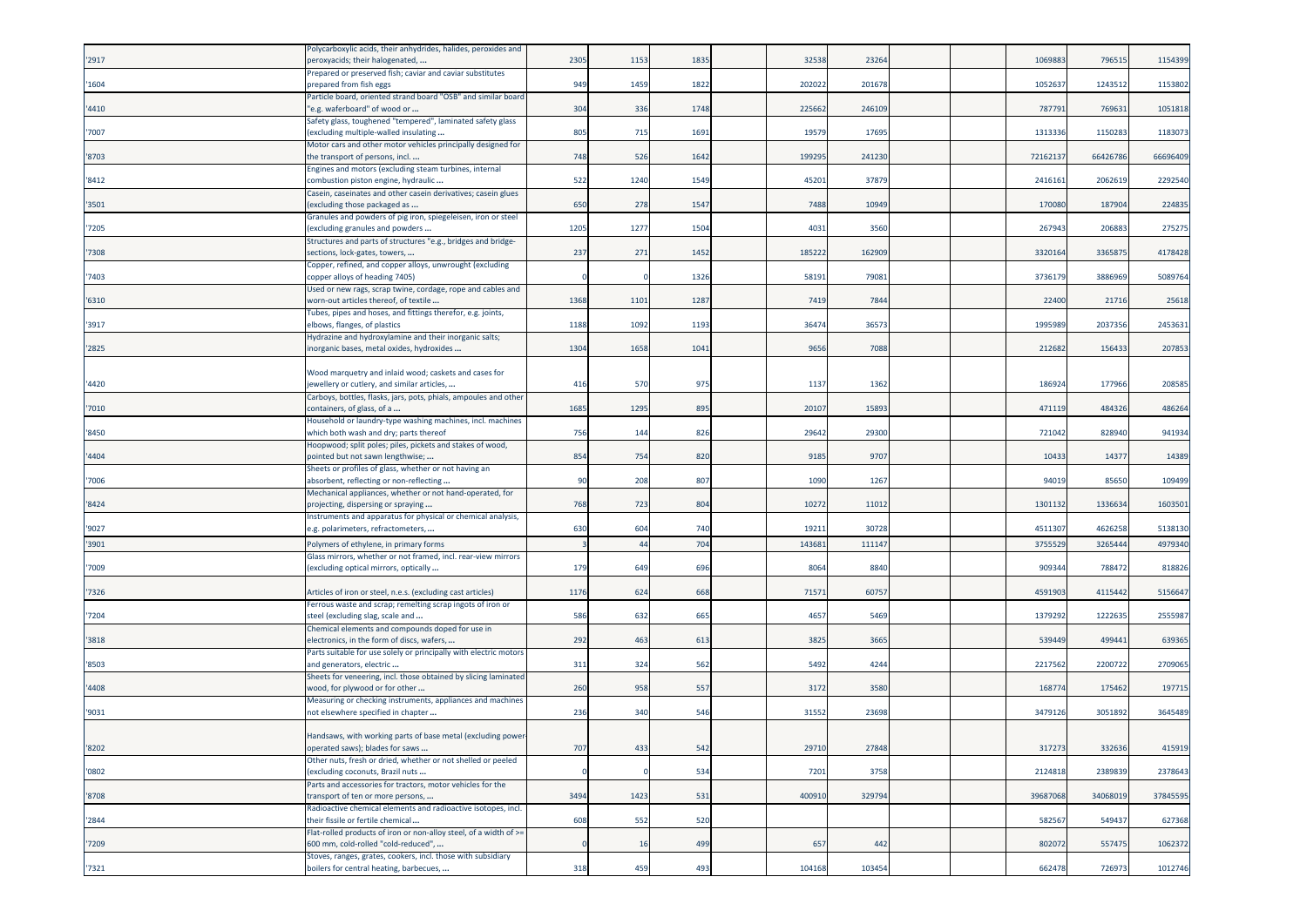| | | | | | | | | | | | | |
|---|---|---|---|---|---|---|---|---|---|---|---|---|
| '2917 | Polycarboxylic acids, their anhydrides, halides, peroxides and peroxyacids; their halogenated, ... | 2305 | 1153 | 1835 | | 32538 | 23264 | | | 1069883 | 796515 | 1154399 |
| '1604 | Prepared or preserved fish; caviar and caviar substitutes prepared from fish eggs | 949 | 1459 | 1822 | | 202022 | 201678 | | | 1052637 | 1243512 | 1153802 |
| '4410 | Particle board, oriented strand board "OSB" and similar board "e.g. waferboard" of wood or ... | 304 | 336 | 1748 | | 225662 | 246109 | | | 787791 | 769631 | 1051818 |
| '7007 | Safety glass, toughened "tempered", laminated safety glass (excluding multiple-walled insulating ... | 805 | 715 | 1691 | | 19579 | 17695 | | | 1313336 | 1150283 | 1183073 |
| '8703 | Motor cars and other motor vehicles principally designed for the transport of persons, incl. ... | 748 | 526 | 1642 | | 199295 | 241230 | | | 72162137 | 66426786 | 66696409 |
| '8412 | Engines and motors (excluding steam turbines, internal combustion piston engine, hydraulic ... | 522 | 1240 | 1549 | | 45201 | 37879 | | | 2416161 | 2062619 | 2292540 |
| '3501 | Casein, caseinates and other casein derivatives; casein glues (excluding those packaged as ... | 650 | 278 | 1547 | | 7488 | 10949 | | | 170080 | 187904 | 224835 |
| '7205 | Granules and powders of pig iron, spiegeleisen, iron or steel (excluding granules and powders ... | 1205 | 1277 | 1504 | | 4031 | 3560 | | | 267943 | 206883 | 275275 |
| '7308 | Structures and parts of structures "e.g., bridges and bridge-sections, lock-gates, towers, ... | 237 | 271 | 1452 | | 185222 | 162909 | | | 3320164 | 3365875 | 4178428 |
| '7403 | Copper, refined, and copper alloys, unwrought (excluding copper alloys of heading 7405) | 0 | 0 | 1326 | | 58191 | 79081 | | | 3736179 | 3886969 | 5089764 |
| '6310 | Used or new rags, scrap twine, cordage, rope and cables and worn-out articles thereof, of textile ... | 1368 | 1101 | 1287 | | 7419 | 7844 | | | 22400 | 21716 | 25618 |
| '3917 | Tubes, pipes and hoses, and fittings therefor, e.g. joints, elbows, flanges, of plastics | 1188 | 1092 | 1193 | | 36474 | 36573 | | | 1995989 | 2037356 | 2453631 |
| '2825 | Hydrazine and hydroxylamine and their inorganic salts; inorganic bases, metal oxides, hydroxides ... | 1304 | 1658 | 1041 | | 9656 | 7088 | | | 212682 | 156433 | 207853 |
| '4420 | Wood marquetry and inlaid wood; caskets and cases for jewellery or cutlery, and similar articles, ... | 416 | 570 | 975 | | 1137 | 1362 | | | 186924 | 177966 | 208585 |
| '7010 | Carboys, bottles, flasks, jars, pots, phials, ampoules and other containers, of glass, of a ... | 1685 | 1295 | 895 | | 20107 | 15893 | | | 471119 | 484326 | 486264 |
| '8450 | Household or laundry-type washing machines, incl. machines which both wash and dry; parts thereof | 756 | 144 | 826 | | 29642 | 29300 | | | 721042 | 828940 | 941934 |
| '4404 | Hoopwood; split poles; piles, pickets and stakes of wood, pointed but not sawn lengthwise; ... | 854 | 754 | 820 | | 9185 | 9707 | | | 10433 | 14377 | 14389 |
| '7006 | Sheets or profiles of glass, whether or not having an absorbent, reflecting or non-reflecting ... | 90 | 208 | 807 | | 1090 | 1267 | | | 94019 | 85650 | 109499 |
| '8424 | Mechanical appliances, whether or not hand-operated, for projecting, dispersing or spraying ... | 768 | 723 | 804 | | 10272 | 11012 | | | 1301132 | 1336634 | 1603501 |
| '9027 | Instruments and apparatus for physical or chemical analysis, e.g. polarimeters, refractometers, ... | 630 | 604 | 740 | | 19211 | 30728 | | | 4511307 | 4626258 | 5138130 |
| '3901 | Polymers of ethylene, in primary forms | 3 | 44 | 704 | | 143681 | 111147 | | | 3755529 | 3265444 | 4979340 |
| '7009 | Glass mirrors, whether or not framed, incl. rear-view mirrors (excluding optical mirrors, optically ... | 179 | 649 | 696 | | 8064 | 8840 | | | 909344 | 788472 | 818826 |
| '7326 | Articles of iron or steel, n.e.s. (excluding cast articles) | 1176 | 624 | 668 | | 71571 | 60757 | | | 4591903 | 4115442 | 5156647 |
| '7204 | Ferrous waste and scrap; remelting scrap ingots of iron or steel (excluding slag, scale and ... | 586 | 632 | 665 | | 4657 | 5469 | | | 1379292 | 1222635 | 2555987 |
| '3818 | Chemical elements and compounds doped for use in electronics, in the form of discs, wafers, ... | 292 | 463 | 613 | | 3825 | 3665 | | | 539449 | 499441 | 639365 |
| '8503 | Parts suitable for use solely or principally with electric motors and generators, electric ... | 311 | 324 | 562 | | 5492 | 4244 | | | 2217562 | 2200722 | 2709065 |
| '4408 | Sheets for veneering, incl. those obtained by slicing laminated wood, for plywood or for other ... | 260 | 958 | 557 | | 3172 | 3580 | | | 168774 | 175462 | 197715 |
| '9031 | Measuring or checking instruments, appliances and machines not elsewhere specified in chapter ... | 236 | 340 | 546 | | 31552 | 23698 | | | 3479126 | 3051892 | 3645489 |
| '8202 | Handsaws, with working parts of base metal (excluding power-operated saws); blades for saws ... | 707 | 433 | 542 | | 29710 | 27848 | | | 317273 | 332636 | 415919 |
| '0802 | Other nuts, fresh or dried, whether or not shelled or peeled (excluding coconuts, Brazil nuts ... | 0 | 0 | 534 | | 7201 | 3758 | | | 2124818 | 2389839 | 2378643 |
| '8708 | Parts and accessories for tractors, motor vehicles for the transport of ten or more persons, ... | 3494 | 1423 | 531 | | 400910 | 329794 | | | 39687068 | 34068019 | 37845595 |
| '2844 | Radioactive chemical elements and radioactive isotopes, incl. their fissile or fertile chemical ... | 608 | 552 | 520 | | | | | | 582567 | 549437 | 627368 |
| '7209 | Flat-rolled products of iron or non-alloy steel, of a width of >= 600 mm, cold-rolled "cold-reduced", ... | 0 | 16 | 499 | | 657 | 442 | | | 802072 | 557475 | 1062372 |
| '7321 | Stoves, ranges, grates, cookers, incl. those with subsidiary boilers for central heating, barbecues, ... | 318 | 459 | 493 | | 104168 | 103454 | | | 662478 | 726973 | 1012746 |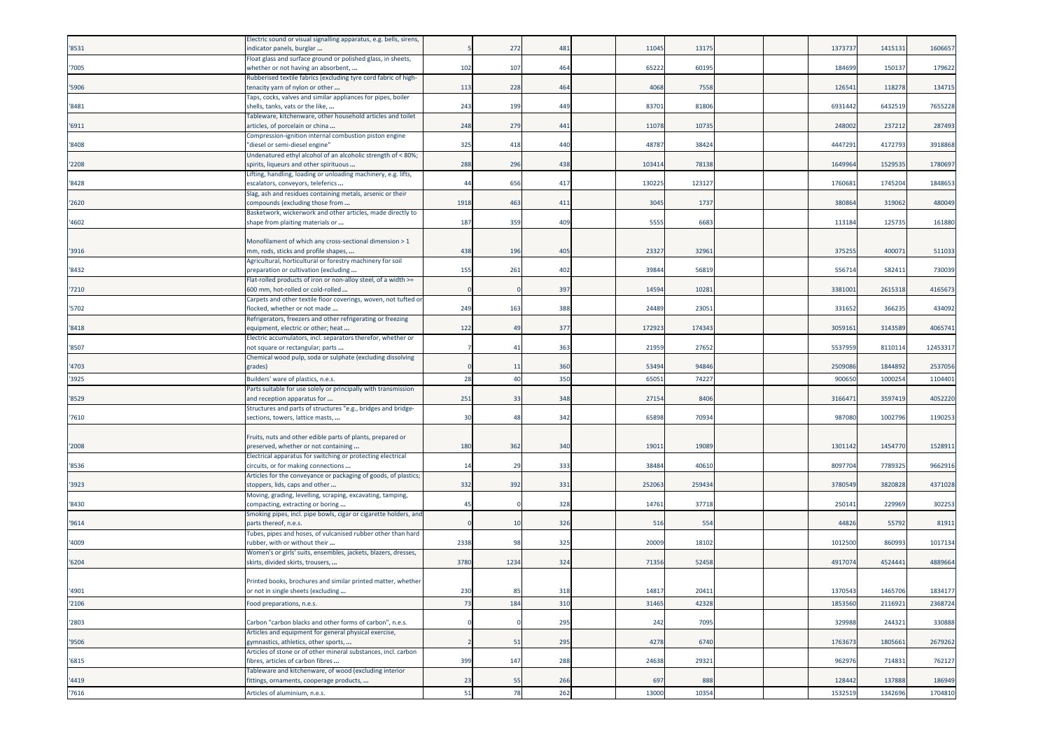| | | | | | | | | | | | | |
|---|---|---|---|---|---|---|---|---|---|---|---|---|
| '8531 | Electric sound or visual signalling apparatus, e.g. bells, sirens, indicator panels, burglar ... | 5 | 272 | 481 | | 11045 | 13175 | | | 1373737 | 1415131 | 1606657 |
| '7005 | Float glass and surface ground or polished glass, in sheets, whether or not having an absorbent, ... | 102 | 107 | 464 | | 65222 | 60195 | | | 184699 | 150137 | 179622 |
| '5906 | Rubberised textile fabrics (excluding tyre cord fabric of high-tenacity yarn of nylon or other ... | 113 | 228 | 464 | | 4068 | 7558 | | | 126541 | 118278 | 134715 |
| '8481 | Taps, cocks, valves and similar appliances for pipes, boiler shells, tanks, vats or the like, ... | 243 | 199 | 449 | | 83701 | 81806 | | | 6931442 | 6432519 | 7655228 |
| '6911 | Tableware, kitchenware, other household articles and toilet articles, of porcelain or china ... | 248 | 279 | 441 | | 11078 | 10735 | | | 248002 | 237212 | 287493 |
| '8408 | Compression-ignition internal combustion piston engine "diesel or semi-diesel engine" | 325 | 418 | 440 | | 48787 | 38424 | | | 4447291 | 4172793 | 3918868 |
| '2208 | Undenatured ethyl alcohol of an alcoholic strength of < 80%; spirits, liqueurs and other spirituous ... | 288 | 296 | 438 | | 103414 | 78138 | | | 1649964 | 1529535 | 1780697 |
| '8428 | Lifting, handling, loading or unloading machinery, e.g. lifts, escalators, conveyors, teleferics ... | 44 | 656 | 417 | | 130225 | 123127 | | | 1760681 | 1745204 | 1848653 |
| '2620 | Slag, ash and residues containing metals, arsenic or their compounds (excluding those from ... | 1918 | 463 | 411 | | 3045 | 1737 | | | 380864 | 319062 | 480049 |
| '4602 | Basketwork, wickerwork and other articles, made directly to shape from plaiting materials or ... | 187 | 359 | 409 | | 5555 | 6683 | | | 113184 | 125735 | 161880 |
| '3916 | Monofilament of which any cross-sectional dimension > 1 mm, rods, sticks and profile shapes, ... | 438 | 196 | 405 | | 23327 | 32961 | | | 375255 | 400071 | 511033 |
| '8432 | Agricultural, horticultural or forestry machinery for soil preparation or cultivation (excluding ... | 155 | 261 | 402 | | 39844 | 56819 | | | 556714 | 582411 | 730039 |
| '7210 | Flat-rolled products of iron or non-alloy steel, of a width >= 600 mm, hot-rolled or cold-rolled ... | 0 | 0 | 397 | | 14594 | 10281 | | | 3381001 | 2615318 | 4165673 |
| '5702 | Carpets and other textile floor coverings, woven, not tufted or flocked, whether or not made ... | 249 | 163 | 388 | | 24489 | 23051 | | | 331652 | 366235 | 434092 |
| '8418 | Refrigerators, freezers and other refrigerating or freezing equipment, electric or other; heat ... | 122 | 49 | 377 | | 172923 | 174343 | | | 3059161 | 3143589 | 4065741 |
| '8507 | Electric accumulators, incl. separators therefor, whether or not square or rectangular; parts ... | 7 | 41 | 363 | | 21959 | 27652 | | | 5537959 | 8110114 | 12453317 |
| '4703 | Chemical wood pulp, soda or sulphate (excluding dissolving grades) | 0 | 11 | 360 | | 53494 | 94846 | | | 2509086 | 1844892 | 2537056 |
| '3925 | Builders' ware of plastics, n.e.s. | 28 | 40 | 350 | | 65051 | 74227 | | | 900650 | 1000254 | 1104401 |
| '8529 | Parts suitable for use solely or principally with transmission and reception apparatus for ... | 251 | 33 | 348 | | 27154 | 8406 | | | 3166471 | 3597419 | 4052220 |
| '7610 | Structures and parts of structures "e.g., bridges and bridge-sections, towers, lattice masts, ... | 30 | 48 | 342 | | 65898 | 70934 | | | 987080 | 1002796 | 1190253 |
| '2008 | Fruits, nuts and other edible parts of plants, prepared or preserved, whether or not containing ... | 180 | 362 | 340 | | 19011 | 19089 | | | 1301142 | 1454770 | 1528911 |
| '8536 | Electrical apparatus for switching or protecting electrical circuits, or for making connections ... | 14 | 29 | 333 | | 38484 | 40610 | | | 8097704 | 7789325 | 9662916 |
| '3923 | Articles for the conveyance or packaging of goods, of plastics; stoppers, lids, caps and other ... | 332 | 392 | 331 | | 252063 | 259434 | | | 3780549 | 3820828 | 4371028 |
| '8430 | Moving, grading, levelling, scraping, excavating, tamping, compacting, extracting or boring ... | 45 | 0 | 328 | | 14761 | 37718 | | | 250141 | 229969 | 302253 |
| '9614 | Smoking pipes, incl. pipe bowls, cigar or cigarette holders, and parts thereof, n.e.s. | 0 | 10 | 326 | | 516 | 554 | | | 44826 | 55792 | 81911 |
| '4009 | Tubes, pipes and hoses, of vulcanised rubber other than hard rubber, with or without their ... | 2338 | 98 | 325 | | 20009 | 18102 | | | 1012500 | 860993 | 1017134 |
| '6204 | Women's or girls' suits, ensembles, jackets, blazers, dresses, skirts, divided skirts, trousers, ... | 3780 | 1234 | 324 | | 71356 | 52458 | | | 4917074 | 4524441 | 4889664 |
| '4901 | Printed books, brochures and similar printed matter, whether or not in single sheets (excluding ... | 230 | 85 | 318 | | 14817 | 20411 | | | 1370543 | 1465706 | 1834177 |
| '2106 | Food preparations, n.e.s. | 73 | 184 | 310 | | 31465 | 42328 | | | 1853560 | 2116921 | 2368724 |
| '2803 | Carbon "carbon blacks and other forms of carbon", n.e.s. | 0 | 0 | 295 | | 242 | 7095 | | | 329988 | 244321 | 330888 |
| '9506 | Articles and equipment for general physical exercise, gymnastics, athletics, other sports, ... | 2 | 51 | 295 | | 4278 | 6740 | | | 1763673 | 1805661 | 2679262 |
| '6815 | Articles of stone or of other mineral substances, incl. carbon fibres, articles of carbon fibres ... | 399 | 147 | 288 | | 24638 | 29321 | | | 962976 | 714831 | 762127 |
| '4419 | Tableware and kitchenware, of wood (excluding interior fittings, ornaments, cooperage products, ... | 23 | 55 | 266 | | 697 | 888 | | | 128442 | 137888 | 186949 |
| '7616 | Articles of aluminium, n.e.s. | 51 | 78 | 262 | | 13000 | 10354 | | | 1532519 | 1342696 | 1704810 |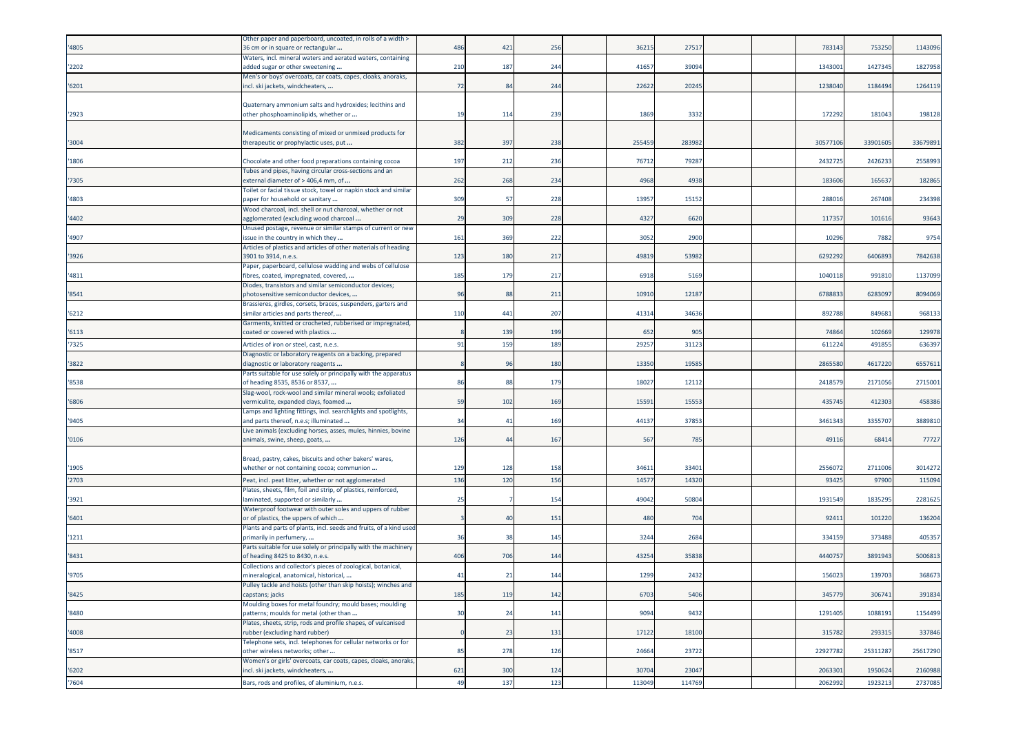| | | | | | | | | | | | |
|---|---|---|---|---|---|---|---|---|---|---|---|
| '4805 | Other paper and paperboard, uncoated, in rolls of a width > 36 cm or in square or rectangular ... | 486 | 421 | 256 | | 36215 | 27517 | | | 783143 | 753250 | 1143096 |
| '2202 | Waters, incl. mineral waters and aerated waters, containing added sugar or other sweetening ... | 210 | 187 | 244 | | 41657 | 39094 | | | 1343001 | 1427345 | 1827958 |
| '6201 | Men's or boys' overcoats, car coats, capes, cloaks, anoraks, incl. ski jackets, windcheaters, ... | 72 | 84 | 244 | | 22622 | 20245 | | | 1238040 | 1184494 | 1264119 |
| '2923 | Quaternary ammonium salts and hydroxides; lecithins and other phosphoaminolipids, whether or ... | 19 | 114 | 239 | | 1869 | 3332 | | | 172292 | 181043 | 198128 |
| '3004 | Medicaments consisting of mixed or unmixed products for therapeutic or prophylactic uses, put ... | 382 | 397 | 238 | | 255459 | 283982 | | | 30577106 | 33901605 | 33679891 |
| '1806 | Chocolate and other food preparations containing cocoa | 197 | 212 | 236 | | 76712 | 79287 | | | 2432725 | 2426233 | 2558993 |
| '7305 | Tubes and pipes, having circular cross-sections and an external diameter of > 406,4 mm, of ... | 262 | 268 | 234 | | 4968 | 4938 | | | 183606 | 165637 | 182865 |
| '4803 | Toilet or facial tissue stock, towel or napkin stock and similar paper for household or sanitary ... | 309 | 57 | 228 | | 13957 | 15152 | | | 288016 | 267408 | 234398 |
| '4402 | Wood charcoal, incl. shell or nut charcoal, whether or not agglomerated (excluding wood charcoal ... | 29 | 309 | 228 | | 4327 | 6620 | | | 117357 | 101616 | 93643 |
| '4907 | Unused postage, revenue or similar stamps of current or new issue in the country in which they ... | 161 | 369 | 222 | | 3052 | 2900 | | | 10296 | 7882 | 9754 |
| '3926 | Articles of plastics and articles of other materials of heading 3901 to 3914, n.e.s. | 123 | 180 | 217 | | 49819 | 53982 | | | 6292292 | 6406893 | 7842638 |
| '4811 | Paper, paperboard, cellulose wadding and webs of cellulose fibres, coated, impregnated, covered, ... | 185 | 179 | 217 | | 6918 | 5169 | | | 1040118 | 991810 | 1137099 |
| '8541 | Diodes, transistors and similar semiconductor devices; photosensitive semiconductor devices, ... | 96 | 88 | 211 | | 10910 | 12187 | | | 6788833 | 6283097 | 8094069 |
| '6212 | Brassieres, girdles, corsets, braces, suspenders, garters and similar articles and parts thereof, ... | 110 | 441 | 207 | | 41314 | 34636 | | | 892788 | 849681 | 968133 |
| '6113 | Garments, knitted or crocheted, rubberised or impregnated, coated or covered with plastics ... | 8 | 139 | 199 | | 652 | 905 | | | 74864 | 102669 | 129978 |
| '7325 | Articles of iron or steel, cast, n.e.s. | 91 | 159 | 189 | | 29257 | 31123 | | | 611224 | 491855 | 636397 |
| '3822 | Diagnostic or laboratory reagents on a backing, prepared diagnostic or laboratory reagents ... | 8 | 96 | 180 | | 13350 | 19585 | | | 2865580 | 4617220 | 6557611 |
| '8538 | Parts suitable for use solely or principally with the apparatus of heading 8535, 8536 or 8537, ... | 86 | 88 | 179 | | 18027 | 12112 | | | 2418579 | 2171056 | 2715001 |
| '6806 | Slag-wool, rock-wool and similar mineral wools; exfoliated vermiculite, expanded clays, foamed ... | 59 | 102 | 169 | | 15591 | 15553 | | | 435745 | 412303 | 458386 |
| '9405 | Lamps and lighting fittings, incl. searchlights and spotlights, and parts thereof, n.e.s; illuminated ... | 34 | 41 | 169 | | 44137 | 37853 | | | 3461343 | 3355707 | 3889810 |
| '0106 | Live animals (excluding horses, asses, mules, hinnies, bovine animals, swine, sheep, goats, ... | 126 | 44 | 167 | | 567 | 785 | | | 49116 | 68414 | 77727 |
| '1905 | Bread, pastry, cakes, biscuits and other bakers' wares, whether or not containing cocoa; communion ... | 129 | 128 | 158 | | 34611 | 33401 | | | 2556072 | 2711006 | 3014272 |
| '2703 | Peat, incl. peat litter, whether or not agglomerated | 136 | 120 | 156 | | 14577 | 14320 | | | 93425 | 97900 | 115094 |
| '3921 | Plates, sheets, film, foil and strip, of plastics, reinforced, laminated, supported or similarly ... | 25 | 7 | 154 | | 49042 | 50804 | | | 1931549 | 1835295 | 2281625 |
| '6401 | Waterproof footwear with outer soles and uppers of rubber or of plastics, the uppers of which ... | 3 | 40 | 151 | | 480 | 704 | | | 92411 | 101220 | 136204 |
| '1211 | Plants and parts of plants, incl. seeds and fruits, of a kind used primarily in perfumery, ... | 36 | 38 | 145 | | 3244 | 2684 | | | 334159 | 373488 | 405357 |
| '8431 | Parts suitable for use solely or principally with the machinery of heading 8425 to 8430, n.e.s. | 406 | 706 | 144 | | 43254 | 35838 | | | 4440757 | 3891943 | 5006813 |
| '9705 | Collections and collector's pieces of zoological, botanical, mineralogical, anatomical, historical, ... | 41 | 21 | 144 | | 1299 | 2432 | | | 156023 | 139703 | 368673 |
| '8425 | Pulley tackle and hoists (other than skip hoists); winches and capstans; jacks | 185 | 119 | 142 | | 6703 | 5406 | | | 345779 | 306741 | 391834 |
| '8480 | Moulding boxes for metal foundry; mould bases; moulding patterns; moulds for metal (other than ... | 30 | 24 | 141 | | 9094 | 9432 | | | 1291405 | 1088191 | 1154499 |
| '4008 | Plates, sheets, strip, rods and profile shapes, of vulcanised rubber (excluding hard rubber) | 0 | 23 | 131 | | 17122 | 18100 | | | 315782 | 293315 | 337846 |
| '8517 | Telephone sets, incl. telephones for cellular networks or for other wireless networks; other ... | 85 | 278 | 126 | | 24664 | 23722 | | | 22927782 | 25311287 | 25617290 |
| '6202 | Women's or girls' overcoats, car coats, capes, cloaks, anoraks, incl. ski jackets, windcheaters, ... | 621 | 300 | 124 | | 30704 | 23047 | | | 2063301 | 1950624 | 2160988 |
| '7604 | Bars, rods and profiles, of aluminium, n.e.s. | 49 | 137 | 123 | | 113049 | 114769 | | | 2062992 | 1923213 | 2737085 |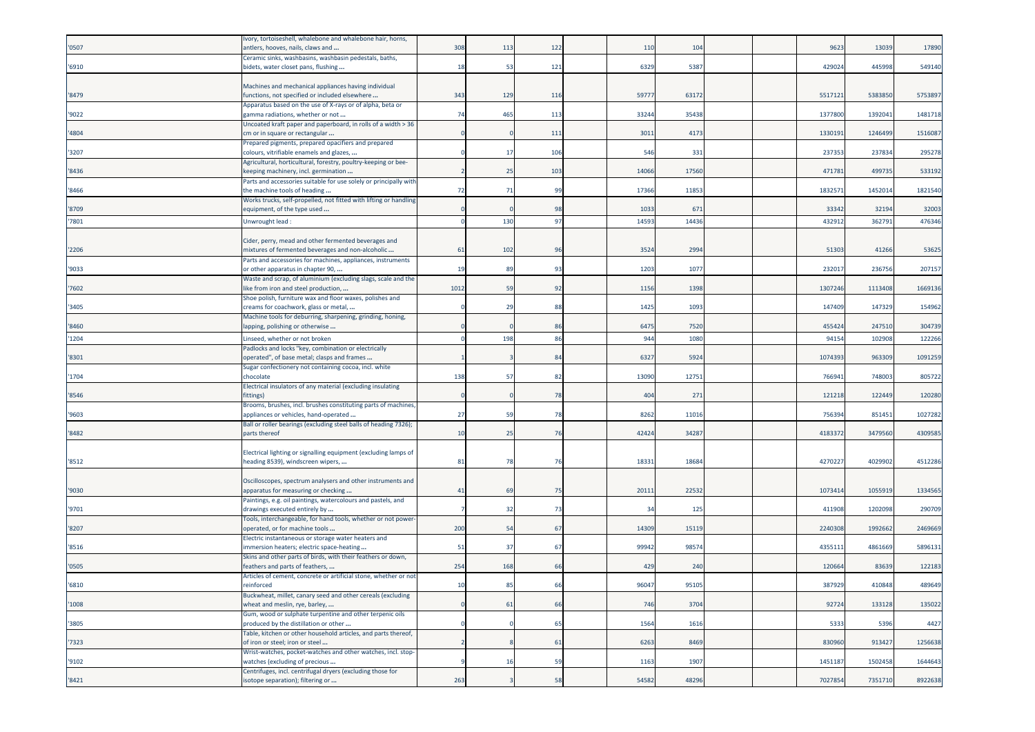| | | | | | | | | | | | | |
|---|---|---|---|---|---|---|---|---|---|---|---|---|
| '0507 | Ivory, tortoiseshell, whalebone and whalebone hair, horns, antlers, hooves, nails, claws and ... | 308 | 113 | 122 | | 110 | 104 | | | 9623 | 13039 | 17890 |
| '6910 | Ceramic sinks, washbasins, washbasin pedestals, baths, bidets, water closet pans, flushing ... | 18 | 53 | 121 | | 6329 | 5387 | | | 429024 | 445998 | 549140 |
| '8479 | Machines and mechanical appliances having individual functions, not specified or included elsewhere ... | 343 | 129 | 116 | | 59777 | 63172 | | | 5517121 | 5383850 | 5753897 |
| '9022 | Apparatus based on the use of X-rays or of alpha, beta or gamma radiations, whether or not ... | 74 | 465 | 113 | | 33244 | 35438 | | | 1377800 | 1392041 | 1481718 |
| '4804 | Uncoated kraft paper and paperboard, in rolls of a width > 36 cm or in square or rectangular ... | 0 | 0 | 111 | | 3011 | 4173 | | | 1330191 | 1246499 | 1516087 |
| '3207 | Prepared pigments, prepared opacifiers and prepared colours, vitrifiable enamels and glazes, ... | 0 | 17 | 106 | | 546 | 331 | | | 237353 | 237834 | 295278 |
| '8436 | Agricultural, horticultural, forestry, poultry-keeping or bee-keeping machinery, incl. germination ... | 2 | 25 | 103 | | 14066 | 17560 | | | 471781 | 499735 | 533192 |
| '8466 | Parts and accessories suitable for use solely or principally with the machine tools of heading ... | 72 | 71 | 99 | | 17366 | 11853 | | | 1832571 | 1452014 | 1821540 |
| '8709 | Works trucks, self-propelled, not fitted with lifting or handling equipment, of the type used ... | 0 | 0 | 98 | | 1033 | 671 | | | 33342 | 32194 | 32003 |
| '7801 | Unwrought lead : | 0 | 130 | 97 | | 14593 | 14436 | | | 432912 | 362791 | 476346 |
| '2206 | Cider, perry, mead and other fermented beverages and mixtures of fermented beverages and non-alcoholic ... | 61 | 102 | 96 | | 3524 | 2994 | | | 51303 | 41266 | 53625 |
| '9033 | Parts and accessories for machines, appliances, instruments or other apparatus in chapter 90, ... | 19 | 89 | 93 | | 1203 | 1077 | | | 232017 | 236756 | 207157 |
| '7602 | Waste and scrap, of aluminium (excluding slags, scale and the like from iron and steel production, ... | 1012 | 59 | 92 | | 1156 | 1398 | | | 1307246 | 1113408 | 1669136 |
| '3405 | Shoe polish, furniture wax and floor waxes, polishes and creams for coachwork, glass or metal, ... | 0 | 29 | 88 | | 1425 | 1093 | | | 147409 | 147329 | 154962 |
| '8460 | Machine tools for deburring, sharpening, grinding, honing, lapping, polishing or otherwise ... | 0 | 0 | 86 | | 6475 | 7520 | | | 455424 | 247510 | 304739 |
| '1204 | Linseed, whether or not broken | 0 | 198 | 86 | | 944 | 1080 | | | 94154 | 102908 | 122266 |
| '8301 | Padlocks and locks "key, combination or electrically operated", of base metal; clasps and frames ... | 1 | 3 | 84 | | 6327 | 5924 | | | 1074393 | 963309 | 1091259 |
| '1704 | Sugar confectionery not containing cocoa, incl. white chocolate | 138 | 57 | 82 | | 13090 | 12751 | | | 766941 | 748003 | 805722 |
| '8546 | Electrical insulators of any material (excluding insulating fittings) | 0 | 0 | 78 | | 404 | 271 | | | 121218 | 122449 | 120280 |
| '9603 | Brooms, brushes, incl. brushes constituting parts of machines, appliances or vehicles, hand-operated ... | 27 | 59 | 78 | | 8262 | 11016 | | | 756394 | 851451 | 1027282 |
| '8482 | Ball or roller bearings (excluding steel balls of heading 7326); parts thereof | 10 | 25 | 76 | | 42424 | 34287 | | | 4183372 | 3479560 | 4309585 |
| '8512 | Electrical lighting or signalling equipment (excluding lamps of heading 8539), windscreen wipers, ... | 81 | 78 | 76 | | 18331 | 18684 | | | 4270227 | 4029902 | 4512286 |
| '9030 | Oscilloscopes, spectrum analysers and other instruments and apparatus for measuring or checking ... | 41 | 69 | 75 | | 20111 | 22532 | | | 1073414 | 1055919 | 1334565 |
| '9701 | Paintings, e.g. oil paintings, watercolours and pastels, and drawings executed entirely by ... | 7 | 32 | 73 | | 34 | 125 | | | 411908 | 1202098 | 290709 |
| '8207 | Tools, interchangeable, for hand tools, whether or not power-operated, or for machine tools ... | 200 | 54 | 67 | | 14309 | 15119 | | | 2240308 | 1992662 | 2469669 |
| '8516 | Electric instantaneous or storage water heaters and immersion heaters; electric space-heating ... | 51 | 37 | 67 | | 99942 | 98574 | | | 4355111 | 4861669 | 5896131 |
| '0505 | Skins and other parts of birds, with their feathers or down, feathers and parts of feathers, ... | 254 | 168 | 66 | | 429 | 240 | | | 120664 | 83639 | 122183 |
| '6810 | Articles of cement, concrete or artificial stone, whether or not reinforced | 10 | 85 | 66 | | 96047 | 95105 | | | 387929 | 410848 | 489649 |
| '1008 | Buckwheat, millet, canary seed and other cereals (excluding wheat and meslin, rye, barley, ... | 0 | 61 | 66 | | 746 | 3704 | | | 92724 | 133128 | 135022 |
| '3805 | Gum, wood or sulphate turpentine and other terpenic oils produced by the distillation or other ... | 0 | 0 | 65 | | 1564 | 1616 | | | 5333 | 5396 | 4427 |
| '7323 | Table, kitchen or other household articles, and parts thereof, of iron or steel; iron or steel ... | 2 | 8 | 61 | | 6263 | 8469 | | | 830960 | 913427 | 1256638 |
| '9102 | Wrist-watches, pocket-watches and other watches, incl. stop-watches (excluding of precious ... | 9 | 16 | 59 | | 1163 | 1907 | | | 1451187 | 1502458 | 1644643 |
| '8421 | Centrifuges, incl. centrifugal dryers (excluding those for isotope separation); filtering or ... | 263 | 3 | 58 | | 54582 | 48296 | | | 7027854 | 7351710 | 8922638 |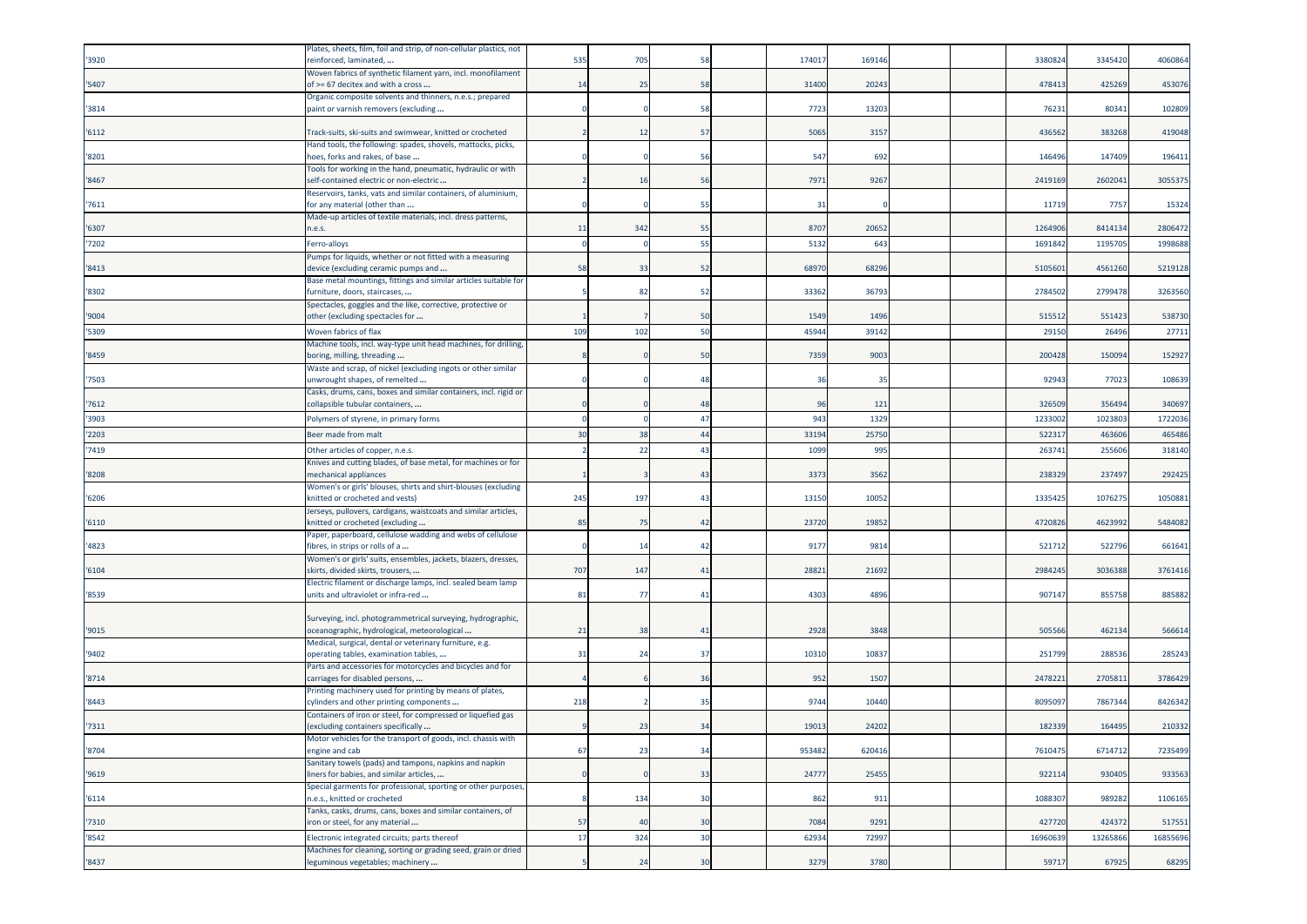| | | | | | | | | | | | |
|---|---|---|---|---|---|---|---|---|---|---|---|
| '3920 | Plates, sheets, film, foil and strip, of non-cellular plastics, not reinforced, laminated, ... | 535 | 705 | 58 | 174017 | 169146 | | | 3380824 | 3345420 | 4060864 |
| '5407 | Woven fabrics of synthetic filament yarn, incl. monofilament of >= 67 decitex and with a cross ... | 14 | 25 | 58 | 31400 | 20243 | | | 478413 | 425269 | 453076 |
| '3814 | Organic composite solvents and thinners, n.e.s.; prepared paint or varnish removers (excluding ... | 0 | 0 | 58 | 7723 | 13203 | | | 76231 | 80341 | 102809 |
| '6112 | Track-suits, ski-suits and swimwear, knitted or crocheted | 2 | 12 | 57 | 5065 | 3157 | | | 436562 | 383268 | 419048 |
| '8201 | Hand tools, the following: spades, shovels, mattocks, picks, hoes, forks and rakes, of base ... | 0 | 0 | 56 | 547 | 692 | | | 146496 | 147409 | 196411 |
| '8467 | Tools for working in the hand, pneumatic, hydraulic or with self-contained electric or non-electric ... | 2 | 16 | 56 | 7971 | 9267 | | | 2419169 | 2602041 | 3055375 |
| '7611 | Reservoirs, tanks, vats and similar containers, of aluminium, for any material (other than ... | 0 | 0 | 55 | 31 | 0 | | | 11719 | 7757 | 15324 |
| '6307 | Made-up articles of textile materials, incl. dress patterns, n.e.s. | 11 | 342 | 55 | 8707 | 20652 | | | 1264906 | 8414134 | 2806472 |
| '7202 | Ferro-alloys | 0 | 0 | 55 | 5132 | 643 | | | 1691842 | 1195705 | 1998688 |
| '8413 | Pumps for liquids, whether or not fitted with a measuring device (excluding ceramic pumps and ... | 58 | 33 | 52 | 68970 | 68296 | | | 5105601 | 4561260 | 5219128 |
| '8302 | Base metal mountings, fittings and similar articles suitable for furniture, doors, staircases, ... | 5 | 82 | 52 | 33362 | 36793 | | | 2784502 | 2799478 | 3263560 |
| '9004 | Spectacles, goggles and the like, corrective, protective or other (excluding spectacles for ... | 1 | 7 | 50 | 1549 | 1496 | | | 515512 | 551423 | 538730 |
| '5309 | Woven fabrics of flax | 109 | 102 | 50 | 45944 | 39142 | | | 29150 | 26496 | 27711 |
| '8459 | Machine tools, incl. way-type unit head machines, for drilling, boring, milling, threading ... | 8 | 0 | 50 | 7359 | 9003 | | | 200428 | 150094 | 152927 |
| '7503 | Waste and scrap, of nickel (excluding ingots or other similar unwrought shapes, of remelted ... | 0 | 0 | 48 | 36 | 35 | | | 92943 | 77023 | 108639 |
| '7612 | Casks, drums, cans, boxes and similar containers, incl. rigid or collapsible tubular containers, ... | 0 | 0 | 48 | 96 | 121 | | | 326509 | 356494 | 340697 |
| '3903 | Polymers of styrene, in primary forms | 0 | 0 | 47 | 943 | 1329 | | | 1233002 | 1023803 | 1722036 |
| '2203 | Beer made from malt | 30 | 38 | 44 | 33194 | 25750 | | | 522317 | 463606 | 465486 |
| '7419 | Other articles of copper, n.e.s. | 2 | 22 | 43 | 1099 | 995 | | | 263741 | 255606 | 318140 |
| '8208 | Knives and cutting blades, of base metal, for machines or for mechanical appliances | 1 | 3 | 43 | 3373 | 3562 | | | 238329 | 237497 | 292425 |
| '6206 | Women's or girls' blouses, shirts and shirt-blouses (excluding knitted or crocheted and vests) | 245 | 197 | 43 | 13150 | 10052 | | | 1335425 | 1076275 | 1050881 |
| '6110 | Jerseys, pullovers, cardigans, waistcoats and similar articles, knitted or crocheted (excluding ... | 85 | 75 | 42 | 23720 | 19852 | | | 4720826 | 4623992 | 5484082 |
| '4823 | Paper, paperboard, cellulose wadding and webs of cellulose fibres, in strips or rolls of a ... | 0 | 14 | 42 | 9177 | 9814 | | | 521712 | 522796 | 661641 |
| '6104 | Women's or girls' suits, ensembles, jackets, blazers, dresses, skirts, divided skirts, trousers, ... | 707 | 147 | 41 | 28821 | 21692 | | | 2984245 | 3036388 | 3761416 |
| '8539 | Electric filament or discharge lamps, incl. sealed beam lamp units and ultraviolet or infra-red ... | 81 | 77 | 41 | 4303 | 4896 | | | 907147 | 855758 | 885882 |
| '9015 | Surveying, incl. photogrammetrical surveying, hydrographic, oceanographic, hydrological, meteorological ... | 21 | 38 | 41 | 2928 | 3848 | | | 505566 | 462134 | 566614 |
| '9402 | Medical, surgical, dental or veterinary furniture, e.g. operating tables, examination tables, ... | 31 | 24 | 37 | 10310 | 10837 | | | 251799 | 288536 | 285243 |
| '8714 | Parts and accessories for motorcycles and bicycles and for carriages for disabled persons, ... | 4 | 6 | 36 | 952 | 1507 | | | 2478221 | 2705811 | 3786429 |
| '8443 | Printing machinery used for printing by means of plates, cylinders and other printing components ... | 218 | 2 | 35 | 9744 | 10440 | | | 8095097 | 7867344 | 8426342 |
| '7311 | Containers of iron or steel, for compressed or liquefied gas (excluding containers specifically ... | 9 | 23 | 34 | 19013 | 24202 | | | 182339 | 164495 | 210332 |
| '8704 | Motor vehicles for the transport of goods, incl. chassis with engine and cab | 67 | 23 | 34 | 953482 | 620416 | | | 7610475 | 6714712 | 7235499 |
| '9619 | Sanitary towels (pads) and tampons, napkins and napkin liners for babies, and similar articles, ... | 0 | 0 | 33 | 24777 | 25455 | | | 922114 | 930405 | 933563 |
| '6114 | Special garments for professional, sporting or other purposes, n.e.s., knitted or crocheted | 8 | 134 | 30 | 862 | 911 | | | 1088307 | 989282 | 1106165 |
| '7310 | Tanks, casks, drums, cans, boxes and similar containers, of iron or steel, for any material ... | 57 | 40 | 30 | 7084 | 9291 | | | 427720 | 424372 | 517551 |
| '8542 | Electronic integrated circuits; parts thereof | 17 | 324 | 30 | 62934 | 72997 | | | 16960639 | 13265866 | 16855696 |
| '8437 | Machines for cleaning, sorting or grading seed, grain or dried leguminous vegetables; machinery ... | 5 | 24 | 30 | 3279 | 3780 | | | 59717 | 67925 | 68295 |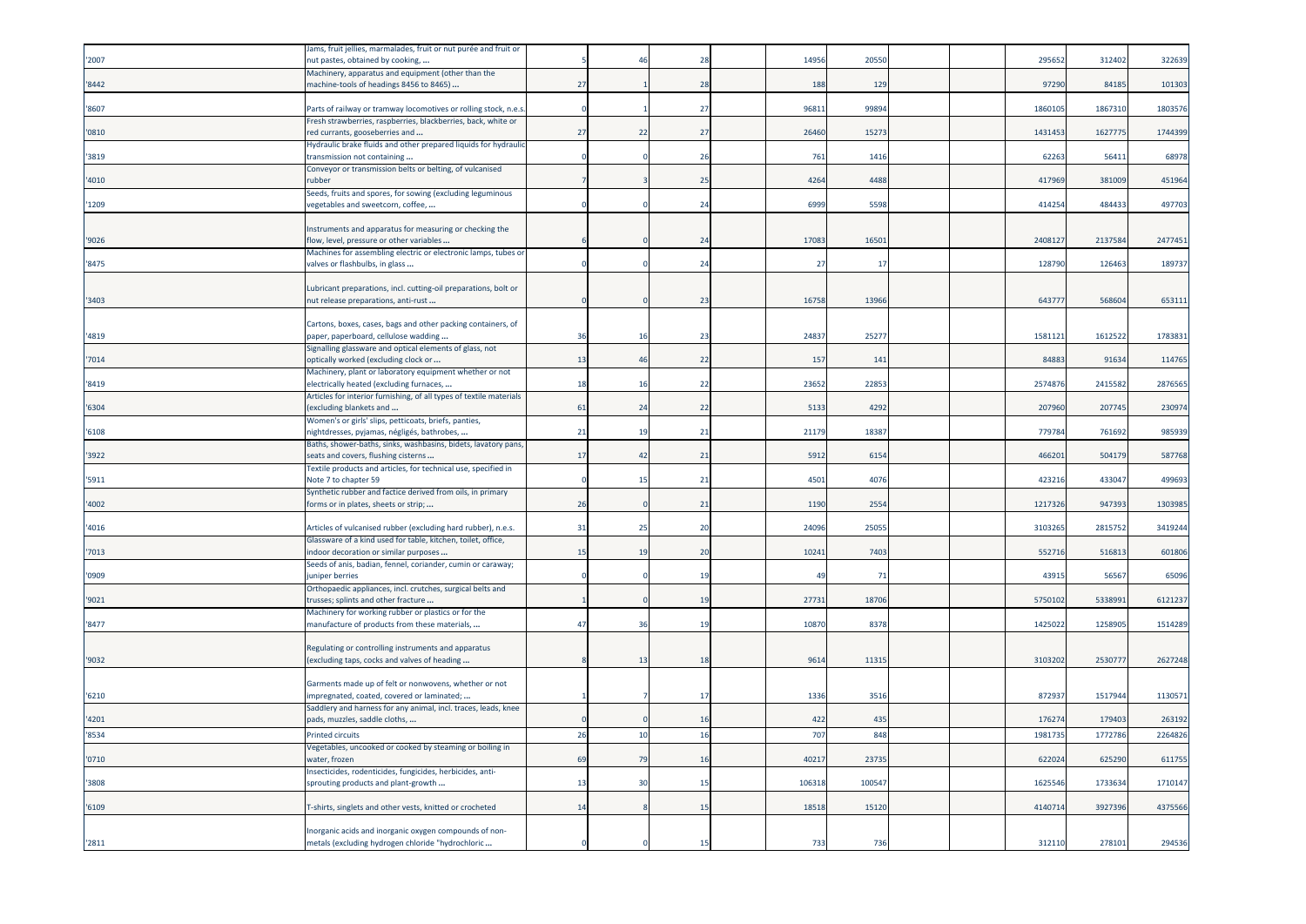| | | | | | | | | | | | | |
|---|---|---|---|---|---|---|---|---|---|---|---|---|
| '2007 | Jams, fruit jellies, marmalades, fruit or nut purée and fruit or nut pastes, obtained by cooking, ... | 5 | 46 | 28 | | 14956 | 20550 | | | 295652 | 312402 | 322639 |
| '8442 | Machinery, apparatus and equipment (other than the machine-tools of headings 8456 to 8465) ... | 27 | 1 | 28 | | 188 | 129 | | | 97290 | 84185 | 101303 |
| '8607 | Parts of railway or tramway locomotives or rolling stock, n.e.s. | 0 | 1 | 27 | | 96811 | 99894 | | | 1860105 | 1867310 | 1803576 |
| '0810 | Fresh strawberries, raspberries, blackberries, back, white or red currants, gooseberries and ... | 27 | 22 | 27 | | 26460 | 15273 | | | 1431453 | 1627775 | 1744399 |
| '3819 | Hydraulic brake fluids and other prepared liquids for hydraulic transmission not containing ... | 0 | 0 | 26 | | 761 | 1416 | | | 62263 | 56411 | 68978 |
| '4010 | Conveyor or transmission belts or belting, of vulcanised rubber | 7 | 3 | 25 | | 4264 | 4488 | | | 417969 | 381009 | 451964 |
| '1209 | Seeds, fruits and spores, for sowing (excluding leguminous vegetables and sweetcorn, coffee, ... | 0 | 0 | 24 | | 6999 | 5598 | | | 414254 | 484433 | 497703 |
| '9026 | Instruments and apparatus for measuring or checking the flow, level, pressure or other variables ... | 6 | 0 | 24 | | 17083 | 16501 | | | 2408127 | 2137584 | 2477451 |
| '8475 | Machines for assembling electric or electronic lamps, tubes or valves or flashbulbs, in glass ... | 0 | 0 | 24 | | 27 | 17 | | | 128790 | 126463 | 189737 |
| '3403 | Lubricant preparations, incl. cutting-oil preparations, bolt or nut release preparations, anti-rust ... | 0 | 0 | 23 | | 16758 | 13966 | | | 643777 | 568604 | 653111 |
| '4819 | Cartons, boxes, cases, bags and other packing containers, of paper, paperboard, cellulose wadding ... | 36 | 16 | 23 | | 24837 | 25277 | | | 1581121 | 1612522 | 1783831 |
| '7014 | Signalling glassware and optical elements of glass, not optically worked (excluding clock or ... | 13 | 46 | 22 | | 157 | 141 | | | 84883 | 91634 | 114765 |
| '8419 | Machinery, plant or laboratory equipment whether or not electrically heated (excluding furnaces, ... | 18 | 16 | 22 | | 23652 | 22853 | | | 2574876 | 2415582 | 2876565 |
| '6304 | Articles for interior furnishing, of all types of textile materials (excluding blankets and ... | 61 | 24 | 22 | | 5133 | 4292 | | | 207960 | 207745 | 230974 |
| '6108 | Women's or girls' slips, petticoats, briefs, panties, nightdresses, pyjamas, négligés, bathrobes, ... | 21 | 19 | 21 | | 21179 | 18387 | | | 779784 | 761692 | 985939 |
| '3922 | Baths, shower-baths, sinks, washbasins, bidets, lavatory pans, seats and covers, flushing cisterns ... | 17 | 42 | 21 | | 5912 | 6154 | | | 466201 | 504179 | 587768 |
| '5911 | Textile products and articles, for technical use, specified in Note 7 to chapter 59 | 0 | 15 | 21 | | 4501 | 4076 | | | 423216 | 433047 | 499693 |
| '4002 | Synthetic rubber and factice derived from oils, in primary forms or in plates, sheets or strip; ... | 26 | 0 | 21 | | 1190 | 2554 | | | 1217326 | 947393 | 1303985 |
| '4016 | Articles of vulcanised rubber (excluding hard rubber), n.e.s. | 31 | 25 | 20 | | 24096 | 25055 | | | 3103265 | 2815752 | 3419244 |
| '7013 | Glassware of a kind used for table, kitchen, toilet, office, indoor decoration or similar purposes ... | 15 | 19 | 20 | | 10241 | 7403 | | | 552716 | 516813 | 601806 |
| '0909 | Seeds of anis, badian, fennel, coriander, cumin or caraway; juniper berries | 0 | 0 | 19 | | 49 | 71 | | | 43915 | 56567 | 65096 |
| '9021 | Orthopaedic appliances, incl. crutches, surgical belts and trusses; splints and other fracture ... | 1 | 0 | 19 | | 27731 | 18706 | | | 5750102 | 5338991 | 6121237 |
| '8477 | Machinery for working rubber or plastics or for the manufacture of products from these materials, ... | 47 | 36 | 19 | | 10870 | 8378 | | | 1425022 | 1258905 | 1514289 |
| '9032 | Regulating or controlling instruments and apparatus (excluding taps, cocks and valves of heading ... | 8 | 13 | 18 | | 9614 | 11315 | | | 3103202 | 2530777 | 2627248 |
| '6210 | Garments made up of felt or nonwovens, whether or not impregnated, coated, covered or laminated; ... | 1 | 7 | 17 | | 1336 | 3516 | | | 872937 | 1517944 | 1130571 |
| '4201 | Saddlery and harness for any animal, incl. traces, leads, knee pads, muzzles, saddle cloths, ... | 0 | 0 | 16 | | 422 | 435 | | | 176274 | 179403 | 263192 |
| '8534 | Printed circuits | 26 | 10 | 16 | | 707 | 848 | | | 1981735 | 1772786 | 2264826 |
| '0710 | Vegetables, uncooked or cooked by steaming or boiling in water, frozen | 69 | 79 | 16 | | 40217 | 23735 | | | 622024 | 625290 | 611755 |
| '3808 | Insecticides, rodenticides, fungicides, herbicides, anti-sprouting products and plant-growth ... | 13 | 30 | 15 | | 106318 | 100547 | | | 1625546 | 1733634 | 1710147 |
| '6109 | T-shirts, singlets and other vests, knitted or crocheted | 14 | 8 | 15 | | 18518 | 15120 | | | 4140714 | 3927396 | 4375566 |
| '2811 | Inorganic acids and inorganic oxygen compounds of non-metals (excluding hydrogen chloride "hydrochloric ... | 0 | 0 | 15 | | 733 | 736 | | | 312110 | 278101 | 294536 |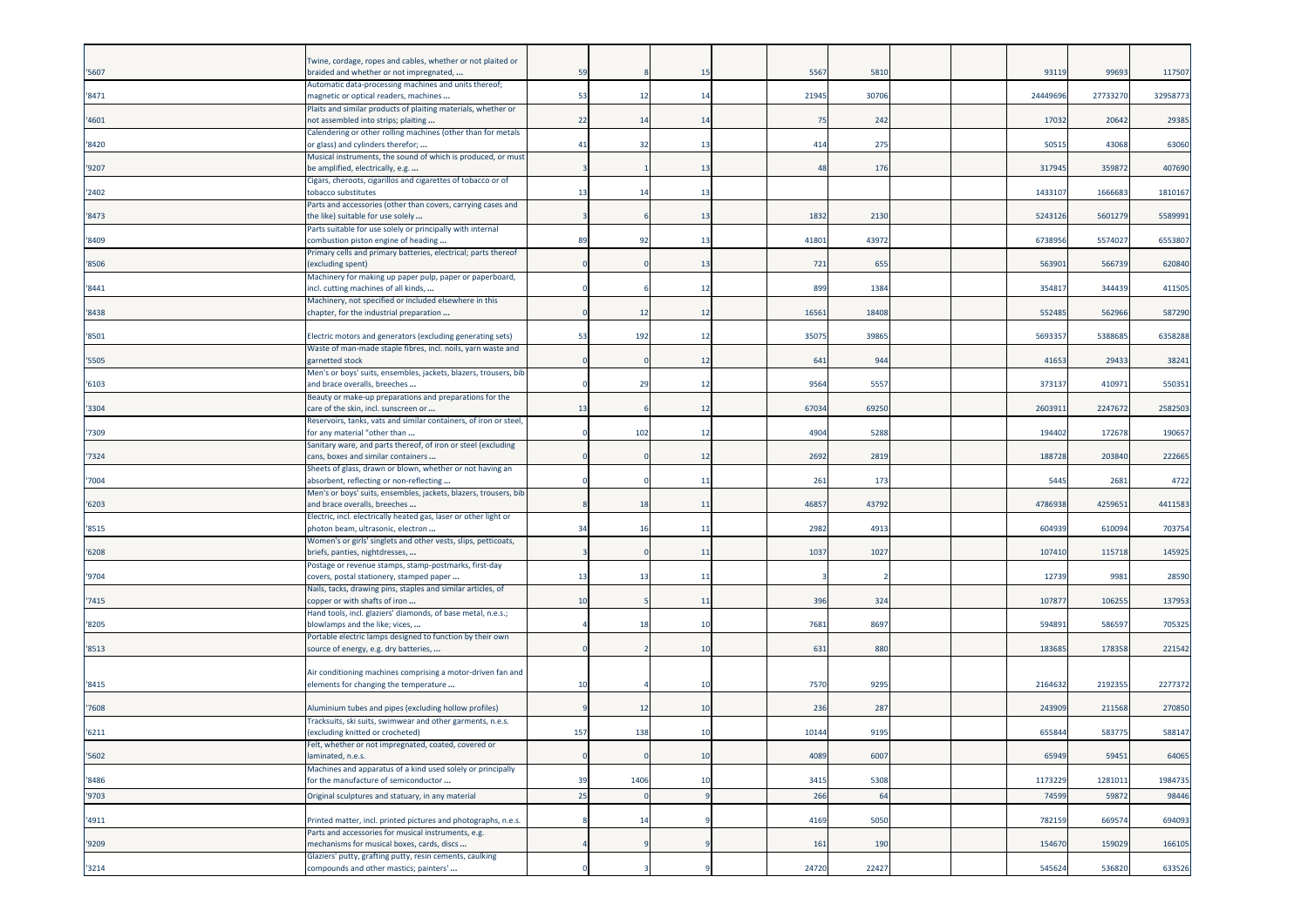| | | | | | | | | | | | | |
|---|---|---|---|---|---|---|---|---|---|---|---|---|
| '5607 | Twine, cordage, ropes and cables, whether or not plaited or braided and whether or not impregnated, ... | 59 | 8 | 15 | | 5567 | 5810 | | | 93119 | 99693 | 117507 |
| '8471 | Automatic data-processing machines and units thereof; magnetic or optical readers, machines ... | 53 | 12 | 14 | | 21945 | 30706 | | | 24449696 | 27733270 | 32958773 |
| '4601 | Plaits and similar products of plaiting materials, whether or not assembled into strips; plaiting ... | 22 | 14 | 14 | | 75 | 242 | | | 17032 | 20642 | 29385 |
| '8420 | Calendering or other rolling machines (other than for metals or glass) and cylinders therefor; ... | 41 | 32 | 13 | | 414 | 275 | | | 50515 | 43068 | 63060 |
| '9207 | Musical instruments, the sound of which is produced, or must be amplified, electrically, e.g. ... | 3 | 1 | 13 | | 48 | 176 | | | 317945 | 359872 | 407690 |
| '2402 | Cigars, cheroots, cigarillos and cigarettes of tobacco or of tobacco substitutes | 13 | 14 | 13 | | | | | | 1433107 | 1666683 | 1810167 |
| '8473 | Parts and accessories (other than covers, carrying cases and the like) suitable for use solely ... | 3 | 6 | 13 | | 1832 | 2130 | | | 5243126 | 5601279 | 5589991 |
| '8409 | Parts suitable for use solely or principally with internal combustion piston engine of heading ... | 89 | 92 | 13 | | 41801 | 43972 | | | 6738956 | 5574027 | 6553807 |
| '8506 | Primary cells and primary batteries, electrical; parts thereof (excluding spent) | 0 | 0 | 13 | | 721 | 655 | | | 563901 | 566739 | 620840 |
| '8441 | Machinery for making up paper pulp, paper or paperboard, incl. cutting machines of all kinds, ... | 0 | 6 | 12 | | 899 | 1384 | | | 354817 | 344439 | 411505 |
| '8438 | Machinery, not specified or included elsewhere in this chapter, for the industrial preparation ... | 0 | 12 | 12 | | 16561 | 18408 | | | 552485 | 562966 | 587290 |
| '8501 | Electric motors and generators (excluding generating sets) | 53 | 192 | 12 | | 35075 | 39865 | | | 5693357 | 5388685 | 6358288 |
| '5505 | Waste of man-made staple fibres, incl. noils, yarn waste and garnetted stock | 0 | 0 | 12 | | 641 | 944 | | | 41653 | 29433 | 38241 |
| '6103 | Men's or boys' suits, ensembles, jackets, blazers, trousers, bib and brace overalls, breeches ... | 0 | 29 | 12 | | 9564 | 5557 | | | 373137 | 410971 | 550351 |
| '3304 | Beauty or make-up preparations and preparations for the care of the skin, incl. sunscreen or ... | 13 | 6 | 12 | | 67034 | 69250 | | | 2603911 | 2247672 | 2582503 |
| '7309 | Reservoirs, tanks, vats and similar containers, of iron or steel, for any material "other than ... | 0 | 102 | 12 | | 4904 | 5288 | | | 194402 | 172678 | 190657 |
| '7324 | Sanitary ware, and parts thereof, of iron or steel (excluding cans, boxes and similar containers ... | 0 | 0 | 12 | | 2692 | 2819 | | | 188728 | 203840 | 222665 |
| '7004 | Sheets of glass, drawn or blown, whether or not having an absorbent, reflecting or non-reflecting ... | 0 | 0 | 11 | | 261 | 173 | | | 5445 | 2681 | 4722 |
| '6203 | Men's or boys' suits, ensembles, jackets, blazers, trousers, bib and brace overalls, breeches ... | 8 | 18 | 11 | | 46857 | 43792 | | | 4786938 | 4259651 | 4411583 |
| '8515 | Electric, incl. electrically heated gas, laser or other light or photon beam, ultrasonic, electron ... | 34 | 16 | 11 | | 2982 | 4913 | | | 604939 | 610094 | 703754 |
| '6208 | Women's or girls' singlets and other vests, slips, petticoats, briefs, panties, nightdresses, ... | 3 | 0 | 11 | | 1037 | 1027 | | | 107410 | 115718 | 145925 |
| '9704 | Postage or revenue stamps, stamp-postmarks, first-day covers, postal stationery, stamped paper ... | 13 | 13 | 11 | | 3 | 2 | | | 12739 | 9981 | 28590 |
| '7415 | Nails, tacks, drawing pins, staples and similar articles, of copper or with shafts of iron ... | 10 | 5 | 11 | | 396 | 324 | | | 107877 | 106255 | 137953 |
| '8205 | Hand tools, incl. glaziers' diamonds, of base metal, n.e.s.; blowlamps and the like; vices, ... | 4 | 18 | 10 | | 7681 | 8697 | | | 594891 | 586597 | 705325 |
| '8513 | Portable electric lamps designed to function by their own source of energy, e.g. dry batteries, ... | 0 | 2 | 10 | | 631 | 880 | | | 183685 | 178358 | 221542 |
| '8415 | Air conditioning machines comprising a motor-driven fan and elements for changing the temperature ... | 10 | 4 | 10 | | 7570 | 9295 | | | 2164632 | 2192355 | 2277372 |
| '7608 | Aluminium tubes and pipes (excluding hollow profiles) | 9 | 12 | 10 | | 236 | 287 | | | 243909 | 211568 | 270850 |
| '6211 | Tracksuits, ski suits, swimwear and other garments, n.e.s. (excluding knitted or crocheted) | 157 | 138 | 10 | | 10144 | 9195 | | | 655844 | 583775 | 588147 |
| '5602 | Felt, whether or not impregnated, coated, covered or laminated, n.e.s. | 0 | 0 | 10 | | 4089 | 6007 | | | 65949 | 59451 | 64065 |
| '8486 | Machines and apparatus of a kind used solely or principally for the manufacture of semiconductor ... | 39 | 1406 | 10 | | 3415 | 5308 | | | 1173229 | 1281011 | 1984735 |
| '9703 | Original sculptures and statuary, in any material | 25 | 0 | 9 | | 266 | 64 | | | 74599 | 59872 | 98446 |
| '4911 | Printed matter, incl. printed pictures and photographs, n.e.s. | 8 | 14 | 9 | | 4169 | 5050 | | | 782159 | 669574 | 694093 |
| '9209 | Parts and accessories for musical instruments, e.g. mechanisms for musical boxes, cards, discs ... | 4 | 9 | 9 | | 161 | 190 | | | 154670 | 159029 | 166105 |
| '3214 | Glaziers' putty, grafting putty, resin cements, caulking compounds and other mastics; painters' ... | 0 | 3 | 9 | | 24720 | 22427 | | | 545624 | 536820 | 633526 |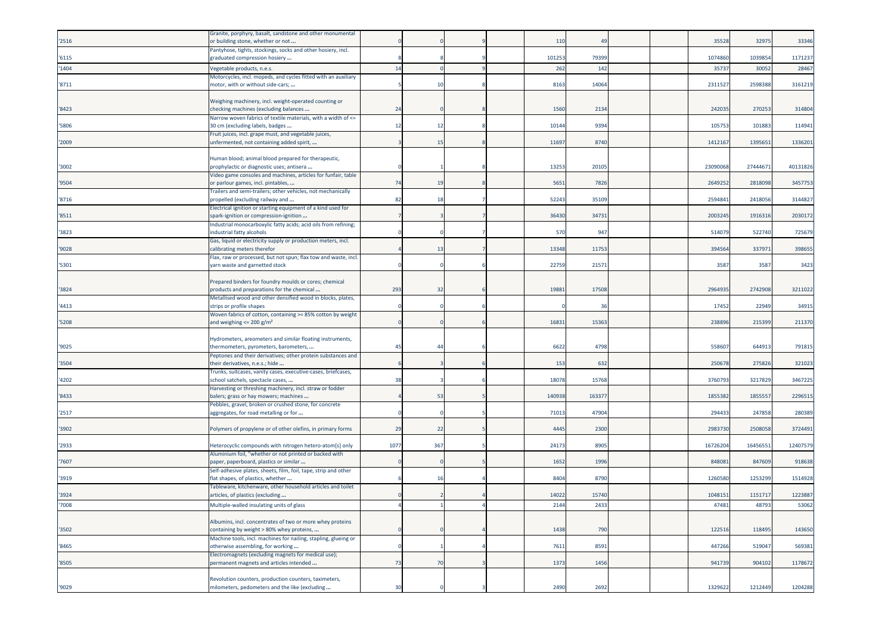| | | | | | | | | | | | | |
|---|---|---|---|---|---|---|---|---|---|---|---|---|
| '2516 | Granite, porphyry, basalt, sandstone and other monumental or building stone, whether or not ... | 0 | 0 | 9 | | 110 | 49 | | | 35528 | 32975 | 33346 |
| '6115 | Pantyhose, tights, stockings, socks and other hosiery, incl. graduated compression hosiery ... | 8 | 8 | 9 | | 101253 | 79399 | | | 1074860 | 1039854 | 1171237 |
| '1404 | Vegetable products, n.e.s. | 14 | 0 | 9 | | 262 | 142 | | | 35737 | 30052 | 28467 |
| '8711 | Motorcycles, incl. mopeds, and cycles fitted with an auxiliary motor, with or without side-cars; ... | 5 | 10 | 8 | | 8163 | 14064 | | | 2311527 | 2598388 | 3161219 |
| '8423 | Weighing machinery, incl. weight-operated counting or checking machines (excluding balances ... | 24 | 0 | 8 | | 1560 | 2134 | | | 242035 | 270253 | 314804 |
| '5806 | Narrow woven fabrics of textile materials, with a width of <= 30 cm (excluding labels, badges ... | 12 | 12 | 8 | | 10144 | 9394 | | | 105753 | 101883 | 114941 |
| '2009 | Fruit juices, incl. grape must, and vegetable juices, unfermented, not containing added spirit, ... | 3 | 15 | 8 | | 11697 | 8740 | | | 1412167 | 1395651 | 1336201 |
| '3002 | Human blood; animal blood prepared for therapeutic, prophylactic or diagnostic uses; antisera ... | 0 | 1 | 8 | | 13253 | 20105 | | | 23090068 | 27444671 | 40131826 |
| '9504 | Video game consoles and machines, articles for funfair, table or parlour games, incl. pintables, ... | 74 | 19 | 8 | | 5651 | 7826 | | | 2649252 | 2818098 | 3457753 |
| '8716 | Trailers and semi-trailers; other vehicles, not mechanically propelled (excluding railway and ... | 82 | 18 | 7 | | 52243 | 35109 | | | 2594841 | 2418056 | 3144827 |
| '8511 | Electrical ignition or starting equipment of a kind used for spark-ignition or compression-ignition ... | 7 | 3 | 7 | | 36430 | 34731 | | | 2003245 | 1916316 | 2030172 |
| '3823 | Industrial monocarboxylic fatty acids; acid oils from refining; industrial fatty alcohols | 0 | 0 | 7 | | 570 | 947 | | | 514079 | 522740 | 725679 |
| '9028 | Gas, liquid or electricity supply or production meters, incl. calibrating meters therefor | 4 | 13 | 7 | | 13348 | 11753 | | | 394564 | 337971 | 398655 |
| '5301 | Flax, raw or processed, but not spun; flax tow and waste, incl. yarn waste and garnetted stock | 0 | 0 | 6 | | 22759 | 21571 | | | 3587 | 3587 | 3423 |
| '3824 | Prepared binders for foundry moulds or cores; chemical products and preparations for the chemical ... | 293 | 32 | 6 | | 19881 | 17508 | | | 2964935 | 2742908 | 3211022 |
| '4413 | Metallised wood and other densified wood in blocks, plates, strips or profile shapes | 0 | 0 | 6 | | 0 | 36 | | | 17452 | 22949 | 34915 |
| '5208 | Woven fabrics of cotton, containing >= 85% cotton by weight and weighing <= 200 g/m² | 0 | 0 | 6 | | 16831 | 15363 | | | 238896 | 215399 | 211370 |
| '9025 | Hydrometers, areometers and similar floating instruments, thermometers, pyrometers, barometers, ... | 45 | 44 | 6 | | 6622 | 4798 | | | 558607 | 644913 | 791815 |
| '3504 | Peptones and their derivatives; other protein substances and their derivatives, n.e.s.; hide ... | 6 | 3 | 6 | | 153 | 632 | | | 250678 | 275826 | 321023 |
| '4202 | Trunks, suitcases, vanity cases, executive-cases, briefcases, school satchels, spectacle cases, ... | 38 | 3 | 6 | | 18078 | 15768 | | | 3760793 | 3217829 | 3467225 |
| '8433 | Harvesting or threshing machinery, incl. straw or fodder balers; grass or hay mowers; machines ... | 4 | 53 | 5 | | 140938 | 163377 | | | 1855382 | 1855557 | 2296515 |
| '2517 | Pebbles, gravel, broken or crushed stone, for concrete aggregates, for road metalling or for ... | 0 | 0 | 5 | | 71013 | 47904 | | | 294433 | 247858 | 280389 |
| '3902 | Polymers of propylene or of other olefins, in primary forms | 29 | 22 | 5 | | 4445 | 2300 | | | 2983730 | 2508058 | 3724491 |
| '2933 | Heterocyclic compounds with nitrogen hetero-atom[s] only | 1077 | 367 | 5 | | 24173 | 8905 | | | 16726204 | 16456551 | 12407579 |
| '7607 | Aluminium foil, "whether or not printed or backed with paper, paperboard, plastics or similar ... | 0 | 0 | 5 | | 1652 | 1996 | | | 848081 | 847609 | 918638 |
| '3919 | Self-adhesive plates, sheets, film, foil, tape, strip and other flat shapes, of plastics, whether ... | 6 | 16 | 4 | | 8404 | 8790 | | | 1260580 | 1253299 | 1514928 |
| '3924 | Tableware, kitchenware, other household articles and toilet articles, of plastics (excluding ... | 0 | 2 | 4 | | 14022 | 15740 | | | 1048151 | 1151717 | 1223887 |
| '7008 | Multiple-walled insulating units of glass | 4 | 1 | 4 | | 2144 | 2433 | | | 47481 | 48793 | 53062 |
| '3502 | Albumins, incl. concentrates of two or more whey proteins containing by weight > 80% whey proteins, ... | 0 | 0 | 4 | | 1438 | 790 | | | 122516 | 118495 | 143650 |
| '8465 | Machine tools, incl. machines for nailing, stapling, glueing or otherwise assembling, for working ... | 0 | 1 | 4 | | 7611 | 8591 | | | 447266 | 519047 | 569381 |
| '8505 | Electromagnets (excluding magnets for medical use); permanent magnets and articles intended ... | 73 | 70 | 3 | | 1373 | 1456 | | | 941739 | 904102 | 1178672 |
| '9029 | Revolution counters, production counters, taximeters, milometers, pedometers and the like (excluding ... | 30 | 0 | 3 | | 2490 | 2692 | | | 1329622 | 1212449 | 1204288 |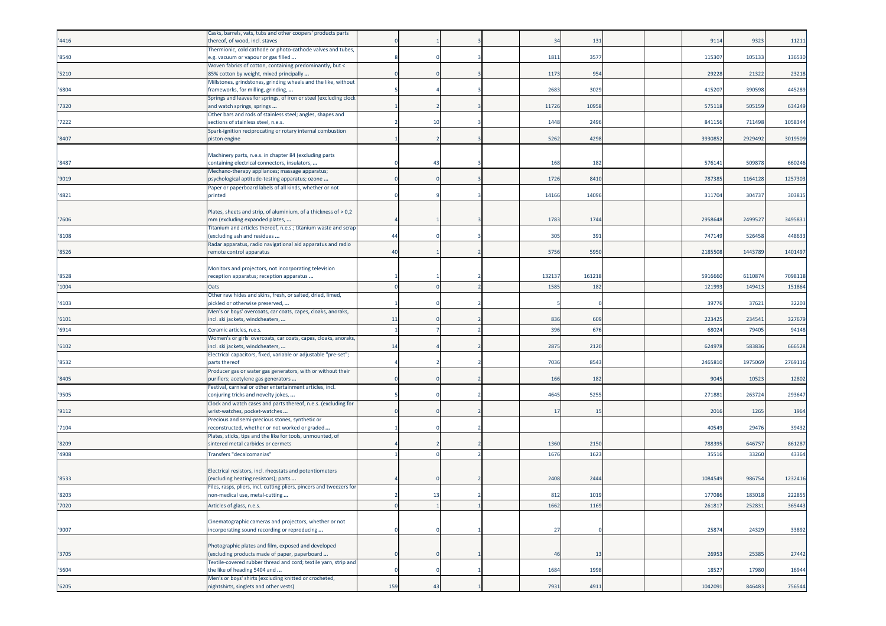| | | | | | | | | | | | | |
|---|---|---|---|---|---|---|---|---|---|---|---|---|
| '4416 | Casks, barrels, vats, tubs and other coopers' products parts thereof, of wood, incl. staves | 0 | 1 | 3 | | 34 | 131 | | | 9114 | 9323 | 11211 |
| '8540 | Thermionic, cold cathode or photo-cathode valves and tubes, e.g. vacuum or vapour or gas filled ... | 8 | 0 | 3 | | 1811 | 3577 | | | 115307 | 105133 | 136530 |
| '5210 | Woven fabrics of cotton, containing predominantly, but < 85% cotton by weight, mixed principally ... | 0 | 0 | 3 | | 1173 | 954 | | | 29228 | 21322 | 23218 |
| '6804 | Millstones, grindstones, grinding wheels and the like, without frameworks, for milling, grinding, ... | 5 | 4 | 3 | | 2683 | 3029 | | | 415207 | 390598 | 445289 |
| '7320 | Springs and leaves for springs, of iron or steel (excluding clock and watch springs, springs ... | 1 | 2 | 3 | | 11726 | 10958 | | | 575118 | 505159 | 634249 |
| '7222 | Other bars and rods of stainless steel; angles, shapes and sections of stainless steel, n.e.s. | 2 | 10 | 3 | | 1448 | 2496 | | | 841156 | 711498 | 1058344 |
| '8407 | Spark-ignition reciprocating or rotary internal combustion piston engine | 1 | 2 | 3 | | 5262 | 4298 | | | 3930852 | 2929492 | 3019509 |
| '8487 | Machinery parts, n.e.s. in chapter 84 (excluding parts containing electrical connectors, insulators, ... | 0 | 43 | 3 | | 168 | 182 | | | 576141 | 509878 | 660246 |
| '9019 | Mechano-therapy appliances; massage apparatus; psychological aptitude-testing apparatus; ozone ... | 0 | 0 | 3 | | 1726 | 8410 | | | 787385 | 1164128 | 1257303 |
| '4821 | Paper or paperboard labels of all kinds, whether or not printed | 0 | 9 | 3 | | 14166 | 14096 | | | 311704 | 304737 | 303815 |
| '7606 | Plates, sheets and strip, of aluminium, of a thickness of > 0,2 mm (excluding expanded plates, ... | 4 | 1 | 3 | | 1783 | 1744 | | | 2958648 | 2499527 | 3495831 |
| '8108 | Titanium and articles thereof, n.e.s.; titanium waste and scrap (excluding ash and residues ... | 44 | 0 | 3 | | 305 | 391 | | | 747149 | 526458 | 448633 |
| '8526 | Radar apparatus, radio navigational aid apparatus and radio remote control apparatus | 40 | 1 | 2 | | 5756 | 5950 | | | 2185508 | 1443789 | 1401497 |
| '8528 | Monitors and projectors, not incorporating television reception apparatus; reception apparatus ... | 1 | 1 | 2 | | 132137 | 161218 | | | 5916660 | 6110874 | 7098118 |
| '1004 | Oats | 0 | 0 | 2 | | 1585 | 182 | | | 121993 | 149413 | 151864 |
| '4103 | Other raw hides and skins, fresh, or salted, dried, limed, pickled or otherwise preserved, ... | 1 | 0 | 2 | | 5 | 0 | | | 39776 | 37621 | 32203 |
| '6101 | Men's or boys' overcoats, car coats, capes, cloaks, anoraks, incl. ski jackets, windcheaters, ... | 11 | 0 | 2 | | 836 | 609 | | | 223425 | 234541 | 327679 |
| '6914 | Ceramic articles, n.e.s. | 1 | 7 | 2 | | 396 | 676 | | | 68024 | 79405 | 94148 |
| '6102 | Women's or girls' overcoats, car coats, capes, cloaks, anoraks, incl. ski jackets, windcheaters, ... | 14 | 4 | 2 | | 2875 | 2120 | | | 624978 | 583836 | 666528 |
| '8532 | Electrical capacitors, fixed, variable or adjustable "pre-set"; parts thereof | 4 | 2 | 2 | | 7036 | 8543 | | | 2465810 | 1975069 | 2769116 |
| '8405 | Producer gas or water gas generators, with or without their purifiers; acetylene gas generators ... | 0 | 0 | 2 | | 166 | 182 | | | 9045 | 10523 | 12802 |
| '9505 | Festival, carnival or other entertainment articles, incl. conjuring tricks and novelty jokes, ... | 5 | 0 | 2 | | 4645 | 5255 | | | 271881 | 263724 | 293647 |
| '9112 | Clock and watch cases and parts thereof, n.e.s. (excluding for wrist-watches, pocket-watches ... | 0 | 0 | 2 | | 17 | 15 | | | 2016 | 1265 | 1964 |
| '7104 | Precious and semi-precious stones, synthetic or reconstructed, whether or not worked or graded ... | 1 | 0 | 2 | | | | | | 40549 | 29476 | 39432 |
| '8209 | Plates, sticks, tips and the like for tools, unmounted, of sintered metal carbides or cermets | 4 | 2 | 2 | | 1360 | 2150 | | | 788395 | 646757 | 861287 |
| '4908 | Transfers "decalcomanias" | 1 | 0 | 2 | | 1676 | 1623 | | | 35516 | 33260 | 43364 |
| '8533 | Electrical resistors, incl. rheostats and potentiometers (excluding heating resistors); parts ... | 4 | 0 | 2 | | 2408 | 2444 | | | 1084549 | 986754 | 1232416 |
| '8203 | Files, rasps, pliers, incl. cutting pliers, pincers and tweezers for non-medical use, metal-cutting ... | 2 | 13 | 2 | | 812 | 1019 | | | 177086 | 183018 | 222855 |
| '7020 | Articles of glass, n.e.s. | 0 | 1 | 1 | | 1662 | 1169 | | | 261817 | 252831 | 365443 |
| '9007 | Cinematographic cameras and projectors, whether or not incorporating sound recording or reproducing ... | 0 | 0 | 1 | | 27 | 0 | | | 25874 | 24329 | 33892 |
| '3705 | Photographic plates and film, exposed and developed (excluding products made of paper, paperboard ... | 0 | 0 | 1 | | 46 | 13 | | | 26953 | 25385 | 27442 |
| '5604 | Textile-covered rubber thread and cord; textile yarn, strip and the like of heading 5404 and ... | 0 | 0 | 1 | | 1684 | 1998 | | | 18527 | 17980 | 16944 |
| '6205 | Men's or boys' shirts (excluding knitted or crocheted, nightshirts, singlets and other vests) | 159 | 43 | 1 | | 7931 | 4911 | | | 1042091 | 846483 | 756544 |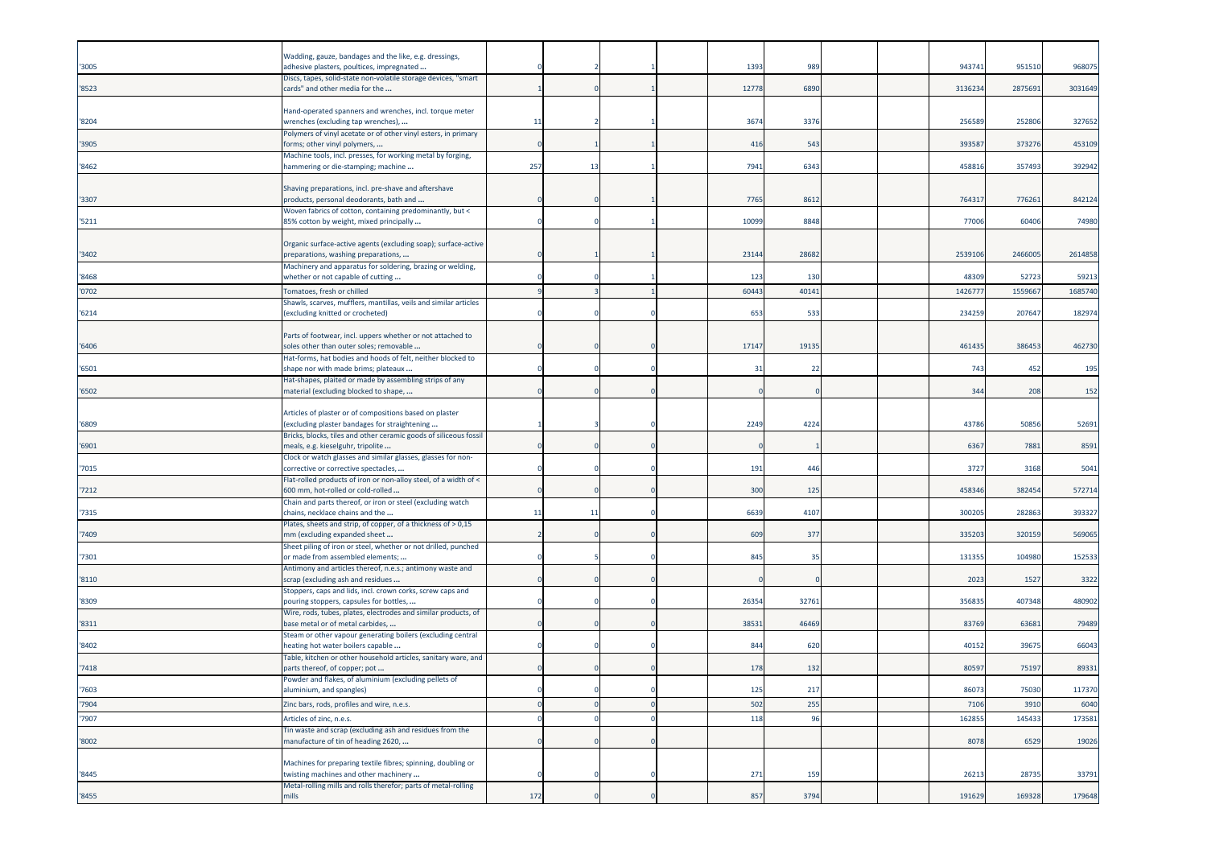| | | | | | | | | | | | | |
|---|---|---|---|---|---|---|---|---|---|---|---|---|
| '3005 | Wadding, gauze, bandages and the like, e.g. dressings, adhesive plasters, poultices, impregnated ... | 0 | 2 | 1 | | 1393 | 989 | | | 943741 | 951510 | 968075 |
| '8523 | Discs, tapes, solid-state non-volatile storage devices, "smart cards" and other media for the ... | 1 | 0 | 1 | | 12778 | 6890 | | | 3136234 | 2875691 | 3031649 |
| '8204 | Hand-operated spanners and wrenches, incl. torque meter wrenches (excluding tap wrenches), ... | 11 | 2 | 1 | | 3674 | 3376 | | | 256589 | 252806 | 327652 |
| '3905 | Polymers of vinyl acetate or of other vinyl esters, in primary forms; other vinyl polymers, ... | 0 | 1 | 1 | | 416 | 543 | | | 393587 | 373276 | 453109 |
| '8462 | Machine tools, incl. presses, for working metal by forging, hammering or die-stamping; machine ... | 257 | 13 | 1 | | 7941 | 6343 | | | 458816 | 357493 | 392942 |
| '3307 | Shaving preparations, incl. pre-shave and aftershave products, personal deodorants, bath and ... | 0 | 0 | 1 | | 7765 | 8612 | | | 764317 | 776261 | 842124 |
| '5211 | Woven fabrics of cotton, containing predominantly, but < 85% cotton by weight, mixed principally ... | 0 | 0 | 1 | | 10099 | 8848 | | | 77006 | 60406 | 74980 |
| '3402 | Organic surface-active agents (excluding soap); surface-active preparations, washing preparations, ... | 0 | 1 | 1 | | 23144 | 28682 | | | 2539106 | 2466005 | 2614858 |
| '8468 | Machinery and apparatus for soldering, brazing or welding, whether or not capable of cutting ... | 0 | 0 | 1 | | 123 | 130 | | | 48309 | 52723 | 59213 |
| '0702 | Tomatoes, fresh or chilled | 9 | 3 | 1 | | 60443 | 40141 | | | 1426777 | 1559667 | 1685740 |
| '6214 | Shawls, scarves, mufflers, mantillas, veils and similar articles (excluding knitted or crocheted) | 0 | 0 | 0 | | 653 | 533 | | | 234259 | 207647 | 182974 |
| '6406 | Parts of footwear, incl. uppers whether or not attached to soles other than outer soles; removable ... | 0 | 0 | 0 | | 17147 | 19135 | | | 461435 | 386453 | 462730 |
| '6501 | Hat-forms, hat bodies and hoods of felt, neither blocked to shape nor with made brims; plateaux ... | 0 | 0 | 0 | | 31 | 22 | | | 743 | 452 | 195 |
| '6502 | Hat-shapes, plaited or made by assembling strips of any material (excluding blocked to shape, ... | 0 | 0 | 0 | | 0 | 0 | | | 344 | 208 | 152 |
| '6809 | Articles of plaster or of compositions based on plaster (excluding plaster bandages for straightening ... | 1 | 3 | 0 | | 2249 | 4224 | | | 43786 | 50856 | 52691 |
| '6901 | Bricks, blocks, tiles and other ceramic goods of siliceous fossil meals, e.g. kieselguhr, tripolite ... | 0 | 0 | 0 | | 0 | 1 | | | 6367 | 7881 | 8591 |
| '7015 | Clock or watch glasses and similar glasses, glasses for non-corrective or corrective spectacles, ... | 0 | 0 | 0 | | 191 | 446 | | | 3727 | 3168 | 5041 |
| '7212 | Flat-rolled products of iron or non-alloy steel, of a width of < 600 mm, hot-rolled or cold-rolled ... | 0 | 0 | 0 | | 300 | 125 | | | 458346 | 382454 | 572714 |
| '7315 | Chain and parts thereof, or iron or steel (excluding watch chains, necklace chains and the ... | 11 | 11 | 0 | | 6639 | 4107 | | | 300205 | 282863 | 393327 |
| '7409 | Plates, sheets and strip, of copper, of a thickness of > 0,15 mm (excluding expanded sheet ... | 2 | 0 | 0 | | 609 | 377 | | | 335203 | 320159 | 569065 |
| '7301 | Sheet piling of iron or steel, whether or not drilled, punched or made from assembled elements; ... | 0 | 5 | 0 | | 845 | 35 | | | 131355 | 104980 | 152533 |
| '8110 | Antimony and articles thereof, n.e.s.; antimony waste and scrap (excluding ash and residues ... | 0 | 0 | 0 | | 0 | 0 | | | 2023 | 1527 | 3322 |
| '8309 | Stoppers, caps and lids, incl. crown corks, screw caps and pouring stoppers, capsules for bottles, ... | 0 | 0 | 0 | | 26354 | 32761 | | | 356835 | 407348 | 480902 |
| '8311 | Wire, rods, tubes, plates, electrodes and similar products, of base metal or of metal carbides, ... | 0 | 0 | 0 | | 38531 | 46469 | | | 83769 | 63681 | 79489 |
| '8402 | Steam or other vapour generating boilers (excluding central heating hot water boilers capable ... | 0 | 0 | 0 | | 844 | 620 | | | 40152 | 39675 | 66043 |
| '7418 | Table, kitchen or other household articles, sanitary ware, and parts thereof, of copper; pot ... | 0 | 0 | 0 | | 178 | 132 | | | 80597 | 75197 | 89331 |
| '7603 | Powder and flakes, of aluminium (excluding pellets of aluminium, and spangles) | 0 | 0 | 0 | | 125 | 217 | | | 86073 | 75030 | 117370 |
| '7904 | Zinc bars, rods, profiles and wire, n.e.s. | 0 | 0 | 0 | | 502 | 255 | | | 7106 | 3910 | 6040 |
| '7907 | Articles of zinc, n.e.s. | 0 | 0 | 0 | | 118 | 96 | | | 162855 | 145433 | 173581 |
| '8002 | Tin waste and scrap (excluding ash and residues from the manufacture of tin of heading 2620, ... | 0 | 0 | 0 | | | | | | 8078 | 6529 | 19026 |
| '8445 | Machines for preparing textile fibres; spinning, doubling or twisting machines and other machinery ... | 0 | 0 | 0 | | 271 | 159 | | | 26213 | 28735 | 33791 |
| '8455 | Metal-rolling mills and rolls therefor; parts of metal-rolling mills | 172 | 0 | 0 | | 857 | 3794 | | | 191629 | 169328 | 179648 |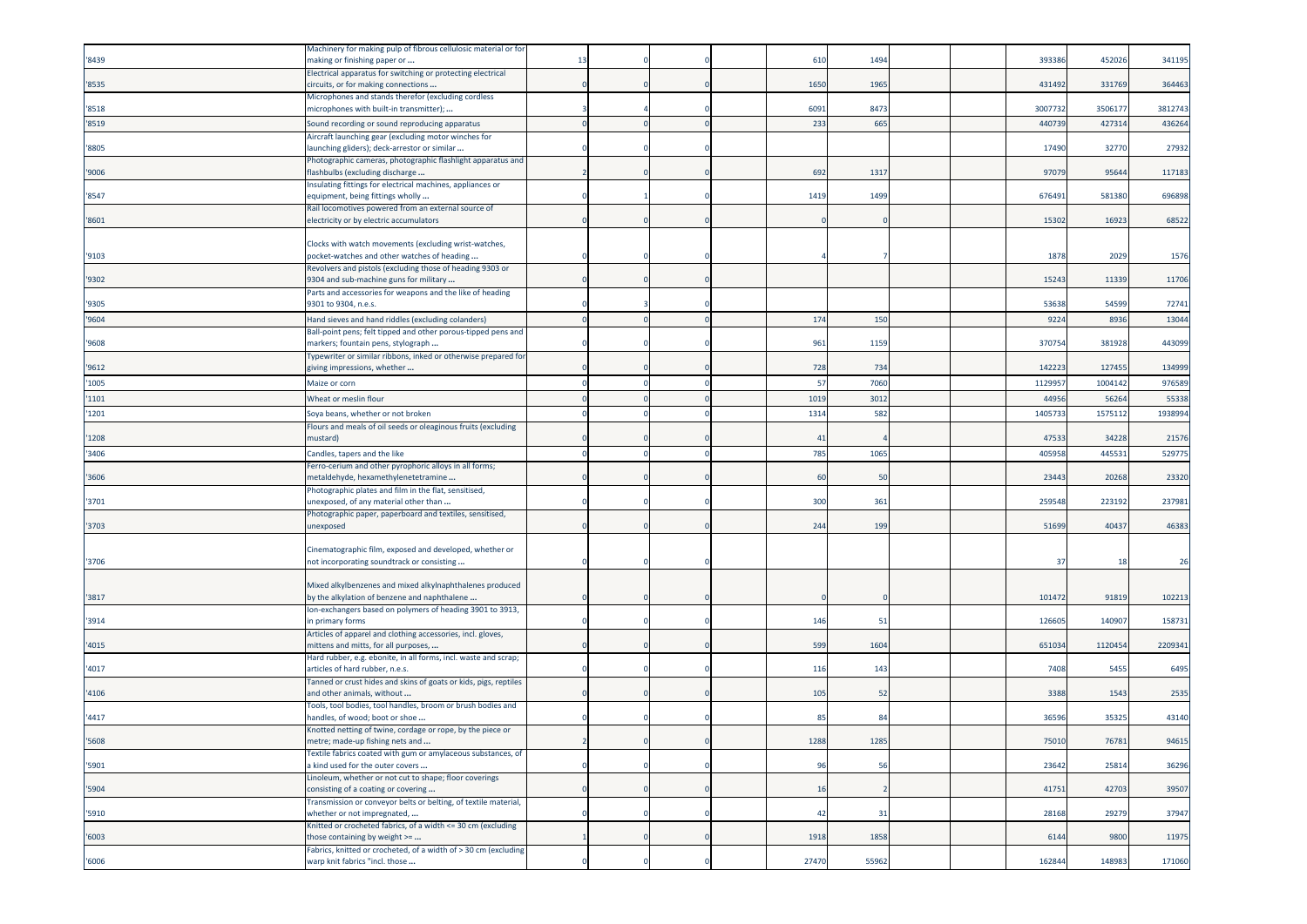| | | | | | | | | | | | |
|---|---|---|---|---|---|---|---|---|---|---|---|
| '8439 | Machinery for making pulp of fibrous cellulosic material or for making or finishing paper or ... | 13 | 0 | 0 | 610 | 1494 | | | 393386 | 452026 | 341195 |
| '8535 | Electrical apparatus for switching or protecting electrical circuits, or for making connections ... | 0 | 0 | 0 | 1650 | 1965 | | | 431492 | 331769 | 364463 |
| '8518 | Microphones and stands therefor (excluding cordless microphones with built-in transmitter); ... | 3 | 4 | 0 | 6091 | 8473 | | | 3007732 | 3506177 | 3812743 |
| '8519 | Sound recording or sound reproducing apparatus | 0 | 0 | 0 | 233 | 665 | | | 440739 | 427314 | 436264 |
| '8805 | Aircraft launching gear (excluding motor winches for launching gliders); deck-arrestor or similar ... | 0 | 0 | 0 | | | | | 17490 | 32770 | 27932 |
| '9006 | Photographic cameras, photographic flashlight apparatus and flashbulbs (excluding discharge ... | 2 | 0 | 0 | 692 | 1317 | | | 97079 | 95644 | 117183 |
| '8547 | Insulating fittings for electrical machines, appliances or equipment, being fittings wholly ... | 0 | 1 | 0 | 1419 | 1499 | | | 676491 | 581380 | 696898 |
| '8601 | Rail locomotives powered from an external source of electricity or by electric accumulators | 0 | 0 | 0 | 0 | 0 | | | 15302 | 16923 | 68522 |
| '9103 | Clocks with watch movements (excluding wrist-watches, pocket-watches and other watches of heading ... | 0 | 0 | 0 | 4 | 7 | | | 1878 | 2029 | 1576 |
| '9302 | Revolvers and pistols (excluding those of heading 9303 or 9304 and sub-machine guns for military ... | 0 | 0 | 0 | | | | | 15243 | 11339 | 11706 |
| '9305 | Parts and accessories for weapons and the like of heading 9301 to 9304, n.e.s. | 0 | 3 | 0 | | | | | 53638 | 54599 | 72741 |
| '9604 | Hand sieves and hand riddles (excluding colanders) | 0 | 0 | 0 | 174 | 150 | | | 9224 | 8936 | 13044 |
| '9608 | Ball-point pens; felt tipped and other porous-tipped pens and markers; fountain pens, stylograph ... | 0 | 0 | 0 | 961 | 1159 | | | 370754 | 381928 | 443099 |
| '9612 | Typewriter or similar ribbons, inked or otherwise prepared for giving impressions, whether ... | 0 | 0 | 0 | 728 | 734 | | | 142223 | 127455 | 134999 |
| '1005 | Maize or corn | 0 | 0 | 0 | 57 | 7060 | | | 1129957 | 1004142 | 976589 |
| '1101 | Wheat or meslin flour | 0 | 0 | 0 | 1019 | 3012 | | | 44956 | 56264 | 55338 |
| '1201 | Soya beans, whether or not broken | 0 | 0 | 0 | 1314 | 582 | | | 1405733 | 1575112 | 1938994 |
| '1208 | Flours and meals of oil seeds or oleaginous fruits (excluding mustard) | 0 | 0 | 0 | 41 | 4 | | | 47533 | 34228 | 21576 |
| '3406 | Candles, tapers and the like | 0 | 0 | 0 | 785 | 1065 | | | 405958 | 445531 | 529775 |
| '3606 | Ferro-cerium and other pyrophoric alloys in all forms; metaldehyde, hexamethylenetetramine ... | 0 | 0 | 0 | 60 | 50 | | | 23443 | 20268 | 23320 |
| '3701 | Photographic plates and film in the flat, sensitised, unexposed, of any material other than ... | 0 | 0 | 0 | 300 | 361 | | | 259548 | 223192 | 237981 |
| '3703 | Photographic paper, paperboard and textiles, sensitised, unexposed | 0 | 0 | 0 | 244 | 199 | | | 51699 | 40437 | 46383 |
| '3706 | Cinematographic film, exposed and developed, whether or not incorporating soundtrack or consisting ... | 0 | 0 | 0 | | | | | 37 | 18 | 26 |
| '3817 | Mixed alkylbenzenes and mixed alkylnaphthalenes produced by the alkylation of benzene and naphthalene ... | 0 | 0 | 0 | 0 | 0 | | | 101472 | 91819 | 102213 |
| '3914 | Ion-exchangers based on polymers of heading 3901 to 3913, in primary forms | 0 | 0 | 0 | 146 | 51 | | | 126605 | 140907 | 158731 |
| '4015 | Articles of apparel and clothing accessories, incl. gloves, mittens and mitts, for all purposes, ... | 0 | 0 | 0 | 599 | 1604 | | | 651034 | 1120454 | 2209341 |
| '4017 | Hard rubber, e.g. ebonite, in all forms, incl. waste and scrap; articles of hard rubber, n.e.s. | 0 | 0 | 0 | 116 | 143 | | | 7408 | 5455 | 6495 |
| '4106 | Tanned or crust hides and skins of goats or kids, pigs, reptiles and other animals, without ... | 0 | 0 | 0 | 105 | 52 | | | 3388 | 1543 | 2535 |
| '4417 | Tools, tool bodies, tool handles, broom or brush bodies and handles, of wood; boot or shoe ... | 0 | 0 | 0 | 85 | 84 | | | 36596 | 35325 | 43140 |
| '5608 | Knotted netting of twine, cordage or rope, by the piece or metre; made-up fishing nets and ... | 2 | 0 | 0 | 1288 | 1285 | | | 75010 | 76781 | 94615 |
| '5901 | Textile fabrics coated with gum or amylaceous substances, of a kind used for the outer covers ... | 0 | 0 | 0 | 96 | 56 | | | 23642 | 25814 | 36296 |
| '5904 | Linoleum, whether or not cut to shape; floor coverings consisting of a coating or covering ... | 0 | 0 | 0 | 16 | 2 | | | 41751 | 42703 | 39507 |
| '5910 | Transmission or conveyor belts or belting, of textile material, whether or not impregnated, ... | 0 | 0 | 0 | 42 | 31 | | | 28168 | 29279 | 37947 |
| '6003 | Knitted or crocheted fabrics, of a width <= 30 cm (excluding those containing by weight >= ... | 1 | 0 | 0 | 1918 | 1858 | | | 6144 | 9800 | 11975 |
| '6006 | Fabrics, knitted or crocheted, of a width of > 30 cm (excluding warp knit fabrics "incl. those ... | 0 | 0 | 0 | 27470 | 55962 | | | 162844 | 148983 | 171060 |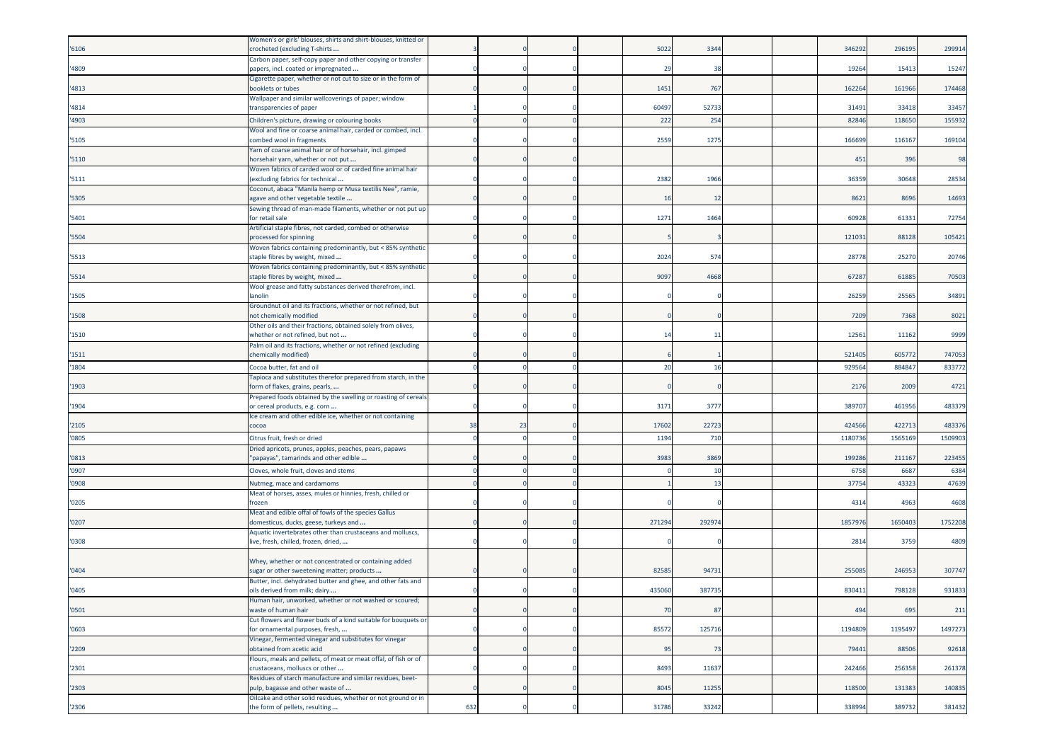| | | | | | | | | | | | | |
|---|---|---|---|---|---|---|---|---|---|---|---|---|
| '6106 | Women's or girls' blouses, shirts and shirt-blouses, knitted or crocheted (excluding T-shirts ... | 3 | 0 | 0 | | 5022 | 3344 | | | 346292 | 296195 | 299914 |
| '4809 | Carbon paper, self-copy paper and other copying or transfer papers, incl. coated or impregnated ... | 0 | 0 | 0 | | 29 | 38 | | | 19264 | 15413 | 15247 |
| '4813 | Cigarette paper, whether or not cut to size or in the form of booklets or tubes | 0 | 0 | 0 | | 1451 | 767 | | | 162264 | 161966 | 174468 |
| '4814 | Wallpaper and similar wallcoverings of paper; window transparencies of paper | 1 | 0 | 0 | | 60497 | 52733 | | | 31491 | 33418 | 33457 |
| '4903 | Children's picture, drawing or colouring books | 0 | 0 | 0 | | 222 | 254 | | | 82846 | 118650 | 155932 |
| '5105 | Wool and fine or coarse animal hair, carded or combed, incl. combed wool in fragments | 0 | 0 | 0 | | 2559 | 1275 | | | 166699 | 116167 | 169104 |
| '5110 | Yarn of coarse animal hair or of horsehair, incl. gimped horsehair yarn, whether or not put ... | 0 | 0 | 0 | | | | | | 451 | 396 | 98 |
| '5111 | Woven fabrics of carded wool or of carded fine animal hair (excluding fabrics for technical ... | 0 | 0 | 0 | | 2382 | 1966 | | | 36359 | 30648 | 28534 |
| '5305 | Coconut, abaca "Manila hemp or Musa textilis Nee", ramie, agave and other vegetable textile ... | 0 | 0 | 0 | | 16 | 12 | | | 8621 | 8696 | 14693 |
| '5401 | Sewing thread of man-made filaments, whether or not put up for retail sale | 0 | 0 | 0 | | 1271 | 1464 | | | 60928 | 61331 | 72754 |
| '5504 | Artificial staple fibres, not carded, combed or otherwise processed for spinning | 0 | 0 | 0 | | 5 | 3 | | | 121031 | 88128 | 105421 |
| '5513 | Woven fabrics containing predominantly, but < 85% synthetic staple fibres by weight, mixed ... | 0 | 0 | 0 | | 2024 | 574 | | | 28778 | 25270 | 20746 |
| '5514 | Woven fabrics containing predominantly, but < 85% synthetic staple fibres by weight, mixed ... | 0 | 0 | 0 | | 9097 | 4668 | | | 67287 | 61885 | 70503 |
| '1505 | Wool grease and fatty substances derived therefrom, incl. lanolin | 0 | 0 | 0 | | 0 | 0 | | | 26259 | 25565 | 34891 |
| '1508 | Groundnut oil and its fractions, whether or not refined, but not chemically modified | 0 | 0 | 0 | | 0 | 0 | | | 7209 | 7368 | 8021 |
| '1510 | Other oils and their fractions, obtained solely from olives, whether or not refined, but not ... | 0 | 0 | 0 | | 14 | 11 | | | 12561 | 11162 | 9999 |
| '1511 | Palm oil and its fractions, whether or not refined (excluding chemically modified) | 0 | 0 | 0 | | 6 | 1 | | | 521405 | 605772 | 747053 |
| '1804 | Cocoa butter, fat and oil | 0 | 0 | 0 | | 20 | 16 | | | 929564 | 884847 | 833772 |
| '1903 | Tapioca and substitutes therefor prepared from starch, in the form of flakes, grains, pearls, ... | 0 | 0 | 0 | | 0 | 0 | | | 2176 | 2009 | 4721 |
| '1904 | Prepared foods obtained by the swelling or roasting of cereals or cereal products, e.g. corn ... | 0 | 0 | 0 | | 3171 | 3777 | | | 389707 | 461956 | 483379 |
| '2105 | Ice cream and other edible ice, whether or not containing cocoa | 38 | 23 | 0 | | 17602 | 22723 | | | 424566 | 422713 | 483376 |
| '0805 | Citrus fruit, fresh or dried | 0 | 0 | 0 | | 1194 | 710 | | | 1180736 | 1565169 | 1509903 |
| '0813 | Dried apricots, prunes, apples, peaches, pears, papaws "papayas", tamarinds and other edible ... | 0 | 0 | 0 | | 3983 | 3869 | | | 199286 | 211167 | 223455 |
| '0907 | Cloves, whole fruit, cloves and stems | 0 | 0 | 0 | | 0 | 10 | | | 6758 | 6687 | 6384 |
| '0908 | Nutmeg, mace and cardamoms | 0 | 0 | 0 | | 1 | 13 | | | 37754 | 43323 | 47639 |
| '0205 | Meat of horses, asses, mules or hinnies, fresh, chilled or frozen | 0 | 0 | 0 | | 0 | 0 | | | 4314 | 4963 | 4608 |
| '0207 | Meat and edible offal of fowls of the species Gallus domesticus, ducks, geese, turkeys and ... | 0 | 0 | 0 | | 271294 | 292974 | | | 1857976 | 1650403 | 1752208 |
| '0308 | Aquatic invertebrates other than crustaceans and molluscs, live, fresh, chilled, frozen, dried, ... | 0 | 0 | 0 | | 0 | 0 | | | 2814 | 3759 | 4809 |
| '0404 | Whey, whether or not concentrated or containing added sugar or other sweetening matter; products ... | 0 | 0 | 0 | | 82585 | 94731 | | | 255085 | 246953 | 307747 |
| '0405 | Butter, incl. dehydrated butter and ghee, and other fats and oils derived from milk; dairy ... | 0 | 0 | 0 | | 435060 | 387735 | | | 830411 | 798128 | 931833 |
| '0501 | Human hair, unworked, whether or not washed or scoured; waste of human hair | 0 | 0 | 0 | | 70 | 87 | | | 494 | 695 | 211 |
| '0603 | Cut flowers and flower buds of a kind suitable for bouquets or for ornamental purposes, fresh, ... | 0 | 0 | 0 | | 85572 | 125716 | | | 1194809 | 1195497 | 1497273 |
| '2209 | Vinegar, fermented vinegar and substitutes for vinegar obtained from acetic acid | 0 | 0 | 0 | | 95 | 73 | | | 79441 | 88506 | 92618 |
| '2301 | Flours, meals and pellets, of meat or meat offal, of fish or of crustaceans, molluscs or other ... | 0 | 0 | 0 | | 8493 | 11637 | | | 242466 | 256358 | 261378 |
| '2303 | Residues of starch manufacture and similar residues, beet-pulp, bagasse and other waste of ... | 0 | 0 | 0 | | 8045 | 11255 | | | 118500 | 131383 | 140835 |
| '2306 | Oilcake and other solid residues, whether or not ground or in the form of pellets, resulting ... | 632 | 0 | 0 | | 31786 | 33242 | | | 338994 | 389732 | 381432 |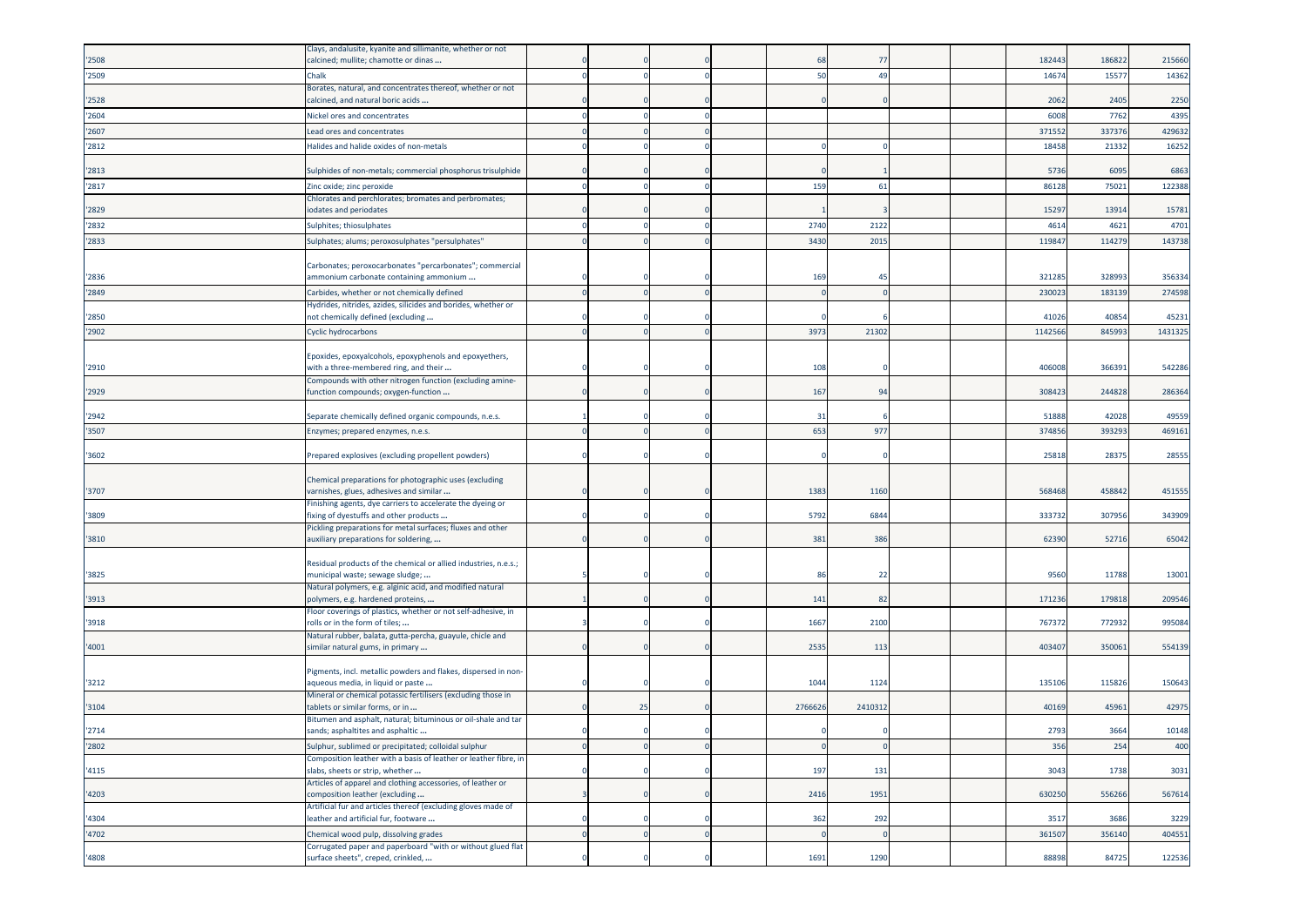| | | | | | | | | | | | | |
|---|---|---|---|---|---|---|---|---|---|---|---|---|
| '2508 | Clays, andalusite, kyanite and sillimanite, whether or not calcined; mullite; chamotte or dinas ... | 0 | 0 | 0 | | 68 | 77 | | | 182443 | 186822 | 215660 |
| '2509 | Chalk | 0 | 0 | 0 | | 50 | 49 | | | 14674 | 15577 | 14362 |
| '2528 | Borates, natural, and concentrates thereof, whether or not calcined, and natural boric acids ... | 0 | 0 | 0 | | 0 | 0 | | | 2062 | 2405 | 2250 |
| '2604 | Nickel ores and concentrates | 0 | 0 | 0 | | | | | | 6008 | 7762 | 4395 |
| '2607 | Lead ores and concentrates | 0 | 0 | 0 | | | | | | 371552 | 337376 | 429632 |
| '2812 | Halides and halide oxides of non-metals | 0 | 0 | 0 | | 0 | 0 | | | 18458 | 21332 | 16252 |
| '2813 | Sulphides of non-metals; commercial phosphorus trisulphide | 0 | 0 | 0 | | 0 | 1 | | | 5736 | 6095 | 6863 |
| '2817 | Zinc oxide; zinc peroxide | 0 | 0 | 0 | | 159 | 61 | | | 86128 | 75021 | 122388 |
| '2829 | Chlorates and perchlorates; bromates and perbromates; iodates and periodates | 0 | 0 | 0 | | 1 | 3 | | | 15297 | 13914 | 15781 |
| '2832 | Sulphites; thiosulphates | 0 | 0 | 0 | | 2740 | 2122 | | | 4614 | 4621 | 4701 |
| '2833 | Sulphates; alums; peroxosulphates "persulphates" | 0 | 0 | 0 | | 3430 | 2015 | | | 119847 | 114279 | 143738 |
| '2836 | Carbonates; peroxocarbonates "percarbonates"; commercial ammonium carbonate containing ammonium ... | 0 | 0 | 0 | | 169 | 45 | | | 321285 | 328993 | 356334 |
| '2849 | Carbides, whether or not chemically defined | 0 | 0 | 0 | | 0 | 0 | | | 230023 | 183139 | 274598 |
| '2850 | Hydrides, nitrides, azides, silicides and borides, whether or not chemically defined (excluding ... | 0 | 0 | 0 | | 0 | 6 | | | 41026 | 40854 | 45231 |
| '2902 | Cyclic hydrocarbons | 0 | 0 | 0 | | 3973 | 21302 | | | 1142566 | 845993 | 1431325 |
| '2910 | Epoxides, epoxyalcohols, epoxyphenols and epoxyethers, with a three-membered ring, and their ... | 0 | 0 | 0 | | 108 | 0 | | | 406008 | 366391 | 542286 |
| '2929 | Compounds with other nitrogen function (excluding amine-function compounds; oxygen-function ... | 0 | 0 | 0 | | 167 | 94 | | | 308423 | 244828 | 286364 |
| '2942 | Separate chemically defined organic compounds, n.e.s. | 1 | 0 | 0 | | 31 | 6 | | | 51888 | 42028 | 49559 |
| '3507 | Enzymes; prepared enzymes, n.e.s. | 0 | 0 | 0 | | 653 | 977 | | | 374856 | 393293 | 469161 |
| '3602 | Prepared explosives (excluding propellent powders) | 0 | 0 | 0 | | 0 | 0 | | | 25818 | 28375 | 28555 |
| '3707 | Chemical preparations for photographic uses (excluding varnishes, glues, adhesives and similar ... | 0 | 0 | 0 | | 1383 | 1160 | | | 568468 | 458842 | 451555 |
| '3809 | Finishing agents, dye carriers to accelerate the dyeing or fixing of dyestuffs and other products ... | 0 | 0 | 0 | | 5792 | 6844 | | | 333732 | 307956 | 343909 |
| '3810 | Pickling preparations for metal surfaces; fluxes and other auxiliary preparations for soldering, ... | 0 | 0 | 0 | | 381 | 386 | | | 62390 | 52716 | 65042 |
| '3825 | Residual products of the chemical or allied industries, n.e.s.; municipal waste; sewage sludge; ... | 5 | 0 | 0 | | 86 | 22 | | | 9560 | 11788 | 13001 |
| '3913 | Natural polymers, e.g. alginic acid, and modified natural polymers, e.g. hardened proteins, ... | 1 | 0 | 0 | | 141 | 82 | | | 171236 | 179818 | 209546 |
| '3918 | Floor coverings of plastics, whether or not self-adhesive, in rolls or in the form of tiles; ... | 3 | 0 | 0 | | 1667 | 2100 | | | 767372 | 772932 | 995084 |
| '4001 | Natural rubber, balata, gutta-percha, guayule, chicle and similar natural gums, in primary ... | 0 | 0 | 0 | | 2535 | 113 | | | 403407 | 350061 | 554139 |
| '3212 | Pigments, incl. metallic powders and flakes, dispersed in non-aqueous media, in liquid or paste ... | 0 | 0 | 0 | | 1044 | 1124 | | | 135106 | 115826 | 150643 |
| '3104 | Mineral or chemical potassic fertilisers (excluding those in tablets or similar forms, or in ... | 0 | 25 | 0 | | 2766626 | 2410312 | | | 40169 | 45961 | 42975 |
| '2714 | Bitumen and asphalt, natural; bituminous or oil-shale and tar sands; asphaltites and asphaltic ... | 0 | 0 | 0 | | 0 | 0 | | | 2793 | 3664 | 10148 |
| '2802 | Sulphur, sublimed or precipitated; colloidal sulphur | 0 | 0 | 0 | | 0 | 0 | | | 356 | 254 | 400 |
| '4115 | Composition leather with a basis of leather or leather fibre, in slabs, sheets or strip, whether ... | 0 | 0 | 0 | | 197 | 131 | | | 3043 | 1738 | 3031 |
| '4203 | Articles of apparel and clothing accessories, of leather or composition leather (excluding ... | 3 | 0 | 0 | | 2416 | 1951 | | | 630250 | 556266 | 567614 |
| '4304 | Artificial fur and articles thereof (excluding gloves made of leather and artificial fur, footware ... | 0 | 0 | 0 | | 362 | 292 | | | 3517 | 3686 | 3229 |
| '4702 | Chemical wood pulp, dissolving grades | 0 | 0 | 0 | | 0 | 0 | | | 361507 | 356140 | 404551 |
| '4808 | Corrugated paper and paperboard "with or without glued flat surface sheets", creped, crinkled, ... | 0 | 0 | 0 | | 1691 | 1290 | | | 88898 | 84725 | 122536 |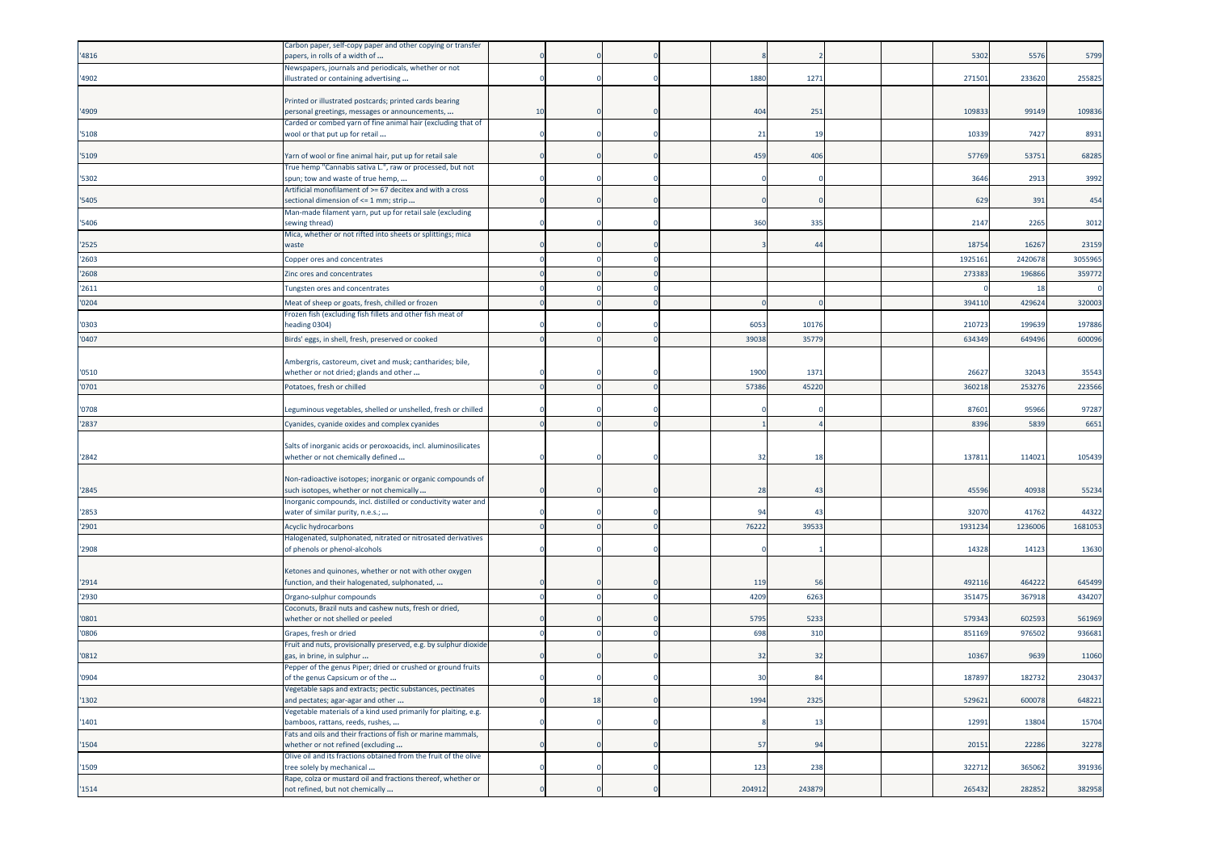| | | | | | | | | | | | |
|---|---|---|---|---|---|---|---|---|---|---|---|
| '4816 | Carbon paper, self-copy paper and other copying or transfer papers, in rolls of a width of ... | 0 | 0 | 0 | 8 | 2 | | | 5302 | 5576 | 5799 |
| '4902 | Newspapers, journals and periodicals, whether or not illustrated or containing advertising ... | 0 | 0 | 0 | 1880 | 1271 | | | 271501 | 233620 | 255825 |
| '4909 | Printed or illustrated postcards; printed cards bearing personal greetings, messages or announcements, ... | 10 | 0 | 0 | 404 | 251 | | | 109833 | 99149 | 109836 |
| '5108 | Carded or combed yarn of fine animal hair (excluding that of wool or that put up for retail ... | 0 | 0 | 0 | 21 | 19 | | | 10339 | 7427 | 8931 |
| '5109 | Yarn of wool or fine animal hair, put up for retail sale | 0 | 0 | 0 | 459 | 406 | | | 57769 | 53751 | 68285 |
| '5302 | True hemp "Cannabis sativa L.", raw or processed, but not spun; tow and waste of true hemp, ... | 0 | 0 | 0 | 0 | 0 | | | 3646 | 2913 | 3992 |
| '5405 | Artificial monofilament of >= 67 decitex and with a cross sectional dimension of <= 1 mm; strip ... | 0 | 0 | 0 | 0 | 0 | | | 629 | 391 | 454 |
| '5406 | Man-made filament yarn, put up for retail sale (excluding sewing thread) | 0 | 0 | 0 | 360 | 335 | | | 2147 | 2265 | 3012 |
| '2525 | Mica, whether or not rifted into sheets or splittings; mica waste | 0 | 0 | 0 | 3 | 44 | | | 18754 | 16267 | 23159 |
| '2603 | Copper ores and concentrates | 0 | 0 | 0 | | | | | 1925161 | 2420678 | 3055965 |
| '2608 | Zinc ores and concentrates | 0 | 0 | 0 | | | | | 273383 | 196866 | 359772 |
| '2611 | Tungsten ores and concentrates | 0 | 0 | 0 | | | | | 0 | 18 | 0 |
| '0204 | Meat of sheep or goats, fresh, chilled or frozen | 0 | 0 | 0 | 0 | 0 | | | 394110 | 429624 | 320003 |
| '0303 | Frozen fish (excluding fish fillets and other fish meat of heading 0304) | 0 | 0 | 0 | 6053 | 10176 | | | 210723 | 199639 | 197886 |
| '0407 | Birds' eggs, in shell, fresh, preserved or cooked | 0 | 0 | 0 | 39038 | 35779 | | | 634349 | 649496 | 600096 |
| '0510 | Ambergris, castoreum, civet and musk; cantharides; bile, whether or not dried; glands and other ... | 0 | 0 | 0 | 1900 | 1371 | | | 26627 | 32043 | 35543 |
| '0701 | Potatoes, fresh or chilled | 0 | 0 | 0 | 57386 | 45220 | | | 360218 | 253276 | 223566 |
| '0708 | Leguminous vegetables, shelled or unshelled, fresh or chilled | 0 | 0 | 0 | 0 | 0 | | | 87601 | 95966 | 97287 |
| '2837 | Cyanides, cyanide oxides and complex cyanides | 0 | 0 | 0 | 1 | 4 | | | 8396 | 5839 | 6651 |
| '2842 | Salts of inorganic acids or peroxoacids, incl. aluminosilicates whether or not chemically defined ... | 0 | 0 | 0 | 32 | 18 | | | 137811 | 114021 | 105439 |
| '2845 | Non-radioactive isotopes; inorganic or organic compounds of such isotopes, whether or not chemically ... | 0 | 0 | 0 | 28 | 43 | | | 45596 | 40938 | 55234 |
| '2853 | Inorganic compounds, incl. distilled or conductivity water and water of similar purity, n.e.s.; ... | 0 | 0 | 0 | 94 | 43 | | | 32070 | 41762 | 44322 |
| '2901 | Acyclic hydrocarbons | 0 | 0 | 0 | 76222 | 39533 | | | 1931234 | 1236006 | 1681053 |
| '2908 | Halogenated, sulphonated, nitrated or nitrosated derivatives of phenols or phenol-alcohols | 0 | 0 | 0 | 0 | 1 | | | 14328 | 14123 | 13630 |
| '2914 | Ketones and quinones, whether or not with other oxygen function, and their halogenated, sulphonated, ... | 0 | 0 | 0 | 119 | 56 | | | 492116 | 464222 | 645499 |
| '2930 | Organo-sulphur compounds | 0 | 0 | 0 | 4209 | 6263 | | | 351475 | 367918 | 434207 |
| '0801 | Coconuts, Brazil nuts and cashew nuts, fresh or dried, whether or not shelled or peeled | 0 | 0 | 0 | 5795 | 5233 | | | 579343 | 602593 | 561969 |
| '0806 | Grapes, fresh or dried | 0 | 0 | 0 | 698 | 310 | | | 851169 | 976502 | 936681 |
| '0812 | Fruit and nuts, provisionally preserved, e.g. by sulphur dioxide gas, in brine, in sulphur ... | 0 | 0 | 0 | 32 | 32 | | | 10367 | 9639 | 11060 |
| '0904 | Pepper of the genus Piper; dried or crushed or ground fruits of the genus Capsicum or of the ... | 0 | 0 | 0 | 30 | 84 | | | 187897 | 182732 | 230437 |
| '1302 | Vegetable saps and extracts; pectic substances, pectinates and pectates; agar-agar and other ... | 0 | 18 | 0 | 1994 | 2325 | | | 529621 | 600078 | 648221 |
| '1401 | Vegetable materials of a kind used primarily for plaiting, e.g. bamboos, rattans, reeds, rushes, ... | 0 | 0 | 0 | 8 | 13 | | | 12991 | 13804 | 15704 |
| '1504 | Fats and oils and their fractions of fish or marine mammals, whether or not refined (excluding ... | 0 | 0 | 0 | 57 | 94 | | | 20151 | 22286 | 32278 |
| '1509 | Olive oil and its fractions obtained from the fruit of the olive tree solely by mechanical ... | 0 | 0 | 0 | 123 | 238 | | | 322712 | 365062 | 391936 |
| '1514 | Rape, colza or mustard oil and fractions thereof, whether or not refined, but not chemically ... | 0 | 0 | 0 | 204912 | 243879 | | | 265432 | 282852 | 382958 |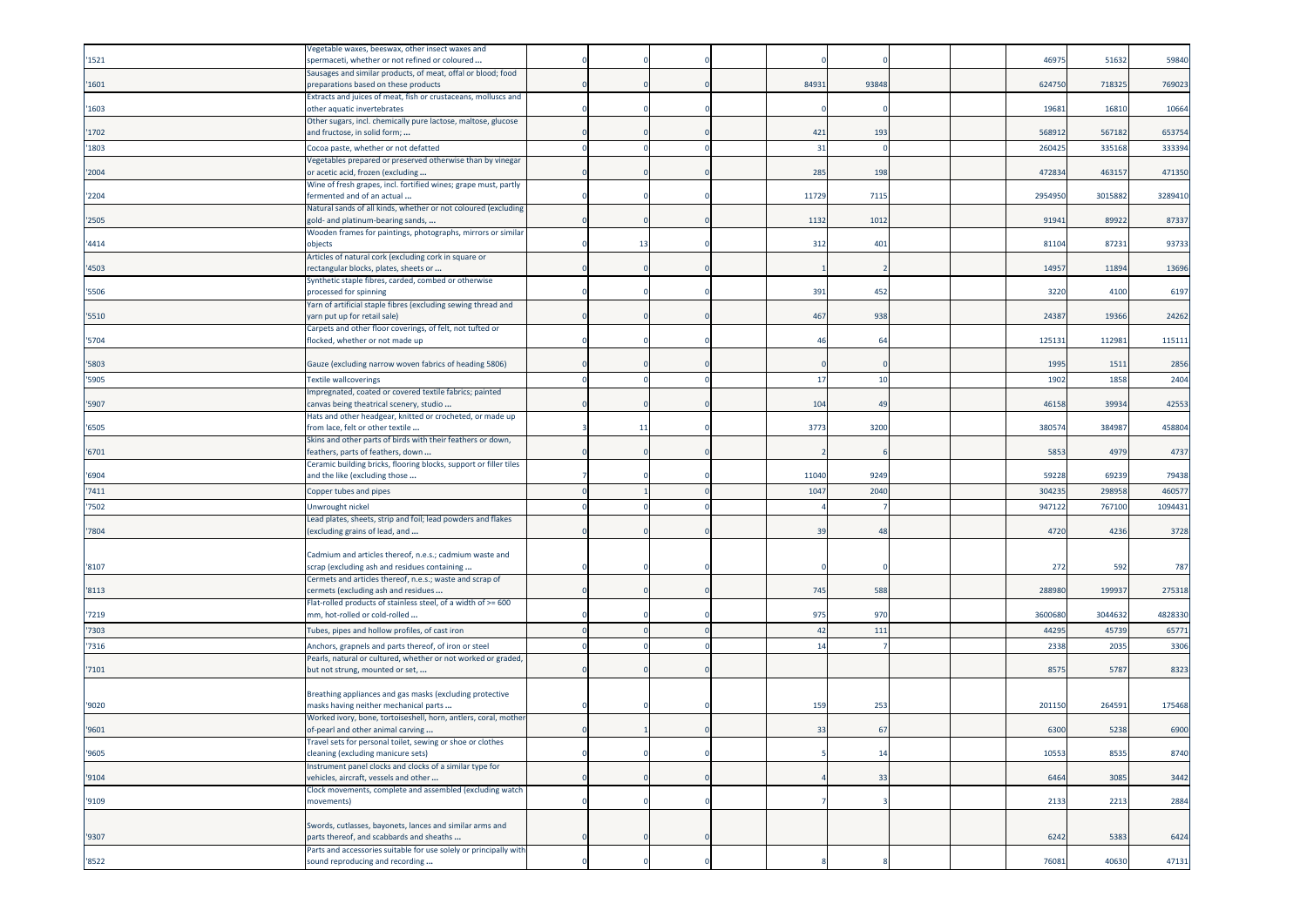| | | | | | | | | | | | | |
|---|---|---|---|---|---|---|---|---|---|---|---|---|
| '1521 | Vegetable waxes, beeswax, other insect waxes and spermaceti, whether or not refined or coloured ... | 0 | 0 | 0 | | 0 | 0 | | | 46975 | 51632 | 59840 |
| '1601 | Sausages and similar products, of meat, offal or blood; food preparations based on these products | 0 | 0 | 0 | | 84931 | 93848 | | | 624750 | 718325 | 769023 |
| '1603 | Extracts and juices of meat, fish or crustaceans, molluscs and other aquatic invertebrates | 0 | 0 | 0 | | 0 | 0 | | | 19681 | 16810 | 10664 |
| '1702 | Other sugars, incl. chemically pure lactose, maltose, glucose and fructose, in solid form; ... | 0 | 0 | 0 | | 421 | 193 | | | 568912 | 567182 | 653754 |
| '1803 | Cocoa paste, whether or not defatted | 0 | 0 | 0 | | 31 | 0 | | | 260425 | 335168 | 333394 |
| '2004 | Vegetables prepared or preserved otherwise than by vinegar or acetic acid, frozen (excluding ... | 0 | 0 | 0 | | 285 | 198 | | | 472834 | 463157 | 471350 |
| '2204 | Wine of fresh grapes, incl. fortified wines; grape must, partly fermented and of an actual ... | 0 | 0 | 0 | | 11729 | 7115 | | | 2954950 | 3015882 | 3289410 |
| '2505 | Natural sands of all kinds, whether or not coloured (excluding gold- and platinum-bearing sands, ... | 0 | 0 | 0 | | 1132 | 1012 | | | 91941 | 89922 | 87337 |
| '4414 | Wooden frames for paintings, photographs, mirrors or similar objects | 0 | 13 | 0 | | 312 | 401 | | | 81104 | 87231 | 93733 |
| '4503 | Articles of natural cork (excluding cork in square or rectangular blocks, plates, sheets or ... | 0 | 0 | 0 | | 1 | 2 | | | 14957 | 11894 | 13696 |
| '5506 | Synthetic staple fibres, carded, combed or otherwise processed for spinning | 0 | 0 | 0 | | 391 | 452 | | | 3220 | 4100 | 6197 |
| '5510 | Yarn of artificial staple fibres (excluding sewing thread and yarn put up for retail sale) | 0 | 0 | 0 | | 467 | 938 | | | 24387 | 19366 | 24262 |
| '5704 | Carpets and other floor coverings, of felt, not tufted or flocked, whether or not made up | 0 | 0 | 0 | | 46 | 64 | | | 125131 | 112981 | 115111 |
| '5803 | Gauze (excluding narrow woven fabrics of heading 5806) | 0 | 0 | 0 | | 0 | 0 | | | 1995 | 1511 | 2856 |
| '5905 | Textile wallcoverings | 0 | 0 | 0 | | 17 | 10 | | | 1902 | 1858 | 2404 |
| '5907 | Impregnated, coated or covered textile fabrics; painted canvas being theatrical scenery, studio ... | 0 | 0 | 0 | | 104 | 49 | | | 46158 | 39934 | 42553 |
| '6505 | Hats and other headgear, knitted or crocheted, or made up from lace, felt or other textile ... | 3 | 11 | 0 | | 3773 | 3200 | | | 380574 | 384987 | 458804 |
| '6701 | Skins and other parts of birds with their feathers or down, feathers, parts of feathers, down ... | 0 | 0 | 0 | | 2 | 6 | | | 5853 | 4979 | 4737 |
| '6904 | Ceramic building bricks, flooring blocks, support or filler tiles and the like (excluding those ... | 7 | 0 | 0 | | 11040 | 9249 | | | 59228 | 69239 | 79438 |
| '7411 | Copper tubes and pipes | 0 | 1 | 0 | | 1047 | 2040 | | | 304235 | 298958 | 460577 |
| '7502 | Unwrought nickel | 0 | 0 | 0 | | 4 | 7 | | | 947122 | 767100 | 1094431 |
| '7804 | Lead plates, sheets, strip and foil; lead powders and flakes (excluding grains of lead, and ... | 0 | 0 | 0 | | 39 | 48 | | | 4720 | 4236 | 3728 |
| '8107 | Cadmium and articles thereof, n.e.s.; cadmium waste and scrap (excluding ash and residues containing ... | 0 | 0 | 0 | | 0 | 0 | | | 272 | 592 | 787 |
| '8113 | Cermets and articles thereof, n.e.s.; waste and scrap of cermets (excluding ash and residues ... | 0 | 0 | 0 | | 745 | 588 | | | 288980 | 199937 | 275318 |
| '7219 | Flat-rolled products of stainless steel, of a width of >= 600 mm, hot-rolled or cold-rolled ... | 0 | 0 | 0 | | 975 | 970 | | | 3600680 | 3044632 | 4828330 |
| '7303 | Tubes, pipes and hollow profiles, of cast iron | 0 | 0 | 0 | | 42 | 111 | | | 44295 | 45739 | 65771 |
| '7316 | Anchors, grapnels and parts thereof, of iron or steel | 0 | 0 | 0 | | 14 | 7 | | | 2338 | 2035 | 3306 |
| '7101 | Pearls, natural or cultured, whether or not worked or graded, but not strung, mounted or set, ... | 0 | 0 | 0 | | | | | | 8575 | 5787 | 8323 |
| '9020 | Breathing appliances and gas masks (excluding protective masks having neither mechanical parts ... | 0 | 0 | 0 | | 159 | 253 | | | 201150 | 264591 | 175468 |
| '9601 | Worked ivory, bone, tortoiseshell, horn, antlers, coral, mother-of-pearl and other animal carving ... | 0 | 1 | 0 | | 33 | 67 | | | 6300 | 5238 | 6900 |
| '9605 | Travel sets for personal toilet, sewing or shoe or clothes cleaning (excluding manicure sets) | 0 | 0 | 0 | | 5 | 14 | | | 10553 | 8535 | 8740 |
| '9104 | Instrument panel clocks and clocks of a similar type for vehicles, aircraft, vessels and other ... | 0 | 0 | 0 | | 4 | 33 | | | 6464 | 3085 | 3442 |
| '9109 | Clock movements, complete and assembled (excluding watch movements) | 0 | 0 | 0 | | 7 | 3 | | | 2133 | 2213 | 2884 |
| '9307 | Swords, cutlasses, bayonets, lances and similar arms and parts thereof, and scabbards and sheaths ... | 0 | 0 | 0 | | | | | | 6242 | 5383 | 6424 |
| '8522 | Parts and accessories suitable for use solely or principally with sound reproducing and recording ... | 0 | 0 | 0 | | 8 | 8 | | | 76081 | 40630 | 47131 |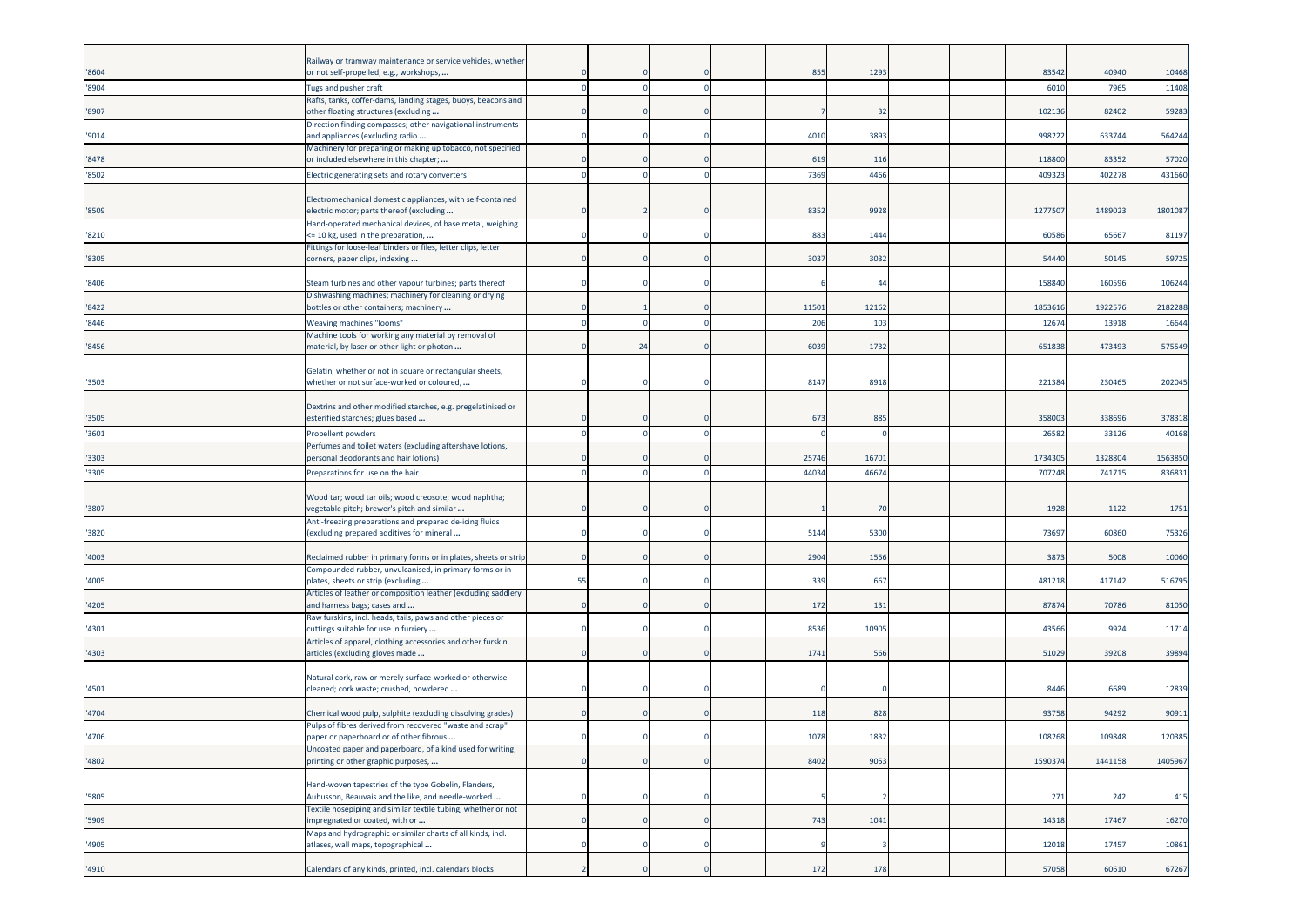| | | | | | | | | | | | | |
|---|---|---|---|---|---|---|---|---|---|---|---|---|
| '8604 | Railway or tramway maintenance or service vehicles, whether or not self-propelled, e.g., workshops, ... | 0 | 0 | 0 | | 855 | 1293 | | | 83542 | 40940 | 10468 |
| '8904 | Tugs and pusher craft | 0 | 0 | 0 | | | | | | 6010 | 7965 | 11408 |
| '8907 | Rafts, tanks, coffer-dams, landing stages, buoys, beacons and other floating structures (excluding ... | 0 | 0 | 0 | | 7 | 32 | | | 102136 | 82402 | 59283 |
| '9014 | Direction finding compasses; other navigational instruments and appliances (excluding radio ... | 0 | 0 | 0 | | 4010 | 3893 | | | 998222 | 633744 | 564244 |
| '8478 | Machinery for preparing or making up tobacco, not specified or included elsewhere in this chapter; ... | 0 | 0 | 0 | | 619 | 116 | | | 118800 | 83352 | 57020 |
| '8502 | Electric generating sets and rotary converters | 0 | 0 | 0 | | 7369 | 4466 | | | 409323 | 402278 | 431660 |
| '8509 | Electromechanical domestic appliances, with self-contained electric motor; parts thereof (excluding ... | 0 | 2 | 0 | | 8352 | 9928 | | | 1277507 | 1489023 | 1801087 |
| '8210 | Hand-operated mechanical devices, of base metal, weighing <= 10 kg, used in the preparation, ... | 0 | 0 | 0 | | 883 | 1444 | | | 60586 | 65667 | 81197 |
| '8305 | Fittings for loose-leaf binders or files, letter clips, letter corners, paper clips, indexing ... | 0 | 0 | 0 | | 3037 | 3032 | | | 54440 | 50145 | 59725 |
| '8406 | Steam turbines and other vapour turbines; parts thereof | 0 | 0 | 0 | | 6 | 44 | | | 158840 | 160596 | 106244 |
| '8422 | Dishwashing machines; machinery for cleaning or drying bottles or other containers; machinery ... | 0 | 1 | 0 | | 11501 | 12162 | | | 1853616 | 1922576 | 2182288 |
| '8446 | Weaving machines "looms" | 0 | 0 | 0 | | 206 | 103 | | | 12674 | 13918 | 16644 |
| '8456 | Machine tools for working any material by removal of material, by laser or other light or photon ... | 0 | 24 | 0 | | 6039 | 1732 | | | 651838 | 473493 | 575549 |
| '3503 | Gelatin, whether or not in square or rectangular sheets, whether or not surface-worked or coloured, ... | 0 | 0 | 0 | | 8147 | 8918 | | | 221384 | 230465 | 202045 |
| '3505 | Dextrins and other modified starches, e.g. pregelatinised or esterified starches; glues based ... | 0 | 0 | 0 | | 673 | 885 | | | 358003 | 338696 | 378318 |
| '3601 | Propellent powders | 0 | 0 | 0 | | 0 | 0 | | | 26582 | 33126 | 40168 |
| '3303 | Perfumes and toilet waters (excluding aftershave lotions, personal deodorants and hair lotions) | 0 | 0 | 0 | | 25746 | 16701 | | | 1734305 | 1328804 | 1563850 |
| '3305 | Preparations for use on the hair | 0 | 0 | 0 | | 44034 | 46674 | | | 707248 | 741715 | 836831 |
| '3807 | Wood tar; wood tar oils; wood creosote; wood naphtha; vegetable pitch; brewer's pitch and similar ... | 0 | 0 | 0 | | 1 | 70 | | | 1928 | 1122 | 1751 |
| '3820 | Anti-freezing preparations and prepared de-icing fluids (excluding prepared additives for mineral ... | 0 | 0 | 0 | | 5144 | 5300 | | | 73697 | 60860 | 75326 |
| '4003 | Reclaimed rubber in primary forms or in plates, sheets or strip | 0 | 0 | 0 | | 2904 | 1556 | | | 3873 | 5008 | 10060 |
| '4005 | Compounded rubber, unvulcanised, in primary forms or in plates, sheets or strip (excluding ... | 55 | 0 | 0 | | 339 | 667 | | | 481218 | 417142 | 516795 |
| '4205 | Articles of leather or composition leather (excluding saddlery and harness bags; cases and ... | 0 | 0 | 0 | | 172 | 131 | | | 87874 | 70786 | 81050 |
| '4301 | Raw furskins, incl. heads, tails, paws and other pieces or cuttings suitable for use in furriery ... | 0 | 0 | 0 | | 8536 | 10905 | | | 43566 | 9924 | 11714 |
| '4303 | Articles of apparel, clothing accessories and other furskin articles (excluding gloves made ... | 0 | 0 | 0 | | 1741 | 566 | | | 51029 | 39208 | 39894 |
| '4501 | Natural cork, raw or merely surface-worked or otherwise cleaned; cork waste; crushed, powdered ... | 0 | 0 | 0 | | 0 | 0 | | | 8446 | 6689 | 12839 |
| '4704 | Chemical wood pulp, sulphite (excluding dissolving grades) | 0 | 0 | 0 | | 118 | 828 | | | 93758 | 94292 | 90911 |
| '4706 | Pulps of fibres derived from recovered "waste and scrap" paper or paperboard or of other fibrous ... | 0 | 0 | 0 | | 1078 | 1832 | | | 108268 | 109848 | 120385 |
| '4802 | Uncoated paper and paperboard, of a kind used for writing, printing or other graphic purposes, ... | 0 | 0 | 0 | | 8402 | 9053 | | | 1590374 | 1441158 | 1405967 |
| '5805 | Hand-woven tapestries of the type Gobelin, Flanders, Aubusson, Beauvais and the like, and needle-worked ... | 0 | 0 | 0 | | 5 | 2 | | | 271 | 242 | 415 |
| '5909 | Textile hosepiping and similar textile tubing, whether or not impregnated or coated, with or ... | 0 | 0 | 0 | | 743 | 1041 | | | 14318 | 17467 | 16270 |
| '4905 | Maps and hydrographic or similar charts of all kinds, incl. atlases, wall maps, topographical ... | 0 | 0 | 0 | | 9 | 3 | | | 12018 | 17457 | 10861 |
| '4910 | Calendars of any kinds, printed, incl. calendars blocks | 2 | 0 | 0 | | 172 | 178 | | | 57058 | 60610 | 67267 |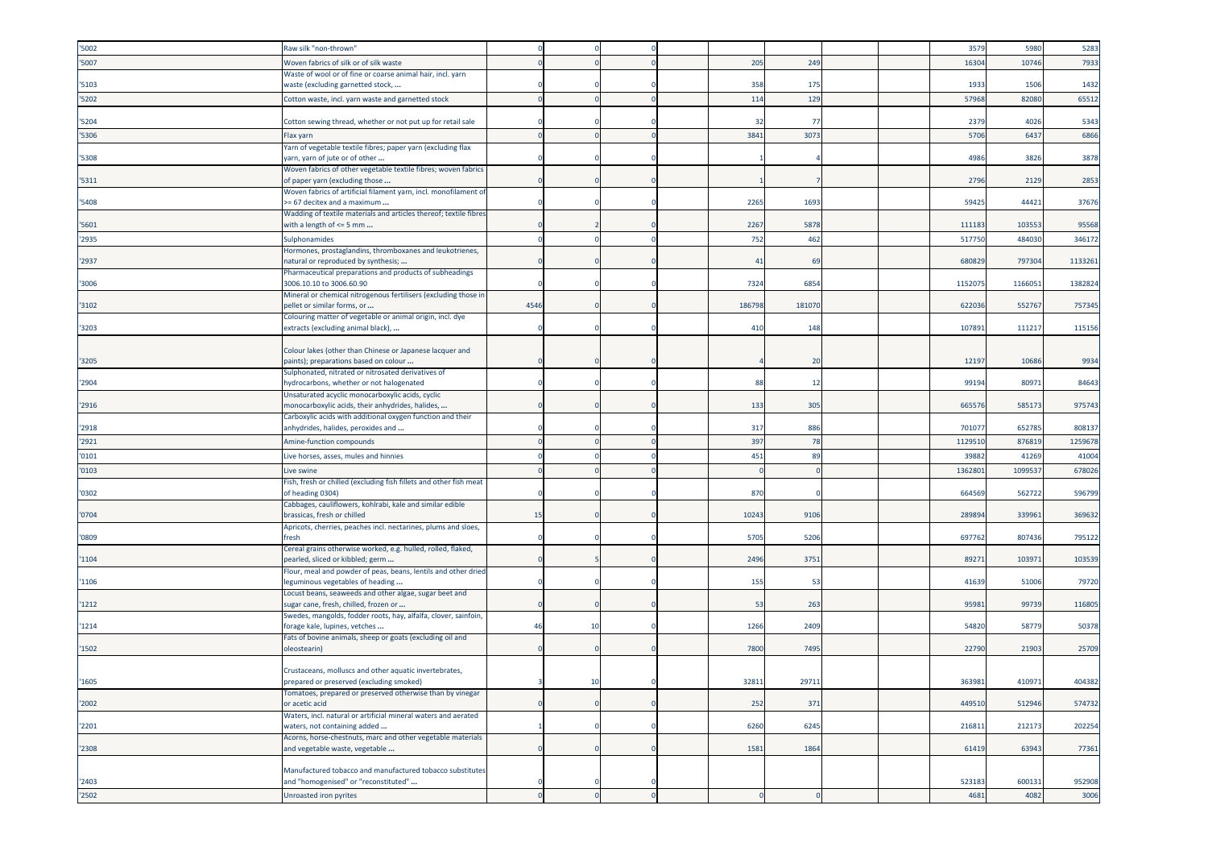| | | | | | | | | | | | |
|---|---|---|---|---|---|---|---|---|---|---|---|
| '5002 | Raw silk "non-thrown" | 0 | 0 | 0 | | | | | 3579 | 5980 | 5283 |
| '5007 | Woven fabrics of silk or of silk waste | 0 | 0 | 0 | | 205 | 249 | | 16304 | 10746 | 7933 |
| '5103 | Waste of wool or of fine or coarse animal hair, incl. yarn waste (excluding garnetted stock, ... | 0 | 0 | 0 | | 358 | 175 | | 1933 | 1506 | 1432 |
| '5202 | Cotton waste, incl. yarn waste and garnetted stock | 0 | 0 | 0 | | 114 | 129 | | 57968 | 82080 | 65512 |
| '5204 | Cotton sewing thread, whether or not put up for retail sale | 0 | 0 | 0 | | 32 | 77 | | 2379 | 4026 | 5343 |
| '5306 | Flax yarn | 0 | 0 | 0 | | 3841 | 3073 | | 5706 | 6437 | 6866 |
| '5308 | Yarn of vegetable textile fibres; paper yarn (excluding flax yarn, yarn of jute or of other ... | 0 | 0 | 0 | | 1 | 4 | | 4986 | 3826 | 3878 |
| '5311 | Woven fabrics of other vegetable textile fibres; woven fabrics of paper yarn (excluding those ... | 0 | 0 | 0 | | 1 | 7 | | 2796 | 2129 | 2853 |
| '5408 | Woven fabrics of artificial filament yarn, incl. monofilament of >= 67 decitex and a maximum ... | 0 | 0 | 0 | | 2265 | 1693 | | 59425 | 44421 | 37676 |
| '5601 | Wadding of textile materials and articles thereof; textile fibres with a length of <= 5 mm ... | 0 | 2 | 0 | | 2267 | 5878 | | 111183 | 103553 | 95568 |
| '2935 | Sulphonamides | 0 | 0 | 0 | | 752 | 462 | | 517750 | 484030 | 346172 |
| '2937 | Hormones, prostaglandins, thromboxanes and leukotrienes, natural or reproduced by synthesis; ... | 0 | 0 | 0 | | 41 | 69 | | 680829 | 797304 | 1133261 |
| '3006 | Pharmaceutical preparations and products of subheadings 3006.10.10 to 3006.60.90 | 0 | 0 | 0 | | 7324 | 6854 | | 1152075 | 1166051 | 1382824 |
| '3102 | Mineral or chemical nitrogenous fertilisers (excluding those in pellet or similar forms, or ... | 4546 | 0 | 0 | | 186798 | 181070 | | 622036 | 552767 | 757345 |
| '3203 | Colouring matter of vegetable or animal origin, incl. dye extracts (excluding animal black), ... | 0 | 0 | 0 | | 410 | 148 | | 107891 | 111217 | 115156 |
| '3205 | Colour lakes (other than Chinese or Japanese lacquer and paints); preparations based on colour ... | 0 | 0 | 0 | | 4 | 20 | | 12197 | 10686 | 9934 |
| '2904 | Sulphonated, nitrated or nitrosated derivatives of hydrocarbons, whether or not halogenated | 0 | 0 | 0 | | 88 | 12 | | 99194 | 80971 | 84643 |
| '2916 | Unsaturated acyclic monocarboxylic acids, cyclic monocarboxylic acids, their anhydrides, halides, ... | 0 | 0 | 0 | | 133 | 305 | | 665576 | 585173 | 975743 |
| '2918 | Carboxylic acids with additional oxygen function and their anhydrides, halides, peroxides and ... | 0 | 0 | 0 | | 317 | 886 | | 701077 | 652785 | 808137 |
| '2921 | Amine-function compounds | 0 | 0 | 0 | | 397 | 78 | | 1129510 | 876819 | 1259678 |
| '0101 | Live horses, asses, mules and hinnies | 0 | 0 | 0 | | 451 | 89 | | 39882 | 41269 | 41004 |
| '0103 | Live swine | 0 | 0 | 0 | | 0 | 0 | | 1362801 | 1099537 | 678026 |
| '0302 | Fish, fresh or chilled (excluding fish fillets and other fish meat of heading 0304) | 0 | 0 | 0 | | 870 | 0 | | 664569 | 562722 | 596799 |
| '0704 | Cabbages, cauliflowers, kohlrabi, kale and similar edible brassicas, fresh or chilled | 15 | 0 | 0 | | 10243 | 9106 | | 289894 | 339961 | 369632 |
| '0809 | Apricots, cherries, peaches incl. nectarines, plums and sloes, fresh | 0 | 0 | 0 | | 5705 | 5206 | | 697762 | 807436 | 795122 |
| '1104 | Cereal grains otherwise worked, e.g. hulled, rolled, flaked, pearled, sliced or kibbled; germ ... | 0 | 5 | 0 | | 2496 | 3751 | | 89271 | 103971 | 103539 |
| '1106 | Flour, meal and powder of peas, beans, lentils and other dried leguminous vegetables of heading ... | 0 | 0 | 0 | | 155 | 53 | | 41639 | 51006 | 79720 |
| '1212 | Locust beans, seaweeds and other algae, sugar beet and sugar cane, fresh, chilled, frozen or ... | 0 | 0 | 0 | | 53 | 263 | | 95981 | 99739 | 116805 |
| '1214 | Swedes, mangolds, fodder roots, hay, alfalfa, clover, sainfoin, forage kale, lupines, vetches ... | 46 | 10 | 0 | | 1266 | 2409 | | 54820 | 58779 | 50378 |
| '1502 | Fats of bovine animals, sheep or goats (excluding oil and oleostearin) | 0 | 0 | 0 | | 7800 | 7495 | | 22790 | 21903 | 25709 |
| '1605 | Crustaceans, molluscs and other aquatic invertebrates, prepared or preserved (excluding smoked) | 3 | 10 | 0 | | 32811 | 29711 | | 363981 | 410971 | 404382 |
| '2002 | Tomatoes, prepared or preserved otherwise than by vinegar or acetic acid | 0 | 0 | 0 | | 252 | 371 | | 449510 | 512946 | 574732 |
| '2201 | Waters, incl. natural or artificial mineral waters and aerated waters, not containing added ... | 1 | 0 | 0 | | 6260 | 6245 | | 216811 | 212173 | 202254 |
| '2308 | Acorns, horse-chestnuts, marc and other vegetable materials and vegetable waste, vegetable ... | 0 | 0 | 0 | | 1581 | 1864 | | 61419 | 63943 | 77361 |
| '2403 | Manufactured tobacco and manufactured tobacco substitutes and "homogenised" or "reconstituted" ... | 0 | 0 | 0 | | | | | 523183 | 600131 | 952908 |
| '2502 | Unroasted iron pyrites | 0 | 0 | 0 | | 0 | 0 | | 4681 | 4082 | 3006 |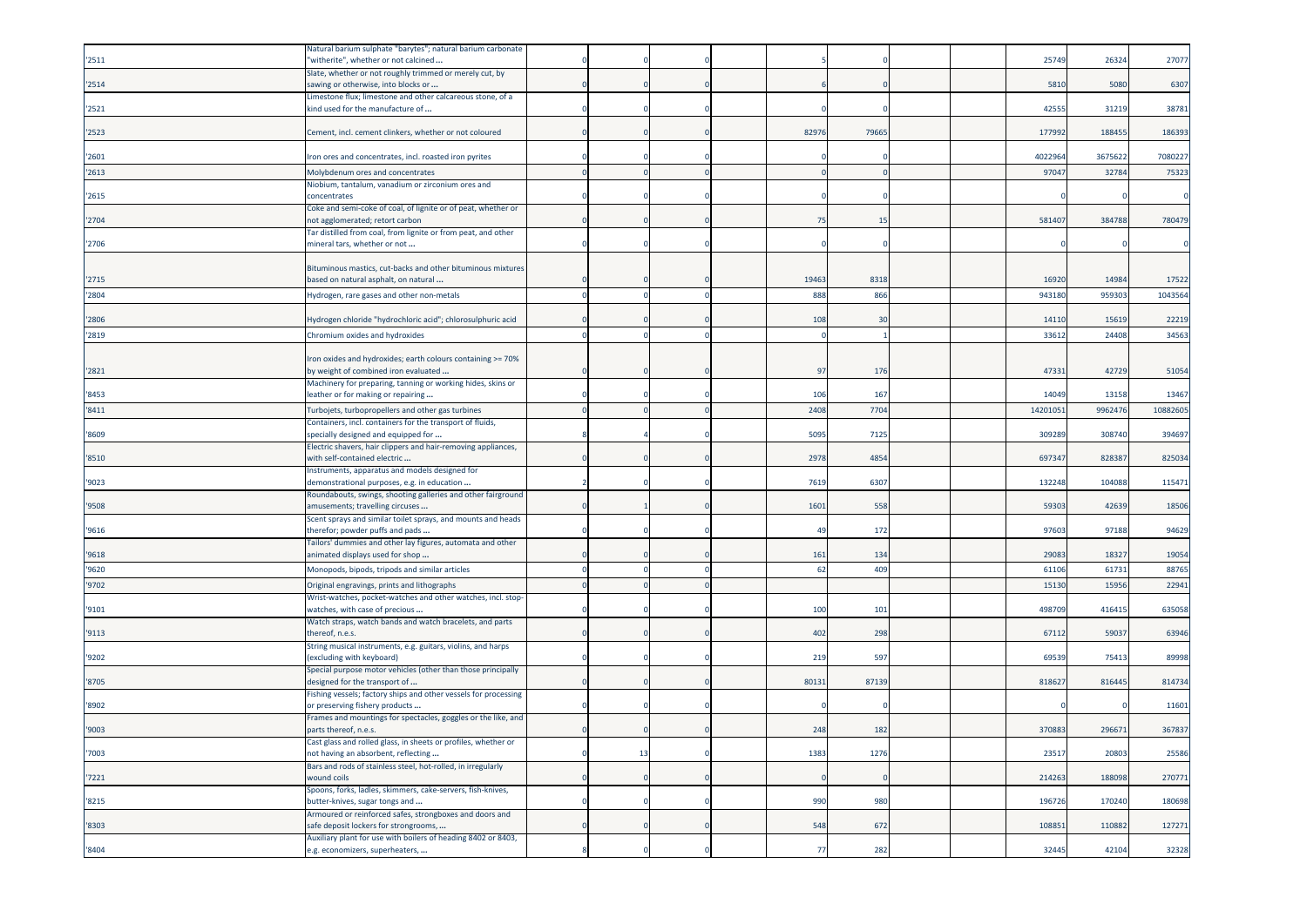| '2511 | Natural barium sulphate "barytes"; natural barium carbonate "witherite", whether or not calcined ... | 0 | 0 | 0 | | 5 | 0 | | | 25749 | 26324 | 27077 |
|---|---|---|---|---|---|---|---|---|---|---|---|---|
| '2514 | Slate, whether or not roughly trimmed or merely cut, by sawing or otherwise, into blocks or ... | 0 | 0 | 0 | | 6 | 0 | | | 5810 | 5080 | 6307 |
| '2521 | Limestone flux; limestone and other calcareous stone, of a kind used for the manufacture of ... | 0 | 0 | 0 | | 0 | 0 | | | 42555 | 31219 | 38781 |
| '2523 | Cement, incl. cement clinkers, whether or not coloured | 0 | 0 | 0 | | 82976 | 79665 | | | 177992 | 188455 | 186393 |
| '2601 | Iron ores and concentrates, incl. roasted iron pyrites | 0 | 0 | 0 | | 0 | 0 | | | 4022964 | 3675622 | 7080227 |
| '2613 | Molybdenum ores and concentrates | 0 | 0 | 0 | | 0 | 0 | | | 97047 | 32784 | 75323 |
| '2615 | Niobium, tantalum, vanadium or zirconium ores and concentrates | 0 | 0 | 0 | | 0 | 0 | | | 0 | 0 | 0 |
| '2704 | Coke and semi-coke of coal, of lignite or of peat, whether or not agglomerated; retort carbon | 0 | 0 | 0 | | 75 | 15 | | | 581407 | 384788 | 780479 |
| '2706 | Tar distilled from coal, from lignite or from peat, and other mineral tars, whether or not ... | 0 | 0 | 0 | | 0 | 0 | | | 0 | 0 | 0 |
| '2715 | Bituminous mastics, cut-backs and other bituminous mixtures based on natural asphalt, on natural ... | 0 | 0 | 0 | | 19463 | 8318 | | | 16920 | 14984 | 17522 |
| '2804 | Hydrogen, rare gases and other non-metals | 0 | 0 | 0 | | 888 | 866 | | | 943180 | 959303 | 1043564 |
| '2806 | Hydrogen chloride "hydrochloric acid"; chlorosulphuric acid | 0 | 0 | 0 | | 108 | 30 | | | 14110 | 15619 | 22219 |
| '2819 | Chromium oxides and hydroxides | 0 | 0 | 0 | | 0 | 1 | | | 33612 | 24408 | 34563 |
| '2821 | Iron oxides and hydroxides; earth colours containing >= 70% by weight of combined iron evaluated ... | 0 | 0 | 0 | | 97 | 176 | | | 47331 | 42729 | 51054 |
| '8453 | Machinery for preparing, tanning or working hides, skins or leather or for making or repairing ... | 0 | 0 | 0 | | 106 | 167 | | | 14049 | 13158 | 13467 |
| '8411 | Turbojets, turbopropellers and other gas turbines | 0 | 0 | 0 | | 2408 | 7704 | | | 14201051 | 9962476 | 10882605 |
| '8609 | Containers, incl. containers for the transport of fluids, specially designed and equipped for ... | 8 | 4 | 0 | | 5095 | 7125 | | | 309289 | 308740 | 394697 |
| '8510 | Electric shavers, hair clippers and hair-removing appliances, with self-contained electric ... | 0 | 0 | 0 | | 2978 | 4854 | | | 697347 | 828387 | 825034 |
| '9023 | Instruments, apparatus and models designed for demonstrational purposes, e.g. in education ... | 2 | 0 | 0 | | 7619 | 6307 | | | 132248 | 104088 | 115471 |
| '9508 | Roundabouts, swings, shooting galleries and other fairground amusements; travelling circuses ... | 0 | 1 | 0 | | 1601 | 558 | | | 59303 | 42639 | 18506 |
| '9616 | Scent sprays and similar toilet sprays, and mounts and heads therefor; powder puffs and pads ... | 0 | 0 | 0 | | 49 | 172 | | | 97603 | 97188 | 94629 |
| '9618 | Tailors' dummies and other lay figures, automata and other animated displays used for shop ... | 0 | 0 | 0 | | 161 | 134 | | | 29083 | 18327 | 19054 |
| '9620 | Monopods, bipods, tripods and similar articles | 0 | 0 | 0 | | 62 | 409 | | | 61106 | 61731 | 88765 |
| '9702 | Original engravings, prints and lithographs | 0 | 0 | 0 | | | | | | 15130 | 15956 | 22941 |
| '9101 | Wrist-watches, pocket-watches and other watches, incl. stop-watches, with case of precious ... | 0 | 0 | 0 | | 100 | 101 | | | 498709 | 416415 | 635058 |
| '9113 | Watch straps, watch bands and watch bracelets, and parts thereof, n.e.s. | 0 | 0 | 0 | | 402 | 298 | | | 67112 | 59037 | 63946 |
| '9202 | String musical instruments, e.g. guitars, violins, and harps (excluding with keyboard) | 0 | 0 | 0 | | 219 | 597 | | | 69539 | 75413 | 89998 |
| '8705 | Special purpose motor vehicles (other than those principally designed for the transport of ... | 0 | 0 | 0 | | 80131 | 87139 | | | 818627 | 816445 | 814734 |
| '8902 | Fishing vessels; factory ships and other vessels for processing or preserving fishery products ... | 0 | 0 | 0 | | 0 | 0 | | | 0 | 0 | 11601 |
| '9003 | Frames and mountings for spectacles, goggles or the like, and parts thereof, n.e.s. | 0 | 0 | 0 | | 248 | 182 | | | 370883 | 296671 | 367837 |
| '7003 | Cast glass and rolled glass, in sheets or profiles, whether or not having an absorbent, reflecting ... | 0 | 13 | 0 | | 1383 | 1276 | | | 23517 | 20803 | 25586 |
| '7221 | Bars and rods of stainless steel, hot-rolled, in irregularly wound coils | 0 | 0 | 0 | | 0 | 0 | | | 214263 | 188098 | 270771 |
| '8215 | Spoons, forks, ladles, skimmers, cake-servers, fish-knives, butter-knives, sugar tongs and ... | 0 | 0 | 0 | | 990 | 980 | | | 196726 | 170240 | 180698 |
| '8303 | Armoured or reinforced safes, strongboxes and doors and safe deposit lockers for strongrooms, ... | 0 | 0 | 0 | | 548 | 672 | | | 108851 | 110882 | 127271 |
| '8404 | Auxiliary plant for use with boilers of heading 8402 or 8403, e.g. economizers, superheaters, ... | 8 | 0 | 0 | | 77 | 282 | | | 32445 | 42104 | 32328 |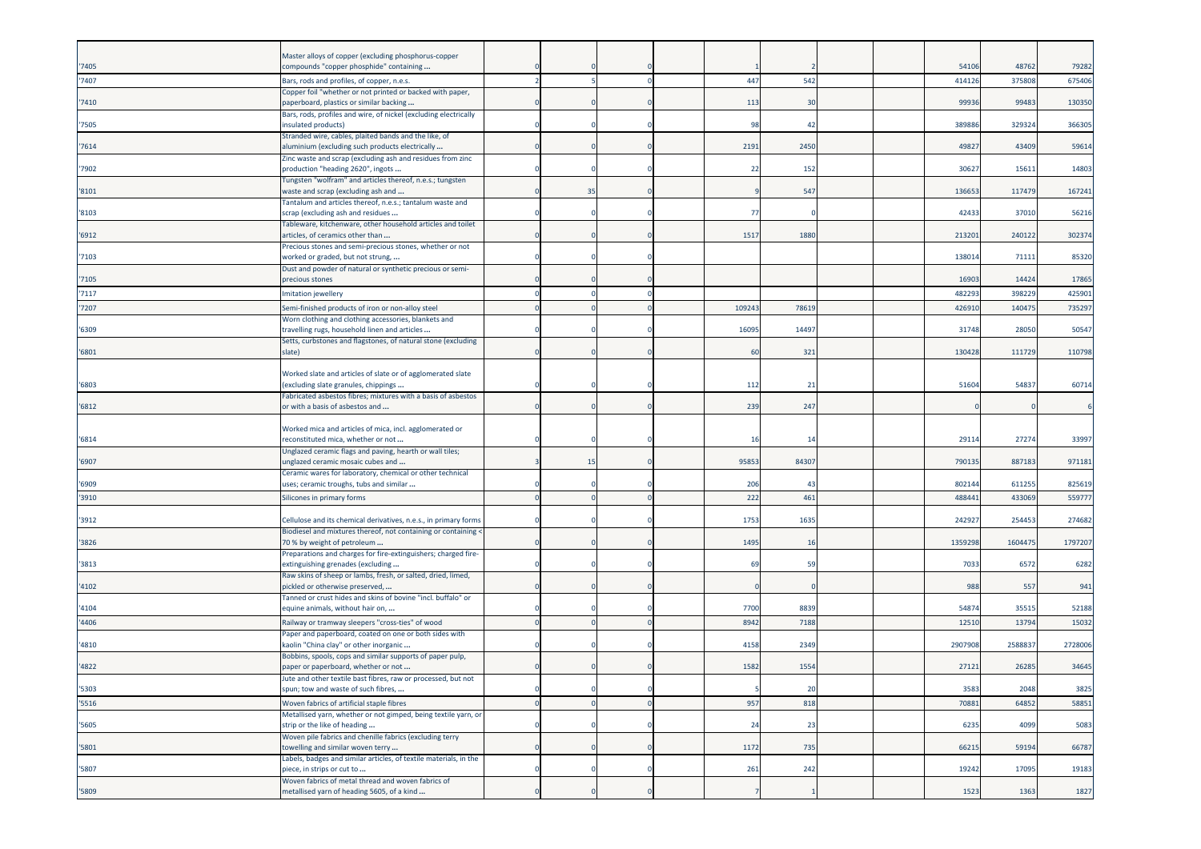| | | | | | | | | | | | | |
|---|---|---|---|---|---|---|---|---|---|---|---|---|
| '7405 | Master alloys of copper (excluding phosphorus-copper compounds "copper phosphide" containing ... | 0 | 0 | 0 | | 1 | 2 | | | 54106 | 48762 | 79282 |
| '7407 | Bars, rods and profiles, of copper, n.e.s. | 2 | 5 | 0 | | 447 | 542 | | | 414126 | 375808 | 675406 |
| '7410 | Copper foil "whether or not printed or backed with paper, paperboard, plastics or similar backing ... | 0 | 0 | 0 | | 113 | 30 | | | 99936 | 99483 | 130350 |
| '7505 | Bars, rods, profiles and wire, of nickel (excluding electrically insulated products) | 0 | 0 | 0 | | 98 | 42 | | | 389886 | 329324 | 366305 |
| '7614 | Stranded wire, cables, plaited bands and the like, of aluminium (excluding such products electrically ... | 0 | 0 | 0 | | 2191 | 2450 | | | 49827 | 43409 | 59614 |
| '7902 | Zinc waste and scrap (excluding ash and residues from zinc production "heading 2620", ingots ... | 0 | 0 | 0 | | 22 | 152 | | | 30627 | 15611 | 14803 |
| '8101 | Tungsten "wolfram" and articles thereof, n.e.s.; tungsten waste and scrap (excluding ash and ... | 0 | 35 | 0 | | 9 | 547 | | | 136653 | 117479 | 167241 |
| '8103 | Tantalum and articles thereof, n.e.s.; tantalum waste and scrap (excluding ash and residues ... | 0 | 0 | 0 | | 77 | 0 | | | 42433 | 37010 | 56216 |
| '6912 | Tableware, kitchenware, other household articles and toilet articles, of ceramics other than ... | 0 | 0 | 0 | | 1517 | 1880 | | | 213201 | 240122 | 302374 |
| '7103 | Precious stones and semi-precious stones, whether or not worked or graded, but not strung, ... | 0 | 0 | 0 | | | | | | 138014 | 71111 | 85320 |
| '7105 | Dust and powder of natural or synthetic precious or semi-precious stones | 0 | 0 | 0 | | | | | | 16903 | 14424 | 17865 |
| '7117 | Imitation jewellery | 0 | 0 | 0 | | | | | | 482293 | 398229 | 425901 |
| '7207 | Semi-finished products of iron or non-alloy steel | 0 | 0 | 0 | | 109243 | 78619 | | | 426910 | 140475 | 735297 |
| '6309 | Worn clothing and clothing accessories, blankets and travelling rugs, household linen and articles ... | 0 | 0 | 0 | | 16095 | 14497 | | | 31748 | 28050 | 50547 |
| '6801 | Setts, curbstones and flagstones, of natural stone (excluding slate) | 0 | 0 | 0 | | 60 | 321 | | | 130428 | 111729 | 110798 |
| '6803 | Worked slate and articles of slate or of agglomerated slate (excluding slate granules, chippings ... | 0 | 0 | 0 | | 112 | 21 | | | 51604 | 54837 | 60714 |
| '6812 | Fabricated asbestos fibres; mixtures with a basis of asbestos or with a basis of asbestos and ... | 0 | 0 | 0 | | 239 | 247 | | | 0 | 0 | 6 |
| '6814 | Worked mica and articles of mica, incl. agglomerated or reconstituted mica, whether or not ... | 0 | 0 | 0 | | 16 | 14 | | | 29114 | 27274 | 33997 |
| '6907 | Unglazed ceramic flags and paving, hearth or wall tiles; unglazed ceramic mosaic cubes and ... | 3 | 15 | 0 | | 95853 | 84307 | | | 790135 | 887183 | 971181 |
| '6909 | Ceramic wares for laboratory, chemical or other technical uses; ceramic troughs, tubs and similar ... | 0 | 0 | 0 | | 206 | 43 | | | 802144 | 611255 | 825619 |
| '3910 | Silicones in primary forms | 0 | 0 | 0 | | 222 | 461 | | | 488441 | 433069 | 559777 |
| '3912 | Cellulose and its chemical derivatives, n.e.s., in primary forms | 0 | 0 | 0 | | 1753 | 1635 | | | 242927 | 254453 | 274682 |
| '3826 | Biodiesel and mixtures thereof, not containing or containing < 70 % by weight of petroleum ... | 0 | 0 | 0 | | 1495 | 16 | | | 1359298 | 1604475 | 1797207 |
| '3813 | Preparations and charges for fire-extinguishers; charged fire-extinguishing grenades (excluding ... | 0 | 0 | 0 | | 69 | 59 | | | 7033 | 6572 | 6282 |
| '4102 | Raw skins of sheep or lambs, fresh, or salted, dried, limed, pickled or otherwise preserved, ... | 0 | 0 | 0 | | 0 | 0 | | | 988 | 557 | 941 |
| '4104 | Tanned or crust hides and skins of bovine "incl. buffalo" or equine animals, without hair on, ... | 0 | 0 | 0 | | 7700 | 8839 | | | 54874 | 35515 | 52188 |
| '4406 | Railway or tramway sleepers "cross-ties" of wood | 0 | 0 | 0 | | 8942 | 7188 | | | 12510 | 13794 | 15032 |
| '4810 | Paper and paperboard, coated on one or both sides with kaolin "China clay" or other inorganic ... | 0 | 0 | 0 | | 4158 | 2349 | | | 2907908 | 2588837 | 2728006 |
| '4822 | Bobbins, spools, cops and similar supports of paper pulp, paper or paperboard, whether or not ... | 0 | 0 | 0 | | 1582 | 1554 | | | 27121 | 26285 | 34645 |
| '5303 | Jute and other textile bast fibres, raw or processed, but not spun; tow and waste of such fibres, ... | 0 | 0 | 0 | | 5 | 20 | | | 3583 | 2048 | 3825 |
| '5516 | Woven fabrics of artificial staple fibres | 0 | 0 | 0 | | 957 | 818 | | | 70881 | 64852 | 58851 |
| '5605 | Metallised yarn, whether or not gimped, being textile yarn, or strip or the like of heading ... | 0 | 0 | 0 | | 24 | 23 | | | 6235 | 4099 | 5083 |
| '5801 | Woven pile fabrics and chenille fabrics (excluding terry towelling and similar woven terry ... | 0 | 0 | 0 | | 1172 | 735 | | | 66215 | 59194 | 66787 |
| '5807 | Labels, badges and similar articles, of textile materials, in the piece, in strips or cut to ... | 0 | 0 | 0 | | 261 | 242 | | | 19242 | 17095 | 19183 |
| '5809 | Woven fabrics of metal thread and woven fabrics of metallised yarn of heading 5605, of a kind ... | 0 | 0 | 0 | | 7 | 1 | | | 1523 | 1363 | 1827 |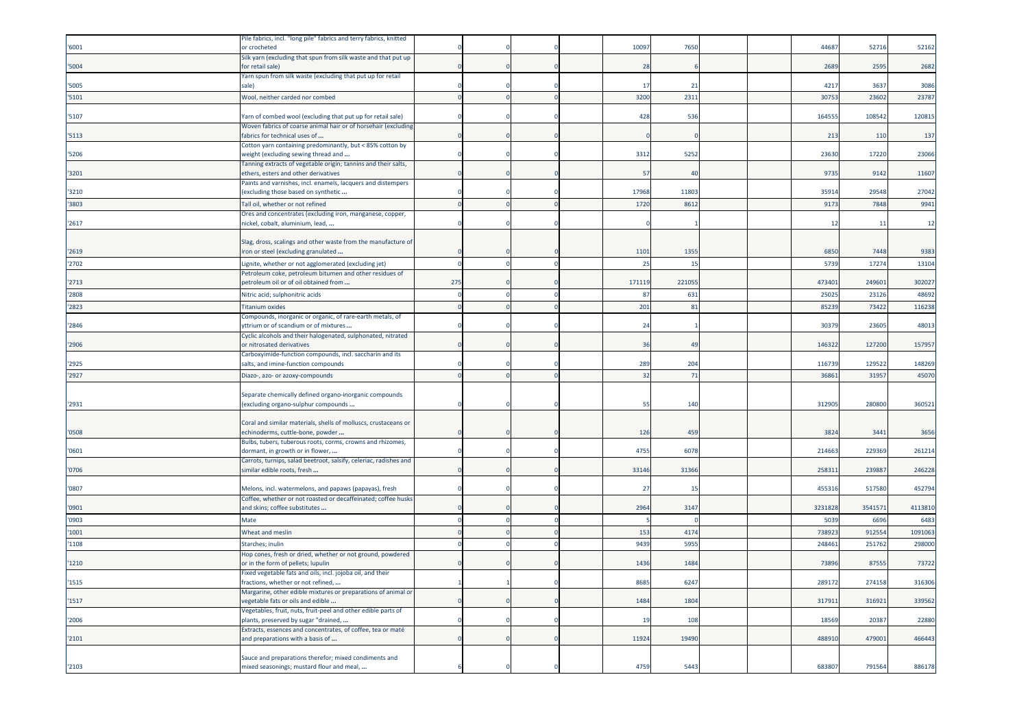| | | | | | | | | | | | |
|---|---|---|---|---|---|---|---|---|---|---|---|
| '6001 | Pile fabrics, incl. "long pile" fabrics and terry fabrics, knitted or crocheted | 0 | 0 | 0 | | 10097 | 7650 | | | 44687 | 52716 | 52162 |
| '5004 | Silk yarn (excluding that spun from silk waste and that put up for retail sale) | 0 | 0 | 0 | | 28 | 6 | | | 2689 | 2595 | 2682 |
| '5005 | Yarn spun from silk waste (excluding that put up for retail sale) | 0 | 0 | 0 | | 17 | 21 | | | 4217 | 3637 | 3086 |
| '5101 | Wool, neither carded nor combed | 0 | 0 | 0 | | 3200 | 2311 | | | 30753 | 23602 | 23787 |
| '5107 | Yarn of combed wool (excluding that put up for retail sale) | 0 | 0 | 0 | | 428 | 536 | | | 164555 | 108542 | 120815 |
| '5113 | Woven fabrics of coarse animal hair or of horsehair (excluding fabrics for technical uses of ... | 0 | 0 | 0 | | 0 | 0 | | | 213 | 110 | 137 |
| '5206 | Cotton yarn containing predominantly, but < 85% cotton by weight (excluding sewing thread and ... | 0 | 0 | 0 | | 3312 | 5252 | | | 23630 | 17220 | 23066 |
| '3201 | Tanning extracts of vegetable origin; tannins and their salts, ethers, esters and other derivatives | 0 | 0 | 0 | | 57 | 40 | | | 9735 | 9142 | 11607 |
| '3210 | Paints and varnishes, incl. enamels, lacquers and distempers (excluding those based on synthetic ... | 0 | 0 | 0 | | 17968 | 11803 | | | 35914 | 29548 | 27042 |
| '3803 | Tall oil, whether or not refined | 0 | 0 | 0 | | 1720 | 8612 | | | 9173 | 7848 | 9941 |
| '2617 | Ores and concentrates (excluding iron, manganese, copper, nickel, cobalt, aluminium, lead, ... | 0 | 0 | 0 | | 0 | 1 | | | 12 | 11 | 12 |
| '2619 | Slag, dross, scalings and other waste from the manufacture of iron or steel (excluding granulated ... | 0 | 0 | 0 | | 1101 | 1355 | | | 6850 | 7448 | 9383 |
| '2702 | Lignite, whether or not agglomerated (excluding jet) | 0 | 0 | 0 | | 25 | 15 | | | 5739 | 17274 | 13104 |
| '2713 | Petroleum coke, petroleum bitumen and other residues of petroleum oil or of oil obtained from ... | 275 | 0 | 0 | | 171119 | 221055 | | | 473401 | 249601 | 302027 |
| '2808 | Nitric acid; sulphonitric acids | 0 | 0 | 0 | | 87 | 631 | | | 25025 | 23126 | 48692 |
| '2823 | Titanium oxides | 0 | 0 | 0 | | 201 | 81 | | | 85239 | 73422 | 116238 |
| '2846 | Compounds, inorganic or organic, of rare-earth metals, of yttrium or of scandium or of mixtures ... | 0 | 0 | 0 | | 24 | 1 | | | 30379 | 23605 | 48013 |
| '2906 | Cyclic alcohols and their halogenated, sulphonated, nitrated or nitrosated derivatives | 0 | 0 | 0 | | 36 | 49 | | | 146322 | 127200 | 157957 |
| '2925 | Carboxyimide-function compounds, incl. saccharin and its salts, and imine-function compounds | 0 | 0 | 0 | | 289 | 204 | | | 116739 | 129522 | 148269 |
| '2927 | Diazo-, azo- or azoxy-compounds | 0 | 0 | 0 | | 32 | 71 | | | 36861 | 31957 | 45070 |
| '2931 | Separate chemically defined organo-inorganic compounds (excluding organo-sulphur compounds ... | 0 | 0 | 0 | | 55 | 140 | | | 312905 | 280800 | 360521 |
| '0508 | Coral and similar materials, shells of molluscs, crustaceans or echinoderms, cuttle-bone, powder ... | 0 | 0 | 0 | | 126 | 459 | | | 3824 | 3441 | 3656 |
| '0601 | Bulbs, tubers, tuberous roots, corms, crowns and rhizomes, dormant, in growth or in flower, ... | 0 | 0 | 0 | | 4755 | 6078 | | | 214663 | 229369 | 261214 |
| '0706 | Carrots, turnips, salad beetroot, salsify, celeriac, radishes and similar edible roots, fresh ... | 0 | 0 | 0 | | 33146 | 31366 | | | 258311 | 239887 | 246228 |
| '0807 | Melons, incl. watermelons, and papaws (papayas), fresh | 0 | 0 | 0 | | 27 | 15 | | | 455316 | 517580 | 452794 |
| '0901 | Coffee, whether or not roasted or decaffeinated; coffee husks and skins; coffee substitutes ... | 0 | 0 | 0 | | 2964 | 3147 | | | 3231828 | 3541571 | 4113810 |
| '0903 | Mate | 0 | 0 | 0 | | 5 | 0 | | | 5039 | 6696 | 6483 |
| '1001 | Wheat and meslin | 0 | 0 | 0 | | 153 | 4174 | | | 738923 | 912554 | 1091063 |
| '1108 | Starches; inulin | 0 | 0 | 0 | | 9439 | 5955 | | | 248461 | 251762 | 298000 |
| '1210 | Hop cones, fresh or dried, whether or not ground, powdered or in the form of pellets; lupulin | 0 | 0 | 0 | | 1436 | 1484 | | | 73896 | 87555 | 73722 |
| '1515 | Fixed vegetable fats and oils, incl. jojoba oil, and their fractions, whether or not refined, ... | 1 | 1 | 0 | | 8685 | 6247 | | | 289172 | 274158 | 316306 |
| '1517 | Margarine, other edible mixtures or preparations of animal or vegetable fats or oils and edible ... | 0 | 0 | 0 | | 1484 | 1804 | | | 317911 | 316921 | 339562 |
| '2006 | Vegetables, fruit, nuts, fruit-peel and other edible parts of plants, preserved by sugar "drained, ... | 0 | 0 | 0 | | 19 | 108 | | | 18569 | 20387 | 22880 |
| '2101 | Extracts, essences and concentrates, of coffee, tea or maté and preparations with a basis of ... | 0 | 0 | 0 | | 11924 | 19490 | | | 488910 | 479001 | 466443 |
| '2103 | Sauce and preparations therefor; mixed condiments and mixed seasonings; mustard flour and meal, ... | 6 | 0 | 0 | | 4759 | 5443 | | | 683807 | 791564 | 886178 |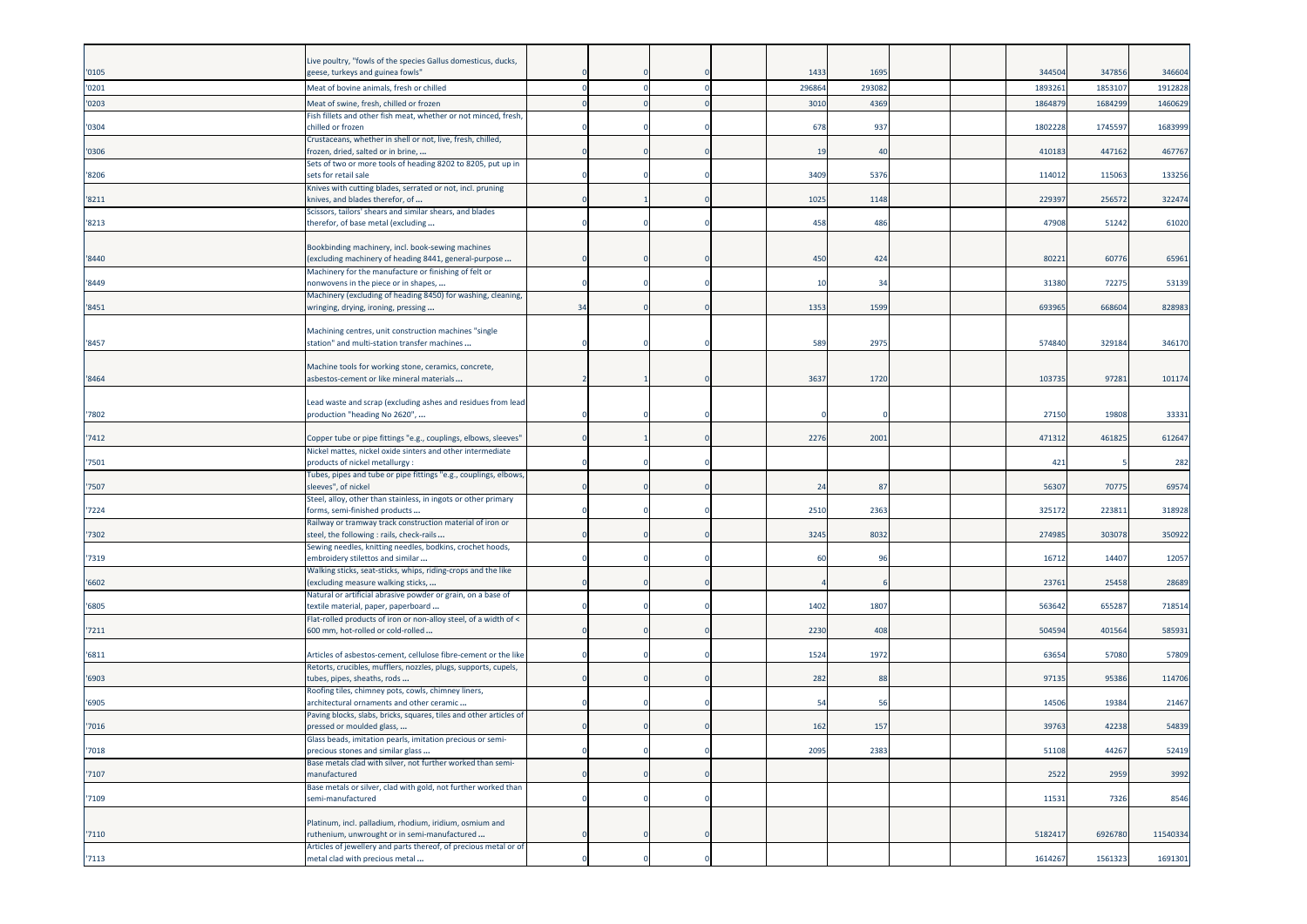| | | | | | | | | | | | |
|---|---|---|---|---|---|---|---|---|---|---|---|
| '0105 | Live poultry, "fowls of the species Gallus domesticus, ducks, geese, turkeys and guinea fowls" | 0 | 0 | 0 | 1433 | 1695 | | | 344504 | 347856 | 346604 |
| '0201 | Meat of bovine animals, fresh or chilled | 0 | 0 | 0 | 296864 | 293082 | | | 1893261 | 1853107 | 1912828 |
| '0203 | Meat of swine, fresh, chilled or frozen | 0 | 0 | 0 | 3010 | 4369 | | | 1864879 | 1684299 | 1460629 |
| '0304 | Fish fillets and other fish meat, whether or not minced, fresh, chilled or frozen | 0 | 0 | 0 | 678 | 937 | | | 1802228 | 1745597 | 1683999 |
| '0306 | Crustaceans, whether in shell or not, live, fresh, chilled, frozen, dried, salted or in brine, ... | 0 | 0 | 0 | 19 | 40 | | | 410183 | 447162 | 467767 |
| '8206 | Sets of two or more tools of heading 8202 to 8205, put up in sets for retail sale | 0 | 0 | 0 | 3409 | 5376 | | | 114012 | 115063 | 133256 |
| '8211 | Knives with cutting blades, serrated or not, incl. pruning knives, and blades therefor, of ... | 0 | 1 | 0 | 1025 | 1148 | | | 229397 | 256572 | 322474 |
| '8213 | Scissors, tailors' shears and similar shears, and blades therefor, of base metal (excluding ... | 0 | 0 | 0 | 458 | 486 | | | 47908 | 51242 | 61020 |
| '8440 | Bookbinding machinery, incl. book-sewing machines (excluding machinery of heading 8441, general-purpose ... | 0 | 0 | 0 | 450 | 424 | | | 80221 | 60776 | 65961 |
| '8449 | Machinery for the manufacture or finishing of felt or nonwovens in the piece or in shapes, ... | 0 | 0 | 0 | 10 | 34 | | | 31380 | 72275 | 53139 |
| '8451 | Machinery (excluding of heading 8450) for washing, cleaning, wringing, drying, ironing, pressing ... | 34 | 0 | 0 | 1353 | 1599 | | | 693965 | 668604 | 828983 |
| '8457 | Machining centres, unit construction machines "single station" and multi-station transfer machines ... | 0 | 0 | 0 | 589 | 2975 | | | 574840 | 329184 | 346170 |
| '8464 | Machine tools for working stone, ceramics, concrete, asbestos-cement or like mineral materials ... | 2 | 1 | 0 | 3637 | 1720 | | | 103735 | 97281 | 101174 |
| '7802 | Lead waste and scrap (excluding ashes and residues from lead production "heading No 2620", ... | 0 | 0 | 0 | 0 | 0 | | | 27150 | 19808 | 33331 |
| '7412 | Copper tube or pipe fittings "e.g., couplings, elbows, sleeves" | 0 | 1 | 0 | 2276 | 2001 | | | 471312 | 461825 | 612647 |
| '7501 | Nickel mattes, nickel oxide sinters and other intermediate products of nickel metallurgy : | 0 | 0 | 0 | | | | | 421 | 5 | 282 |
| '7507 | Tubes, pipes and tube or pipe fittings "e.g., couplings, elbows, sleeves", of nickel | 0 | 0 | 0 | 24 | 87 | | | 56307 | 70775 | 69574 |
| '7224 | Steel, alloy, other than stainless, in ingots or other primary forms, semi-finished products ... | 0 | 0 | 0 | 2510 | 2363 | | | 325172 | 223811 | 318928 |
| '7302 | Railway or tramway track construction material of iron or steel, the following : rails, check-rails ... | 0 | 0 | 0 | 3245 | 8032 | | | 274985 | 303078 | 350922 |
| '7319 | Sewing needles, knitting needles, bodkins, crochet hoods, embroidery stilettos and similar ... | 0 | 0 | 0 | 60 | 96 | | | 16712 | 14407 | 12057 |
| '6602 | Walking sticks, seat-sticks, whips, riding-crops and the like (excluding measure walking sticks, ... | 0 | 0 | 0 | 4 | 6 | | | 23761 | 25458 | 28689 |
| '6805 | Natural or artificial abrasive powder or grain, on a base of textile material, paper, paperboard ... | 0 | 0 | 0 | 1402 | 1807 | | | 563642 | 655287 | 718514 |
| '7211 | Flat-rolled products of iron or non-alloy steel, of a width of < 600 mm, hot-rolled or cold-rolled ... | 0 | 0 | 0 | 2230 | 408 | | | 504594 | 401564 | 585931 |
| '6811 | Articles of asbestos-cement, cellulose fibre-cement or the like | 0 | 0 | 0 | 1524 | 1972 | | | 63654 | 57080 | 57809 |
| '6903 | Retorts, crucibles, mufflers, nozzles, plugs, supports, cupels, tubes, pipes, sheaths, rods ... | 0 | 0 | 0 | 282 | 88 | | | 97135 | 95386 | 114706 |
| '6905 | Roofing tiles, chimney pots, cowls, chimney liners, architectural ornaments and other ceramic ... | 0 | 0 | 0 | 54 | 56 | | | 14506 | 19384 | 21467 |
| '7016 | Paving blocks, slabs, bricks, squares, tiles and other articles of pressed or moulded glass, ... | 0 | 0 | 0 | 162 | 157 | | | 39763 | 42238 | 54839 |
| '7018 | Glass beads, imitation pearls, imitation precious or semi-precious stones and similar glass ... | 0 | 0 | 0 | 2095 | 2383 | | | 51108 | 44267 | 52419 |
| '7107 | Base metals clad with silver, not further worked than semi-manufactured | 0 | 0 | 0 | | | | | 2522 | 2959 | 3992 |
| '7109 | Base metals or silver, clad with gold, not further worked than semi-manufactured | 0 | 0 | 0 | | | | | 11531 | 7326 | 8546 |
| '7110 | Platinum, incl. palladium, rhodium, iridium, osmium and ruthenium, unwrought or in semi-manufactured ... | 0 | 0 | 0 | | | | | 5182417 | 6926780 | 11540334 |
| '7113 | Articles of jewellery and parts thereof, of precious metal or of metal clad with precious metal ... | 0 | 0 | 0 | | | | | 1614267 | 1561323 | 1691301 |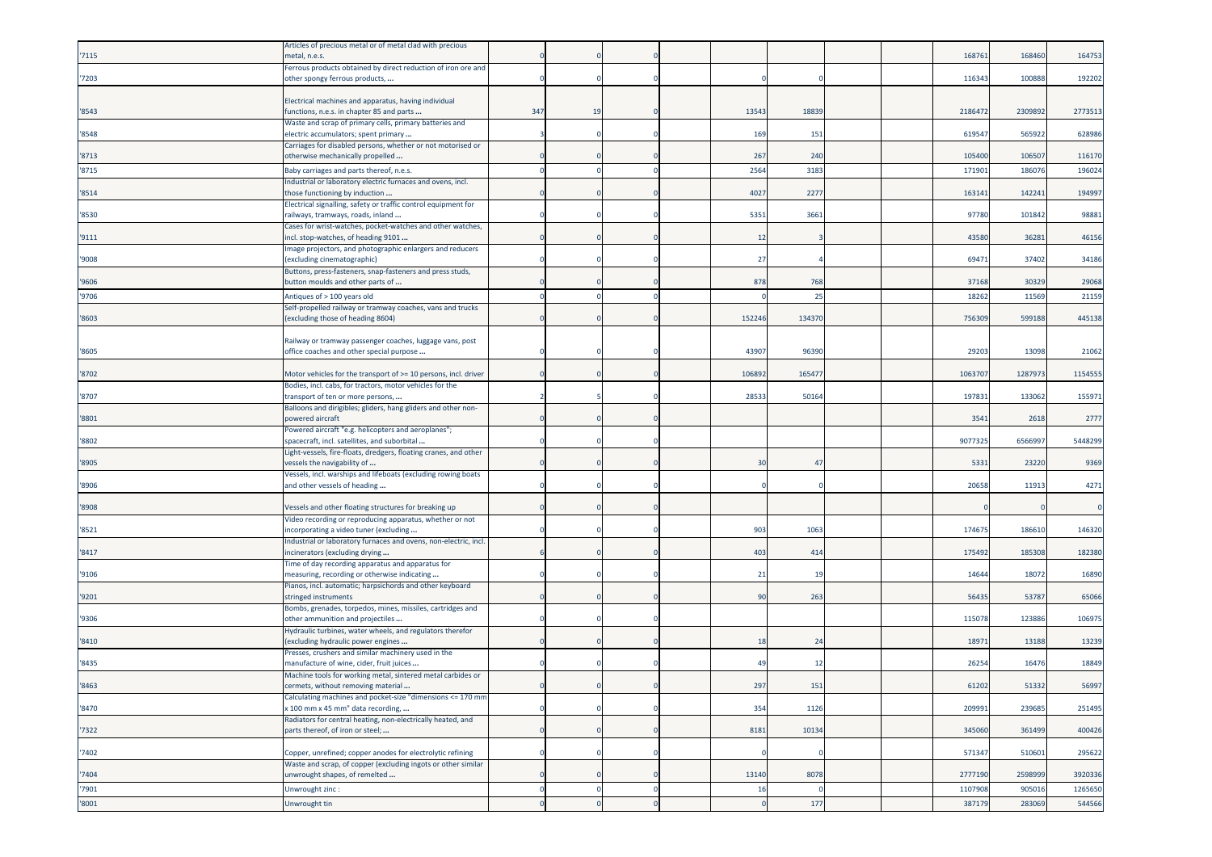| | | | | | | | | | | | | |
|---|---|---|---|---|---|---|---|---|---|---|---|---|
| '7115 | Articles of precious metal or of metal clad with precious metal, n.e.s. | 0 | 0 | 0 | | | | | | 168761 | 168460 | 164753 |
| '7203 | Ferrous products obtained by direct reduction of iron ore and other spongy ferrous products, ... | 0 | 0 | 0 | | 0 | 0 | | | 116343 | 100888 | 192202 |
| '8543 | Electrical machines and apparatus, having individual functions, n.e.s. in chapter 85 and parts ... | 347 | 19 | 0 | | 13543 | 18839 | | | 2186472 | 2309892 | 2773513 |
| '8548 | Waste and scrap of primary cells, primary batteries and electric accumulators; spent primary ... | 3 | 0 | 0 | | 169 | 151 | | | 619547 | 565922 | 628986 |
| '8713 | Carriages for disabled persons, whether or not motorised or otherwise mechanically propelled ... | 0 | 0 | 0 | | 267 | 240 | | | 105400 | 106507 | 116170 |
| '8715 | Baby carriages and parts thereof, n.e.s. | 0 | 0 | 0 | | 2564 | 3183 | | | 171901 | 186076 | 196024 |
| '8514 | Industrial or laboratory electric furnaces and ovens, incl. those functioning by induction ... | 0 | 0 | 0 | | 4027 | 2277 | | | 163141 | 142241 | 194997 |
| '8530 | Electrical signalling, safety or traffic control equipment for railways, tramways, roads, inland ... | 0 | 0 | 0 | | 5351 | 3661 | | | 97780 | 101842 | 98881 |
| '9111 | Cases for wrist-watches, pocket-watches and other watches, incl. stop-watches, of heading 9101 ... | 0 | 0 | 0 | | 12 | 3 | | | 43580 | 36281 | 46156 |
| '9008 | Image projectors, and photographic enlargers and reducers (excluding cinematographic) | 0 | 0 | 0 | | 27 | 4 | | | 69471 | 37402 | 34186 |
| '9606 | Buttons, press-fasteners, snap-fasteners and press studs, button moulds and other parts of ... | 0 | 0 | 0 | | 878 | 768 | | | 37168 | 30329 | 29068 |
| '9706 | Antiques of > 100 years old | 0 | 0 | 0 | | 0 | 25 | | | 18262 | 11569 | 21159 |
| '8603 | Self-propelled railway or tramway coaches, vans and trucks (excluding those of heading 8604) | 0 | 0 | 0 | | 152246 | 134370 | | | 756309 | 599188 | 445138 |
| '8605 | Railway or tramway passenger coaches, luggage vans, post office coaches and other special purpose ... | 0 | 0 | 0 | | 43907 | 96390 | | | 29203 | 13098 | 21062 |
| '8702 | Motor vehicles for the transport of >= 10 persons, incl. driver | 0 | 0 | 0 | | 106892 | 165477 | | | 1063707 | 1287973 | 1154555 |
| '8707 | Bodies, incl. cabs, for tractors, motor vehicles for the transport of ten or more persons, ... | 2 | 5 | 0 | | 28533 | 50164 | | | 197831 | 133062 | 155971 |
| '8801 | Balloons and dirigibles; gliders, hang gliders and other non-powered aircraft | 0 | 0 | 0 | | | | | | 3541 | 2618 | 2777 |
| '8802 | Powered aircraft "e.g. helicopters and aeroplanes"; spacecraft, incl. satellites, and suborbital ... | 0 | 0 | 0 | | | | | | 9077325 | 6566997 | 5448299 |
| '8905 | Light-vessels, fire-floats, dredgers, floating cranes, and other vessels the navigability of ... | 0 | 0 | 0 | | 30 | 47 | | | 5331 | 23220 | 9369 |
| '8906 | Vessels, incl. warships and lifeboats (excluding rowing boats and other vessels of heading ... | 0 | 0 | 0 | | 0 | 0 | | | 20658 | 11913 | 4271 |
| '8908 | Vessels and other floating structures for breaking up | 0 | 0 | 0 | | | | | | 0 | 0 | 0 |
| '8521 | Video recording or reproducing apparatus, whether or not incorporating a video tuner (excluding ... | 0 | 0 | 0 | | 903 | 1063 | | | 174675 | 186610 | 146320 |
| '8417 | Industrial or laboratory furnaces and ovens, non-electric, incl. incinerators (excluding drying ... | 6 | 0 | 0 | | 403 | 414 | | | 175492 | 185308 | 182380 |
| '9106 | Time of day recording apparatus and apparatus for measuring, recording or otherwise indicating ... | 0 | 0 | 0 | | 21 | 19 | | | 14644 | 18072 | 16890 |
| '9201 | Pianos, incl. automatic; harpsichords and other keyboard stringed instruments | 0 | 0 | 0 | | 90 | 263 | | | 56435 | 53787 | 65066 |
| '9306 | Bombs, grenades, torpedos, mines, missiles, cartridges and other ammunition and projectiles ... | 0 | 0 | 0 | | | | | | 115078 | 123886 | 106975 |
| '8410 | Hydraulic turbines, water wheels, and regulators therefor (excluding hydraulic power engines ... | 0 | 0 | 0 | | 18 | 24 | | | 18971 | 13188 | 13239 |
| '8435 | Presses, crushers and similar machinery used in the manufacture of wine, cider, fruit juices ... | 0 | 0 | 0 | | 49 | 12 | | | 26254 | 16476 | 18849 |
| '8463 | Machine tools for working metal, sintered metal carbides or cermets, without removing material ... | 0 | 0 | 0 | | 297 | 151 | | | 61202 | 51332 | 56997 |
| '8470 | Calculating machines and pocket-size "dimensions <= 170 mm x 100 mm x 45 mm" data recording, ... | 0 | 0 | 0 | | 354 | 1126 | | | 209991 | 239685 | 251495 |
| '7322 | Radiators for central heating, non-electrically heated, and parts thereof, of iron or steel; ... | 0 | 0 | 0 | | 8181 | 10134 | | | 345060 | 361499 | 400426 |
| '7402 | Copper, unrefined; copper anodes for electrolytic refining | 0 | 0 | 0 | | 0 | 0 | | | 571347 | 510601 | 295622 |
| '7404 | Waste and scrap, of copper (excluding ingots or other similar unwrought shapes, of remelted ... | 0 | 0 | 0 | | 13140 | 8078 | | | 2777190 | 2598999 | 3920336 |
| '7901 | Unwrought zinc : | 0 | 0 | 0 | | 16 | 0 | | | 1107908 | 905016 | 1265650 |
| '8001 | Unwrought tin | 0 | 0 | 0 | | 0 | 177 | | | 387179 | 283069 | 544566 |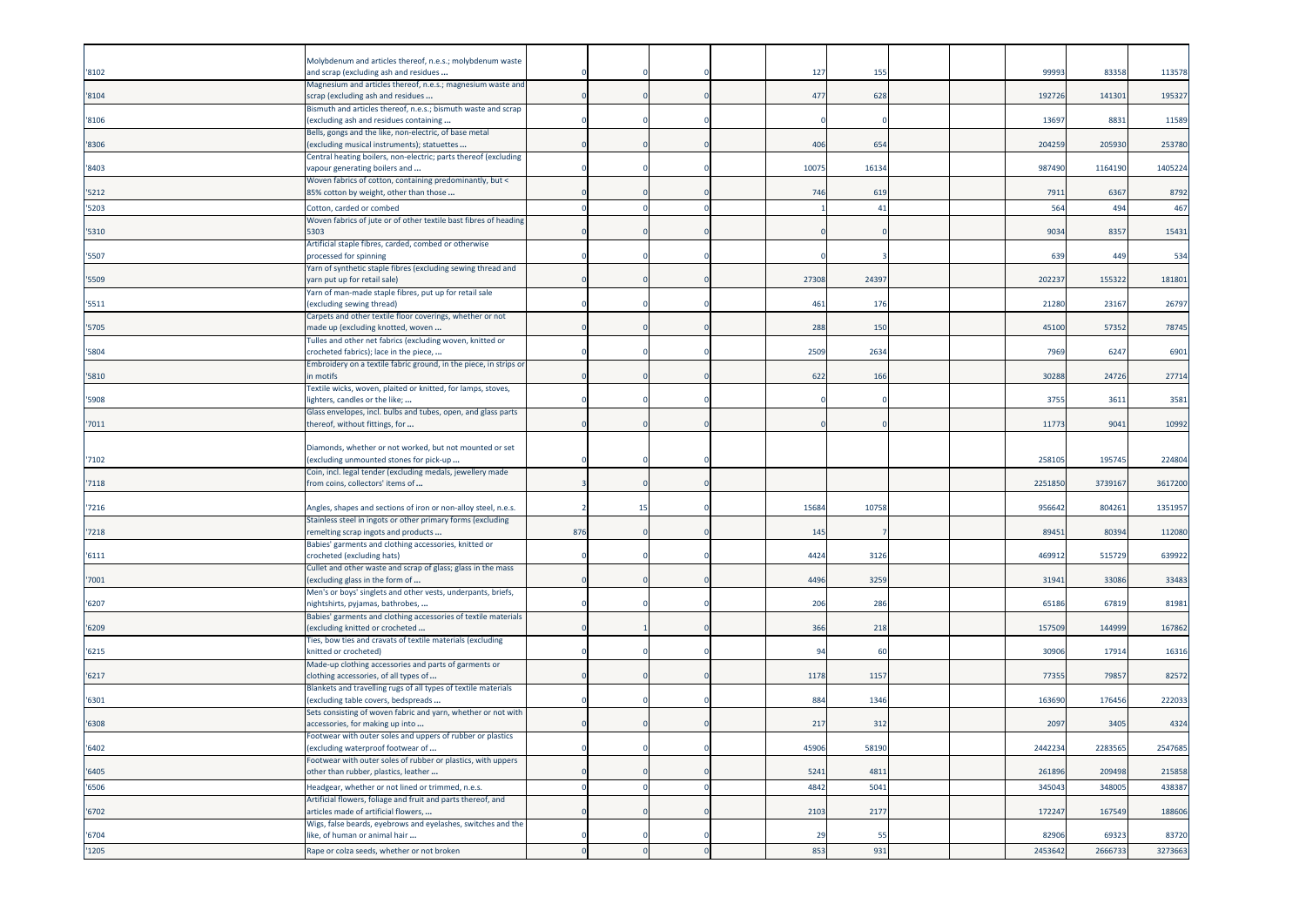| | | | | | | | | | | | |
|---|---|---|---|---|---|---|---|---|---|---|---|
| '8102 | Molybdenum and articles thereof, n.e.s.; molybdenum waste and scrap (excluding ash and residues ... | 0 | 0 | 0 | 127 | 155 | | | 99993 | 83358 | 113578 |
| '8104 | Magnesium and articles thereof, n.e.s.; magnesium waste and scrap (excluding ash and residues ... | 0 | 0 | 0 | 477 | 628 | | | 192726 | 141301 | 195327 |
| '8106 | Bismuth and articles thereof, n.e.s.; bismuth waste and scrap (excluding ash and residues containing ... | 0 | 0 | 0 | 0 | 0 | | | 13697 | 8831 | 11589 |
| '8306 | Bells, gongs and the like, non-electric, of base metal (excluding musical instruments); statuettes ... | 0 | 0 | 0 | 406 | 654 | | | 204259 | 205930 | 253780 |
| '8403 | Central heating boilers, non-electric; parts thereof (excluding vapour generating boilers and ... | 0 | 0 | 0 | 10075 | 16134 | | | 987490 | 1164190 | 1405224 |
| '5212 | Woven fabrics of cotton, containing predominantly, but < 85% cotton by weight, other than those ... | 0 | 0 | 0 | 746 | 619 | | | 7911 | 6367 | 8792 |
| '5203 | Cotton, carded or combed | 0 | 0 | 0 | 1 | 41 | | | 564 | 494 | 467 |
| '5310 | Woven fabrics of jute or of other textile bast fibres of heading 5303 | 0 | 0 | 0 | 0 | 0 | | | 9034 | 8357 | 15431 |
| '5507 | Artificial staple fibres, carded, combed or otherwise processed for spinning | 0 | 0 | 0 | 0 | 3 | | | 639 | 449 | 534 |
| '5509 | Yarn of synthetic staple fibres (excluding sewing thread and yarn put up for retail sale) | 0 | 0 | 0 | 27308 | 24397 | | | 202237 | 155322 | 181801 |
| '5511 | Yarn of man-made staple fibres, put up for retail sale (excluding sewing thread) | 0 | 0 | 0 | 461 | 176 | | | 21280 | 23167 | 26797 |
| '5705 | Carpets and other textile floor coverings, whether or not made up (excluding knotted, woven ... | 0 | 0 | 0 | 288 | 150 | | | 45100 | 57352 | 78745 |
| '5804 | Tulles and other net fabrics (excluding woven, knitted or crocheted fabrics); lace in the piece, ... | 0 | 0 | 0 | 2509 | 2634 | | | 7969 | 6247 | 6901 |
| '5810 | Embroidery on a textile fabric ground, in the piece, in strips or in motifs | 0 | 0 | 0 | 622 | 166 | | | 30288 | 24726 | 27714 |
| '5908 | Textile wicks, woven, plaited or knitted, for lamps, stoves, lighters, candles or the like; ... | 0 | 0 | 0 | 0 | 0 | | | 3755 | 3611 | 3581 |
| '7011 | Glass envelopes, incl. bulbs and tubes, open, and glass parts thereof, without fittings, for ... | 0 | 0 | 0 | 0 | 0 | | | 11773 | 9041 | 10992 |
| '7102 | Diamonds, whether or not worked, but not mounted or set (excluding unmounted stones for pick-up ... | 0 | 0 | 0 | | | | | 258105 | 195745 | 224804 |
| '7118 | Coin, incl. legal tender (excluding medals, jewellery made from coins, collectors' items of ... | 3 | 0 | 0 | | | | | 2251850 | 3739167 | 3617200 |
| '7216 | Angles, shapes and sections of iron or non-alloy steel, n.e.s. | 2 | 15 | 0 | 15684 | 10758 | | | 956642 | 804261 | 1351957 |
| '7218 | Stainless steel in ingots or other primary forms (excluding remelting scrap ingots and products ... | 876 | 0 | 0 | 145 | 7 | | | 89451 | 80394 | 112080 |
| '6111 | Babies' garments and clothing accessories, knitted or crocheted (excluding hats) | 0 | 0 | 0 | 4424 | 3126 | | | 469912 | 515729 | 639922 |
| '7001 | Cullet and other waste and scrap of glass; glass in the mass (excluding glass in the form of ... | 0 | 0 | 0 | 4496 | 3259 | | | 31941 | 33086 | 33483 |
| '6207 | Men's or boys' singlets and other vests, underpants, briefs, nightshirts, pyjamas, bathrobes, ... | 0 | 0 | 0 | 206 | 286 | | | 65186 | 67819 | 81981 |
| '6209 | Babies' garments and clothing accessories of textile materials (excluding knitted or crocheted ... | 0 | 1 | 0 | 366 | 218 | | | 157509 | 144999 | 167862 |
| '6215 | Ties, bow ties and cravats of textile materials (excluding knitted or crocheted) | 0 | 0 | 0 | 94 | 60 | | | 30906 | 17914 | 16316 |
| '6217 | Made-up clothing accessories and parts of garments or clothing accessories, of all types of ... | 0 | 0 | 0 | 1178 | 1157 | | | 77355 | 79857 | 82572 |
| '6301 | Blankets and travelling rugs of all types of textile materials (excluding table covers, bedspreads ... | 0 | 0 | 0 | 884 | 1346 | | | 163690 | 176456 | 222033 |
| '6308 | Sets consisting of woven fabric and yarn, whether or not with accessories, for making up into ... | 0 | 0 | 0 | 217 | 312 | | | 2097 | 3405 | 4324 |
| '6402 | Footwear with outer soles and uppers of rubber or plastics (excluding waterproof footwear of ... | 0 | 0 | 0 | 45906 | 58190 | | | 2442234 | 2283565 | 2547685 |
| '6405 | Footwear with outer soles of rubber or plastics, with uppers other than rubber, plastics, leather ... | 0 | 0 | 0 | 5241 | 4811 | | | 261896 | 209498 | 215858 |
| '6506 | Headgear, whether or not lined or trimmed, n.e.s. | 0 | 0 | 0 | 4842 | 5041 | | | 345043 | 348005 | 438387 |
| '6702 | Artificial flowers, foliage and fruit and parts thereof, and articles made of artificial flowers, ... | 0 | 0 | 0 | 2103 | 2177 | | | 172247 | 167549 | 188606 |
| '6704 | Wigs, false beards, eyebrows and eyelashes, switches and the like, of human or animal hair ... | 0 | 0 | 0 | 29 | 55 | | | 82906 | 69323 | 83720 |
| '1205 | Rape or colza seeds, whether or not broken | 0 | 0 | 0 | 853 | 931 | | | 2453642 | 2666733 | 3273663 |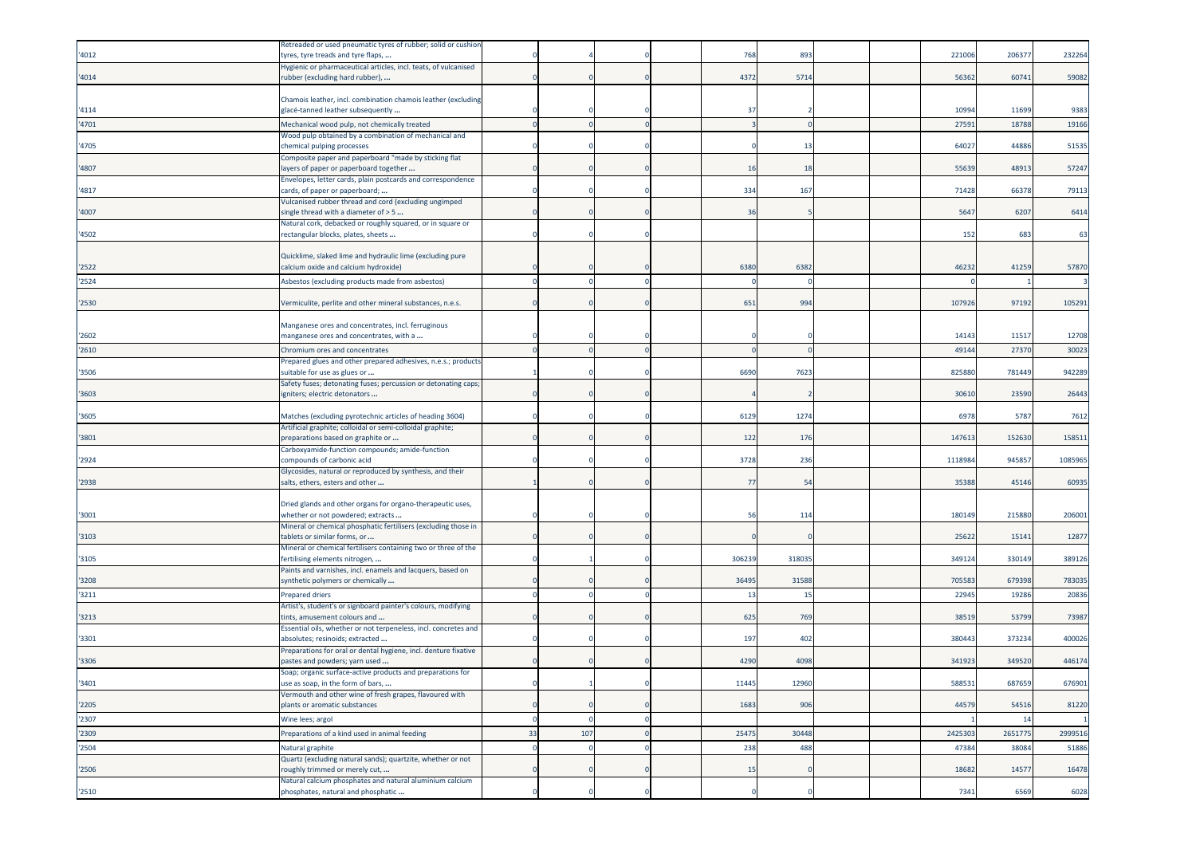| | | | | | | | | | | | |
|---|---|---|---|---|---|---|---|---|---|---|---|
| '4012 | Retreaded or used pneumatic tyres of rubber; solid or cushion tyres, tyre treads and tyre flaps, ... | 0 | 4 | 0 | | 768 | 893 | | | 221006 | 206377 | 232264 |
| '4014 | Hygienic or pharmaceutical articles, incl. teats, of vulcanised rubber (excluding hard rubber), ... | 0 | 0 | 0 | | 4372 | 5714 | | | 56362 | 60741 | 59082 |
| '4114 | Chamois leather, incl. combination chamois leather (excluding glacé-tanned leather subsequently ... | 0 | 0 | 0 | | 37 | 2 | | | 10994 | 11699 | 9383 |
| '4701 | Mechanical wood pulp, not chemically treated | 0 | 0 | 0 | | 3 | 0 | | | 27591 | 18788 | 19166 |
| '4705 | Wood pulp obtained by a combination of mechanical and chemical pulping processes | 0 | 0 | 0 | | 0 | 13 | | | 64027 | 44886 | 51535 |
| '4807 | Composite paper and paperboard "made by sticking flat layers of paper or paperboard together ... | 0 | 0 | 0 | | 16 | 18 | | | 55639 | 48913 | 57247 |
| '4817 | Envelopes, letter cards, plain postcards and correspondence cards, of paper or paperboard; ... | 0 | 0 | 0 | | 334 | 167 | | | 71428 | 66378 | 79113 |
| '4007 | Vulcanised rubber thread and cord (excluding ungimped single thread with a diameter of > 5 ... | 0 | 0 | 0 | | 36 | 5 | | | 5647 | 6207 | 6414 |
| '4502 | Natural cork, debacked or roughly squared, or in square or rectangular blocks, plates, sheets ... | 0 | 0 | 0 | | | | | | 152 | 683 | 63 |
| '2522 | Quicklime, slaked lime and hydraulic lime (excluding pure calcium oxide and calcium hydroxide) | 0 | 0 | 0 | | 6380 | 6382 | | | 46232 | 41259 | 57870 |
| '2524 | Asbestos (excluding products made from asbestos) | 0 | 0 | 0 | | 0 | 0 | | | 0 | 1 | 3 |
| '2530 | Vermiculite, perlite and other mineral substances, n.e.s. | 0 | 0 | 0 | | 651 | 994 | | | 107926 | 97192 | 105291 |
| '2602 | Manganese ores and concentrates, incl. ferruginous manganese ores and concentrates, with a ... | 0 | 0 | 0 | | 0 | 0 | | | 14143 | 11517 | 12708 |
| '2610 | Chromium ores and concentrates | 0 | 0 | 0 | | 0 | 0 | | | 49144 | 27370 | 30023 |
| '3506 | Prepared glues and other prepared adhesives, n.e.s.; products suitable for use as glues or ... | 1 | 0 | 0 | | 6690 | 7623 | | | 825880 | 781449 | 942289 |
| '3603 | Safety fuses; detonating fuses; percussion or detonating caps; igniters; electric detonators ... | 0 | 0 | 0 | | 4 | 2 | | | 30610 | 23590 | 26443 |
| '3605 | Matches (excluding pyrotechnic articles of heading 3604) | 0 | 0 | 0 | | 6129 | 1274 | | | 6978 | 5787 | 7612 |
| '3801 | Artificial graphite; colloidal or semi-colloidal graphite; preparations based on graphite or ... | 0 | 0 | 0 | | 122 | 176 | | | 147613 | 152630 | 158511 |
| '2924 | Carboxyamide-function compounds; amide-function compounds of carbonic acid | 0 | 0 | 0 | | 3728 | 236 | | | 1118984 | 945857 | 1085965 |
| '2938 | Glycosides, natural or reproduced by synthesis, and their salts, ethers, esters and other ... | 1 | 0 | 0 | | 77 | 54 | | | 35388 | 45146 | 60935 |
| '3001 | Dried glands and other organs for organo-therapeutic uses, whether or not powdered; extracts ... | 0 | 0 | 0 | | 56 | 114 | | | 180149 | 215880 | 206001 |
| '3103 | Mineral or chemical phosphatic fertilisers (excluding those in tablets or similar forms, or ... | 0 | 0 | 0 | | 0 | 0 | | | 25622 | 15141 | 12877 |
| '3105 | Mineral or chemical fertilisers containing two or three of the fertilising elements nitrogen, ... | 0 | 1 | 0 | | 306239 | 318035 | | | 349124 | 330149 | 389126 |
| '3208 | Paints and varnishes, incl. enamels and lacquers, based on synthetic polymers or chemically ... | 0 | 0 | 0 | | 36495 | 31588 | | | 705583 | 679398 | 783035 |
| '3211 | Prepared driers | 0 | 0 | 0 | | 13 | 15 | | | 22945 | 19286 | 20836 |
| '3213 | Artist's, student's or signboard painter's colours, modifying tints, amusement colours and ... | 0 | 0 | 0 | | 625 | 769 | | | 38519 | 53799 | 73987 |
| '3301 | Essential oils, whether or not terpeneless, incl. concretes and absolutes; resinoids; extracted ... | 0 | 0 | 0 | | 197 | 402 | | | 380443 | 373234 | 400026 |
| '3306 | Preparations for oral or dental hygiene, incl. denture fixative pastes and powders; yarn used ... | 0 | 0 | 0 | | 4290 | 4098 | | | 341923 | 349520 | 446174 |
| '3401 | Soap; organic surface-active products and preparations for use as soap, in the form of bars, ... | 0 | 1 | 0 | | 11445 | 12960 | | | 588531 | 687659 | 676901 |
| '2205 | Vermouth and other wine of fresh grapes, flavoured with plants or aromatic substances | 0 | 0 | 0 | | 1683 | 906 | | | 44579 | 54516 | 81220 |
| '2307 | Wine lees; argol | 0 | 0 | 0 | | | | | | 1 | 14 | 1 |
| '2309 | Preparations of a kind used in animal feeding | 33 | 107 | 0 | | 25475 | 30448 | | | 2425303 | 2651775 | 2999516 |
| '2504 | Natural graphite | 0 | 0 | 0 | | 238 | 488 | | | 47384 | 38084 | 51886 |
| '2506 | Quartz (excluding natural sands); quartzite, whether or not roughly trimmed or merely cut, ... | 0 | 0 | 0 | | 15 | 0 | | | 18682 | 14577 | 16478 |
| '2510 | Natural calcium phosphates and natural aluminium calcium phosphates, natural and phosphatic ... | 0 | 0 | 0 | | 0 | 0 | | | 7341 | 6569 | 6028 |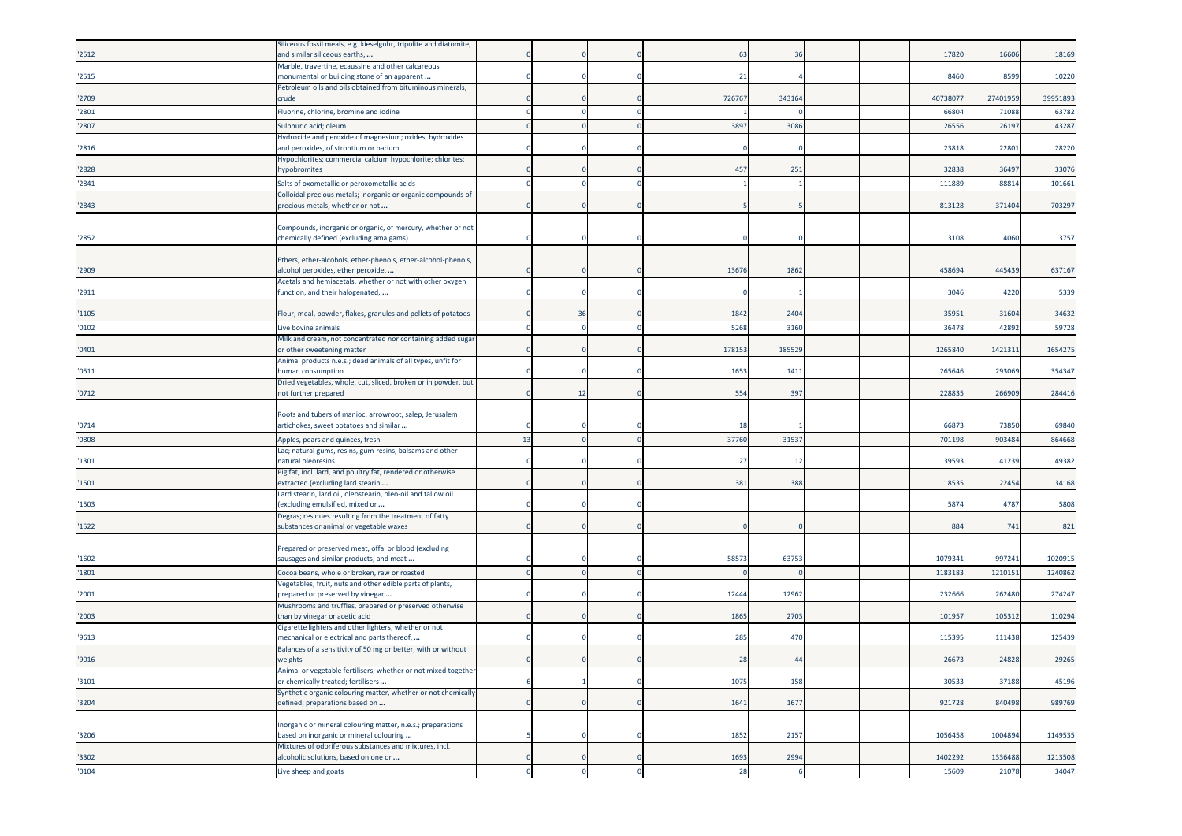| | | | | | | | | | | | |
|---|---|---|---|---|---|---|---|---|---|---|---|
| '2512 | Siliceous fossil meals, e.g. kieselguhr, tripolite and diatomite, and similar siliceous earths, ... | 0 | 0 | 0 | 63 | 36 | | | 17820 | 16606 | 18169 |
| '2515 | Marble, travertine, ecaussine and other calcareous monumental or building stone of an apparent ... | 0 | 0 | 0 | 21 | 4 | | | 8460 | 8599 | 10220 |
| '2709 | Petroleum oils and oils obtained from bituminous minerals, crude | 0 | 0 | 0 | 726767 | 343164 | | | 40738077 | 27401959 | 39951893 |
| '2801 | Fluorine, chlorine, bromine and iodine | 0 | 0 | 0 | 1 | 0 | | | 66804 | 71088 | 63782 |
| '2807 | Sulphuric acid; oleum | 0 | 0 | 0 | 3897 | 3086 | | | 26556 | 26197 | 43287 |
| '2816 | Hydroxide and peroxide of magnesium; oxides, hydroxides and peroxides, of strontium or barium | 0 | 0 | 0 | 0 | 0 | | | 23818 | 22801 | 28220 |
| '2828 | Hypochlorites; commercial calcium hypochlorite; chlorites; hypobromites | 0 | 0 | 0 | 457 | 251 | | | 32838 | 36497 | 33076 |
| '2841 | Salts of oxometallic or peroxometallic acids | 0 | 0 | 0 | 1 | 1 | | | 111889 | 88814 | 101661 |
| '2843 | Colloidal precious metals; inorganic or organic compounds of precious metals, whether or not ... | 0 | 0 | 0 | 5 | 5 | | | 813128 | 371404 | 703297 |
| '2852 | Compounds, inorganic or organic, of mercury, whether or not chemically defined (excluding amalgams) | 0 | 0 | 0 | 0 | 0 | | | 3108 | 4060 | 3757 |
| '2909 | Ethers, ether-alcohols, ether-phenols, ether-alcohol-phenols, alcohol peroxides, ether peroxide, ... | 0 | 0 | 0 | 13676 | 1862 | | | 458694 | 445439 | 637167 |
| '2911 | Acetals and hemiacetals, whether or not with other oxygen function, and their halogenated, ... | 0 | 0 | 0 | 0 | 1 | | | 3046 | 4220 | 5339 |
| '1105 | Flour, meal, powder, flakes, granules and pellets of potatoes | 0 | 36 | 0 | 1842 | 2404 | | | 35951 | 31604 | 34632 |
| '0102 | Live bovine animals | 0 | 0 | 0 | 5268 | 3160 | | | 36478 | 42892 | 59728 |
| '0401 | Milk and cream, not concentrated nor containing added sugar or other sweetening matter | 0 | 0 | 0 | 178153 | 185529 | | | 1265840 | 1421311 | 1654275 |
| '0511 | Animal products n.e.s.; dead animals of all types, unfit for human consumption | 0 | 0 | 0 | 1653 | 1411 | | | 265646 | 293069 | 354347 |
| '0712 | Dried vegetables, whole, cut, sliced, broken or in powder, but not further prepared | 0 | 12 | 0 | 554 | 397 | | | 228835 | 266909 | 284416 |
| '0714 | Roots and tubers of manioc, arrowroot, salep, Jerusalem artichokes, sweet potatoes and similar ... | 0 | 0 | 0 | 18 | 1 | | | 66873 | 73850 | 69840 |
| '0808 | Apples, pears and quinces, fresh | 13 | 0 | 0 | 37760 | 31537 | | | 701198 | 903484 | 864668 |
| '1301 | Lac; natural gums, resins, gum-resins, balsams and other natural oleoresins | 0 | 0 | 0 | 27 | 12 | | | 39593 | 41239 | 49382 |
| '1501 | Pig fat, incl. lard, and poultry fat, rendered or otherwise extracted (excluding lard stearin ... | 0 | 0 | 0 | 381 | 388 | | | 18535 | 22454 | 34168 |
| '1503 | Lard stearin, lard oil, oleostearin, oleo-oil and tallow oil (excluding emulsified, mixed or ... | 0 | 0 | 0 | | | | | 5874 | 4787 | 5808 |
| '1522 | Degras; residues resulting from the treatment of fatty substances or animal or vegetable waxes | 0 | 0 | 0 | 0 | 0 | | | 884 | 741 | 821 |
| '1602 | Prepared or preserved meat, offal or blood (excluding sausages and similar products, and meat ... | 0 | 0 | 0 | 58573 | 63753 | | | 1079341 | 997241 | 1020915 |
| '1801 | Cocoa beans, whole or broken, raw or roasted | 0 | 0 | 0 | 0 | 0 | | | 1183183 | 1210151 | 1240862 |
| '2001 | Vegetables, fruit, nuts and other edible parts of plants, prepared or preserved by vinegar ... | 0 | 0 | 0 | 12444 | 12962 | | | 232666 | 262480 | 274247 |
| '2003 | Mushrooms and truffles, prepared or preserved otherwise than by vinegar or acetic acid | 0 | 0 | 0 | 1865 | 2703 | | | 101957 | 105312 | 110294 |
| '9613 | Cigarette lighters and other lighters, whether or not mechanical or electrical and parts thereof, ... | 0 | 0 | 0 | 285 | 470 | | | 115395 | 111438 | 125439 |
| '9016 | Balances of a sensitivity of 50 mg or better, with or without weights | 0 | 0 | 0 | 28 | 44 | | | 26673 | 24828 | 29265 |
| '3101 | Animal or vegetable fertilisers, whether or not mixed together or chemically treated; fertilisers ... | 6 | 1 | 0 | 1075 | 158 | | | 30533 | 37188 | 45196 |
| '3204 | Synthetic organic colouring matter, whether or not chemically defined; preparations based on ... | 0 | 0 | 0 | 1641 | 1677 | | | 921728 | 840498 | 989769 |
| '3206 | Inorganic or mineral colouring matter, n.e.s.; preparations based on inorganic or mineral colouring ... | 5 | 0 | 0 | 1852 | 2157 | | | 1056458 | 1004894 | 1149535 |
| '3302 | Mixtures of odoriferous substances and mixtures, incl. alcoholic solutions, based on one or ... | 0 | 0 | 0 | 1693 | 2994 | | | 1402292 | 1336488 | 1213508 |
| '0104 | Live sheep and goats | 0 | 0 | 0 | 28 | 6 | | | 15609 | 21078 | 34047 |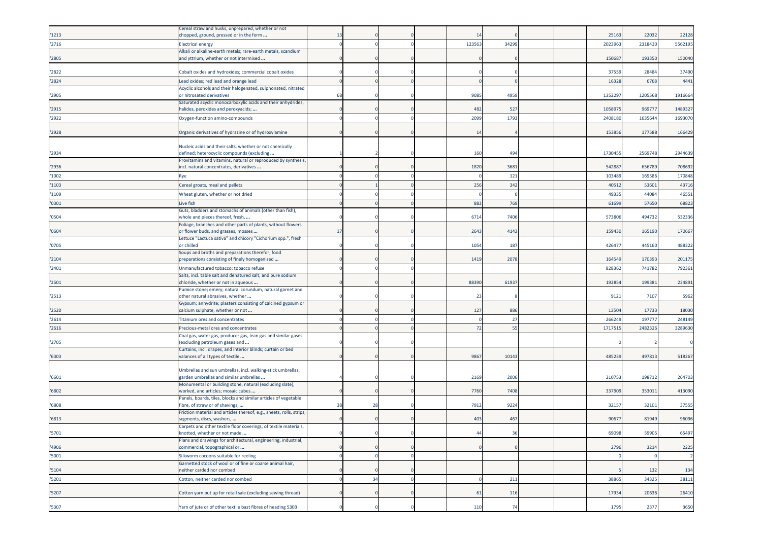| | | | | | | | | | | | | |
|---|---|---|---|---|---|---|---|---|---|---|---|---|
| '1213 | Cereal straw and husks, unprepared, whether or not chopped, ground, pressed or in the form ... | 13 | 0 | 0 | | 14 | 0 | | | 25163 | 22032 | 22128 |
| '2716 | Electrical energy | 0 | 0 | 0 | | 123563 | 34299 | | | 2023963 | 2318430 | 5562195 |
| '2805 | Alkali or alkaline-earth metals; rare-earth metals, scandium and yttrium, whether or not intermixed ... | 0 | 0 | 0 | | 0 | 0 | | | 150687 | 193350 | 150040 |
| '2822 | Cobalt oxides and hydroxides; commercial cobalt oxides | 0 | 0 | 0 | | 0 | 0 | | | 37559 | 28484 | 37490 |
| '2824 | Lead oxides; red lead and orange lead | 0 | 0 | 0 | | 0 | 0 | | | 16328 | 6768 | 4441 |
| '2905 | Acyclic alcohols and their halogenated, sulphonated, nitrated or nitrosated derivatives | 68 | 0 | 0 | | 9085 | 4959 | | | 1352297 | 1205568 | 1916664 |
| '2915 | Saturated acyclic monocarboxylic acids and their anhydrides, halides, peroxides and peroxyacids; ... | 0 | 0 | 0 | | 482 | 527 | | | 1058975 | 969777 | 1489327 |
| '2922 | Oxygen-function amino-compounds | 0 | 0 | 0 | | 2099 | 1793 | | | 2408180 | 1635644 | 1693070 |
| '2928 | Organic derivatives of hydrazine or of hydroxylamine | 0 | 0 | 0 | | 14 | 4 | | | 153856 | 177588 | 166429 |
| '2934 | Nucleic acids and their salts, whether or not chemically defined; heterocyclic compounds (excluding ... | 1 | 2 | 0 | | 160 | 494 | | | 1730455 | 2569748 | 2944639 |
| '2936 | Provitamins and vitamins, natural or reproduced by synthesis, incl. natural concentrates, derivatives ... | 0 | 0 | 0 | | 1820 | 3681 | | | 542887 | 656789 | 708692 |
| '1002 | Rye | 0 | 0 | 0 | | 0 | 121 | | | 103489 | 169586 | 170848 |
| '1103 | Cereal groats, meal and pellets | 0 | 1 | 0 | | 256 | 342 | | | 40512 | 53601 | 43716 |
| '1109 | Wheat gluten, whether or not dried | 0 | 0 | 0 | | 0 | 0 | | | 49335 | 44084 | 46551 |
| '0301 | Live fish | 0 | 0 | 0 | | 883 | 769 | | | 61699 | 57650 | 68823 |
| '0504 | Guts, bladders and stomachs of animals (other than fish), whole and pieces thereof, fresh, ... | 0 | 0 | 0 | | 6714 | 7406 | | | 573806 | 494732 | 532336 |
| '0604 | Foliage, branches and other parts of plants, without flowers or flower buds, and grasses, mosses ... | 17 | 0 | 0 | | 2643 | 4143 | | | 159430 | 165190 | 170667 |
| '0705 | Lettuce "Lactuca sativa" and chicory "Cichorium spp.", fresh or chilled | 0 | 0 | 0 | | 1054 | 187 | | | 426477 | 445160 | 488322 |
| '2104 | Soups and broths and preparations therefor; food preparations consisting of finely homogenised ... | 0 | 0 | 0 | | 1419 | 2078 | | | 164549 | 170393 | 201175 |
| '2401 | Unmanufactured tobacco; tobacco refuse | 0 | 0 | 0 | | | | | | 828362 | 741782 | 792361 |
| '2501 | Salts, incl. table salt and denatured salt, and pure sodium chloride, whether or not in aqueous ... | 0 | 0 | 0 | | 88390 | 61937 | | | 192854 | 199381 | 234891 |
| '2513 | Pumice stone; emery; natural corundum, natural garnet and other natural abrasives, whether ... | 0 | 0 | 0 | | 23 | 8 | | | 9121 | 7107 | 5962 |
| '2520 | Gypsum; anhydrite; plasters consisting of calcined gypsum or calcium sulphate, whether or not ... | 0 | 0 | 0 | | 127 | 886 | | | 13504 | 17733 | 18030 |
| '2614 | Titanium ores and concentrates | 0 | 0 | 0 | | 0 | 27 | | | 266249 | 197777 | 248149 |
| '2616 | Precious-metal ores and concentrates | 0 | 0 | 0 | | 72 | 55 | | | 1717515 | 2482326 | 3289630 |
| '2705 | Coal gas, water gas, producer gas, lean gas and similar gases (excluding petroleum gases and ... | 0 | 0 | 0 | | | | | | 0 | 2 | 0 |
| '6303 | Curtains, incl. drapes, and interior blinds; curtain or bed valances of all types of textile ... | 0 | 0 | 0 | | 9867 | 10143 | | | 485239 | 497813 | 518267 |
| '6601 | Umbrellas and sun umbrellas, incl. walking-stick umbrellas, garden umbrellas and similar umbrellas ... | 4 | 0 | 0 | | 2169 | 2006 | | | 210753 | 198712 | 264703 |
| '6802 | Monumental or building stone, natural (excluding slate), worked, and articles; mosaic cubes ... | 0 | 0 | 0 | | 7760 | 7408 | | | 337909 | 353011 | 413090 |
| '6808 | Panels, boards, tiles, blocks and similar articles of vegetable fibre, of straw or of shavings, ... | 38 | 28 | 0 | | 7912 | 9224 | | | 32157 | 32101 | 37555 |
| '6813 | Friction material and articles thereof, e.g., sheets, rolls, strips, segments, discs, washers, ... | 0 | 0 | 0 | | 403 | 467 | | | 90677 | 81949 | 96096 |
| '5701 | Carpets and other textile floor coverings, of textile materials, knotted, whether or not made ... | 0 | 0 | 0 | | 44 | 36 | | | 69098 | 59905 | 65497 |
| '4906 | Plans and drawings for architectural, engineering, industrial, commercial, topographical or ... | 0 | 0 | 0 | | 0 | 0 | | | 2796 | 3214 | 2225 |
| '5001 | Silkworm cocoons suitable for reeling | 0 | 0 | 0 | | | | | | 0 | 0 | 2 |
| '5104 | Garnetted stock of wool or of fine or coarse animal hair, neither carded nor combed | 0 | 0 | 0 | | | | | | 5 | 132 | 134 |
| '5201 | Cotton, neither carded nor combed | 0 | 34 | 0 | | 0 | 211 | | | 38865 | 34325 | 38111 |
| '5207 | Cotton yarn put up for retail sale (excluding sewing thread) | 0 | 0 | 0 | | 61 | 116 | | | 17934 | 20636 | 26410 |
| '5307 | Yarn of jute or of other textile bast fibres of heading 5303 | 0 | 0 | 0 | | 110 | 74 | | | 1795 | 2377 | 3650 |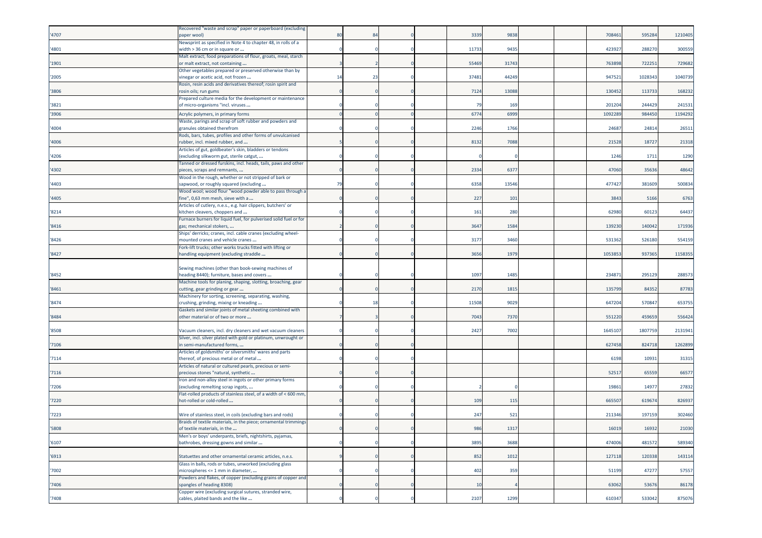| | | | | | | | | | | | | |
|---|---|---|---|---|---|---|---|---|---|---|---|---|
| '4707 | Recovered "waste and scrap" paper or paperboard (excluding paper wool) | 80 | 84 | 0 | | 3339 | 9838 | | | 708461 | 595284 | 1210405 |
| '4801 | Newsprint as specified in Note 4 to chapter 48, in rolls of a width > 36 cm or in square or ... | 0 | 0 | 0 | | 11733 | 9435 | | | 423927 | 288270 | 300559 |
| '1901 | Malt extract; food preparations of flour, groats, meal, starch or malt extract, not containing ... | 3 | 2 | 0 | | 55469 | 31743 | | | 763898 | 722251 | 729682 |
| '2005 | Other vegetables prepared or preserved otherwise than by vinegar or acetic acid, not frozen ... | 14 | 23 | 0 | | 37481 | 44249 | | | 947521 | 1028343 | 1040739 |
| '3806 | Rosin, resin acids and derivatives thereof; rosin spirit and rosin oils; run gums | 0 | 0 | 0 | | 7124 | 13088 | | | 130452 | 113733 | 168232 |
| '3821 | Prepared culture media for the development or maintenance of micro-organisms "incl. viruses ... | 0 | 0 | 0 | | 79 | 169 | | | 201204 | 244429 | 241531 |
| '3906 | Acrylic polymers, in primary forms | 0 | 0 | 0 | | 6774 | 6999 | | | 1092289 | 984450 | 1194292 |
| '4004 | Waste, parings and scrap of soft rubber and powders and granules obtained therefrom | 0 | 0 | 0 | | 2246 | 1766 | | | 24687 | 24814 | 26511 |
| '4006 | Rods, bars, tubes, profiles and other forms of unvulcanised rubber, incl. mixed rubber, and ... | 5 | 0 | 0 | | 8132 | 7088 | | | 21528 | 18727 | 21318 |
| '4206 | Articles of gut, goldbeater's skin, bladders or tendons (excluding silkworm gut, sterile catgut, ... | 0 | 0 | 0 | | 0 | 0 | | | 1246 | 1711 | 1290 |
| '4302 | Tanned or dressed furskins, incl. heads, tails, paws and other pieces, scraps and remnants, ... | 0 | 0 | 0 | | 2334 | 6377 | | | 47060 | 35636 | 48642 |
| '4403 | Wood in the rough, whether or not stripped of bark or sapwood, or roughly squared (excluding ... | 79 | 0 | 0 | | 6358 | 13546 | | | 477427 | 381609 | 500834 |
| '4405 | Wood wool; wood flour "wood powder able to pass through a fine", 0,63 mm mesh, sieve with a ... | 0 | 0 | 0 | | 227 | 101 | | | 3843 | 5166 | 6763 |
| '8214 | Articles of cutlery, n.e.s., e.g. hair clippers, butchers' or kitchen cleavers, choppers and ... | 0 | 0 | 0 | | 161 | 280 | | | 62980 | 60123 | 64437 |
| '8416 | Furnace burners for liquid fuel, for pulverised solid fuel or for gas; mechanical stokers, ... | 2 | 0 | 0 | | 3647 | 1584 | | | 139230 | 140042 | 171936 |
| '8426 | Ships' derricks; cranes, incl. cable cranes (excluding wheel-mounted cranes and vehicle cranes ... | 0 | 0 | 0 | | 3177 | 3460 | | | 531362 | 526180 | 554159 |
| '8427 | Fork-lift trucks; other works trucks fitted with lifting or handling equipment (excluding straddle ... | 0 | 0 | 0 | | 3656 | 1979 | | | 1053853 | 937365 | 1158355 |
| '8452 | Sewing machines (other than book-sewing machines of heading 8440); furniture, bases and covers ... | 0 | 0 | 0 | | 1097 | 1485 | | | 234871 | 295129 | 288573 |
| '8461 | Machine tools for planing, shaping, slotting, broaching, gear cutting, gear grinding or gear ... | 0 | 0 | 0 | | 2170 | 1815 | | | 135799 | 84352 | 87783 |
| '8474 | Machinery for sorting, screening, separating, washing, crushing, grinding, mixing or kneading ... | 0 | 18 | 0 | | 11508 | 9029 | | | 647204 | 570847 | 653755 |
| '8484 | Gaskets and similar joints of metal sheeting combined with other material or of two or more ... | 7 | 3 | 0 | | 7043 | 7370 | | | 551220 | 459659 | 556424 |
| '8508 | Vacuum cleaners, incl. dry cleaners and wet vacuum cleaners | 0 | 0 | 0 | | 2427 | 7002 | | | 1645107 | 1807759 | 2131941 |
| '7106 | Silver, incl. silver plated with gold or platinum, unwrought or in semi-manufactured forms, ... | 0 | 0 | 0 | | | | | | 627458 | 824718 | 1262899 |
| '7114 | Articles of goldsmiths' or silversmiths' wares and parts thereof, of precious metal or of metal ... | 0 | 0 | 0 | | | | | | 6198 | 10931 | 31315 |
| '7116 | Articles of natural or cultured pearls, precious or semi-precious stones "natural, synthetic ... | 0 | 0 | 0 | | | | | | 52517 | 65559 | 66577 |
| '7206 | Iron and non-alloy steel in ingots or other primary forms (excluding remelting scrap ingots, ... | 0 | 0 | 0 | | 2 | 0 | | | 19861 | 14977 | 27832 |
| '7220 | Flat-rolled products of stainless steel, of a width of < 600 mm, hot-rolled or cold-rolled ... | 0 | 0 | 0 | | 109 | 115 | | | 665507 | 619674 | 826937 |
| '7223 | Wire of stainless steel, in coils (excluding bars and rods) | 0 | 0 | 0 | | 247 | 521 | | | 211346 | 197159 | 302460 |
| '5808 | Braids of textile materials, in the piece; ornamental trimmings of textile materials, in the ... | 0 | 0 | 0 | | 986 | 1317 | | | 16019 | 16932 | 21030 |
| '6107 | Men's or boys' underpants, briefs, nightshirts, pyjamas, bathrobes, dressing gowns and similar ... | 0 | 0 | 0 | | 3895 | 3688 | | | 474006 | 481572 | 589340 |
| '6913 | Statuettes and other ornamental ceramic articles, n.e.s. | 9 | 0 | 0 | | 852 | 1012 | | | 127118 | 120338 | 143114 |
| '7002 | Glass in balls, rods or tubes, unworked (excluding glass microspheres <= 1 mm in diameter, ... | 0 | 0 | 0 | | 402 | 359 | | | 51199 | 47277 | 57557 |
| '7406 | Powders and flakes, of copper (excluding grains of copper and spangles of heading 8308) | 0 | 0 | 0 | | 10 | 4 | | | 63062 | 53676 | 86178 |
| '7408 | Copper wire (excluding surgical sutures, stranded wire, cables, plaited bands and the like ... | 0 | 0 | 0 | | 2107 | 1299 | | | 610347 | 533042 | 875076 |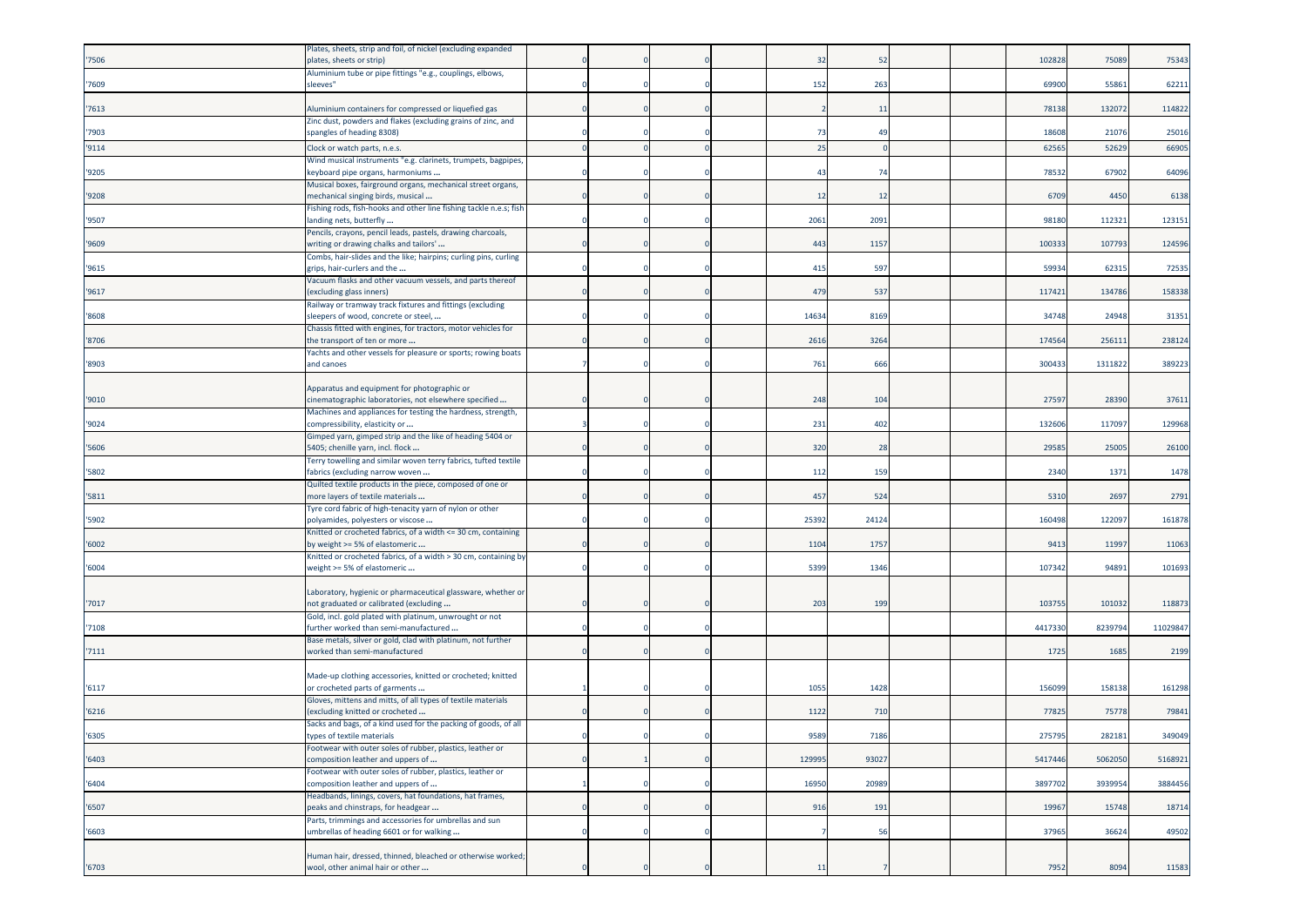| | | | | | | | | | | | |
|---|---|---|---|---|---|---|---|---|---|---|---|
| '7506 | Plates, sheets, strip and foil, of nickel (excluding expanded plates, sheets or strip) | 0 | 0 | 0 | 32 | 52 | | | 102828 | 75089 | 75343 |
| '7609 | Aluminium tube or pipe fittings "e.g., couplings, elbows, sleeves" | 0 | 0 | 0 | 152 | 263 | | | 69900 | 55861 | 62211 |
| '7613 | Aluminium containers for compressed or liquefied gas | 0 | 0 | 0 | 2 | 11 | | | 78138 | 132072 | 114822 |
| '7903 | Zinc dust, powders and flakes (excluding grains of zinc, and spangles of heading 8308) | 0 | 0 | 0 | 73 | 49 | | | 18608 | 21076 | 25016 |
| '9114 | Clock or watch parts, n.e.s. | 0 | 0 | 0 | 25 | 0 | | | 62565 | 52629 | 66905 |
| '9205 | Wind musical instruments "e.g. clarinets, trumpets, bagpipes, keyboard pipe organs, harmoniums ... | 0 | 0 | 0 | 43 | 74 | | | 78532 | 67902 | 64096 |
| '9208 | Musical boxes, fairground organs, mechanical street organs, mechanical singing birds, musical ... | 0 | 0 | 0 | 12 | 12 | | | 6709 | 4450 | 6138 |
| '9507 | Fishing rods, fish-hooks and other line fishing tackle n.e.s; fish landing nets, butterfly ... | 0 | 0 | 0 | 2061 | 2091 | | | 98180 | 112321 | 123151 |
| '9609 | Pencils, crayons, pencil leads, pastels, drawing charcoals, writing or drawing chalks and tailors' ... | 0 | 0 | 0 | 443 | 1157 | | | 100333 | 107793 | 124596 |
| '9615 | Combs, hair-slides and the like; hairpins; curling pins, curling grips, hair-curlers and the ... | 0 | 0 | 0 | 415 | 597 | | | 59934 | 62315 | 72535 |
| '9617 | Vacuum flasks and other vacuum vessels, and parts thereof (excluding glass inners) | 0 | 0 | 0 | 479 | 537 | | | 117421 | 134786 | 158338 |
| '8608 | Railway or tramway track fixtures and fittings (excluding sleepers of wood, concrete or steel, ... | 0 | 0 | 0 | 14634 | 8169 | | | 34748 | 24948 | 31351 |
| '8706 | Chassis fitted with engines, for tractors, motor vehicles for the transport of ten or more ... | 0 | 0 | 0 | 2616 | 3264 | | | 174564 | 256111 | 238124 |
| '8903 | Yachts and other vessels for pleasure or sports; rowing boats and canoes | 7 | 0 | 0 | 761 | 666 | | | 300433 | 1311822 | 389223 |
| '9010 | Apparatus and equipment for photographic or cinematographic laboratories, not elsewhere specified ... | 0 | 0 | 0 | 248 | 104 | | | 27597 | 28390 | 37611 |
| '9024 | Machines and appliances for testing the hardness, strength, compressibility, elasticity or ... | 3 | 0 | 0 | 231 | 402 | | | 132606 | 117097 | 129968 |
| '5606 | Gimped yarn, gimped strip and the like of heading 5404 or 5405; chenille yarn, incl. flock ... | 0 | 0 | 0 | 320 | 28 | | | 29585 | 25005 | 26100 |
| '5802 | Terry towelling and similar woven terry fabrics, tufted textile fabrics (excluding narrow woven ... | 0 | 0 | 0 | 112 | 159 | | | 2340 | 1371 | 1478 |
| '5811 | Quilted textile products in the piece, composed of one or more layers of textile materials ... | 0 | 0 | 0 | 457 | 524 | | | 5310 | 2697 | 2791 |
| '5902 | Tyre cord fabric of high-tenacity yarn of nylon or other polyamides, polyesters or viscose ... | 0 | 0 | 0 | 25392 | 24124 | | | 160498 | 122097 | 161878 |
| '6002 | Knitted or crocheted fabrics, of a width <= 30 cm, containing by weight >= 5% of elastomeric ... | 0 | 0 | 0 | 1104 | 1757 | | | 9413 | 11997 | 11063 |
| '6004 | Knitted or crocheted fabrics, of a width > 30 cm, containing by weight >= 5% of elastomeric ... | 0 | 0 | 0 | 5399 | 1346 | | | 107342 | 94891 | 101693 |
| '7017 | Laboratory, hygienic or pharmaceutical glassware, whether or not graduated or calibrated (excluding ... | 0 | 0 | 0 | 203 | 199 | | | 103755 | 101032 | 118873 |
| '7108 | Gold, incl. gold plated with platinum, unwrought or not further worked than semi-manufactured ... | 0 | 0 | 0 | | | | | 4417330 | 8239794 | 11029847 |
| '7111 | Base metals, silver or gold, clad with platinum, not further worked than semi-manufactured | 0 | 0 | 0 | | | | | 1725 | 1685 | 2199 |
| '6117 | Made-up clothing accessories, knitted or crocheted; knitted or crocheted parts of garments ... | 1 | 0 | 0 | 1055 | 1428 | | | 156099 | 158138 | 161298 |
| '6216 | Gloves, mittens and mitts, of all types of textile materials (excluding knitted or crocheted ... | 0 | 0 | 0 | 1122 | 710 | | | 77825 | 75778 | 79841 |
| '6305 | Sacks and bags, of a kind used for the packing of goods, of all types of textile materials | 0 | 0 | 0 | 9589 | 7186 | | | 275795 | 282181 | 349049 |
| '6403 | Footwear with outer soles of rubber, plastics, leather or composition leather and uppers of ... | 0 | 1 | 0 | 129995 | 93027 | | | 5417446 | 5062050 | 5168921 |
| '6404 | Footwear with outer soles of rubber, plastics, leather or composition leather and uppers of ... | 1 | 0 | 0 | 16950 | 20989 | | | 3897702 | 3939954 | 3884456 |
| '6507 | Headbands, linings, covers, hat foundations, hat frames, peaks and chinstraps, for headgear ... | 0 | 0 | 0 | 916 | 191 | | | 19967 | 15748 | 18714 |
| '6603 | Parts, trimmings and accessories for umbrellas and sun umbrellas of heading 6601 or for walking ... | 0 | 0 | 0 | 7 | 56 | | | 37965 | 36624 | 49502 |
| '6703 | Human hair, dressed, thinned, bleached or otherwise worked; wool, other animal hair or other ... | 0 | 0 | 0 | 11 | 7 | | | 7952 | 8094 | 11583 |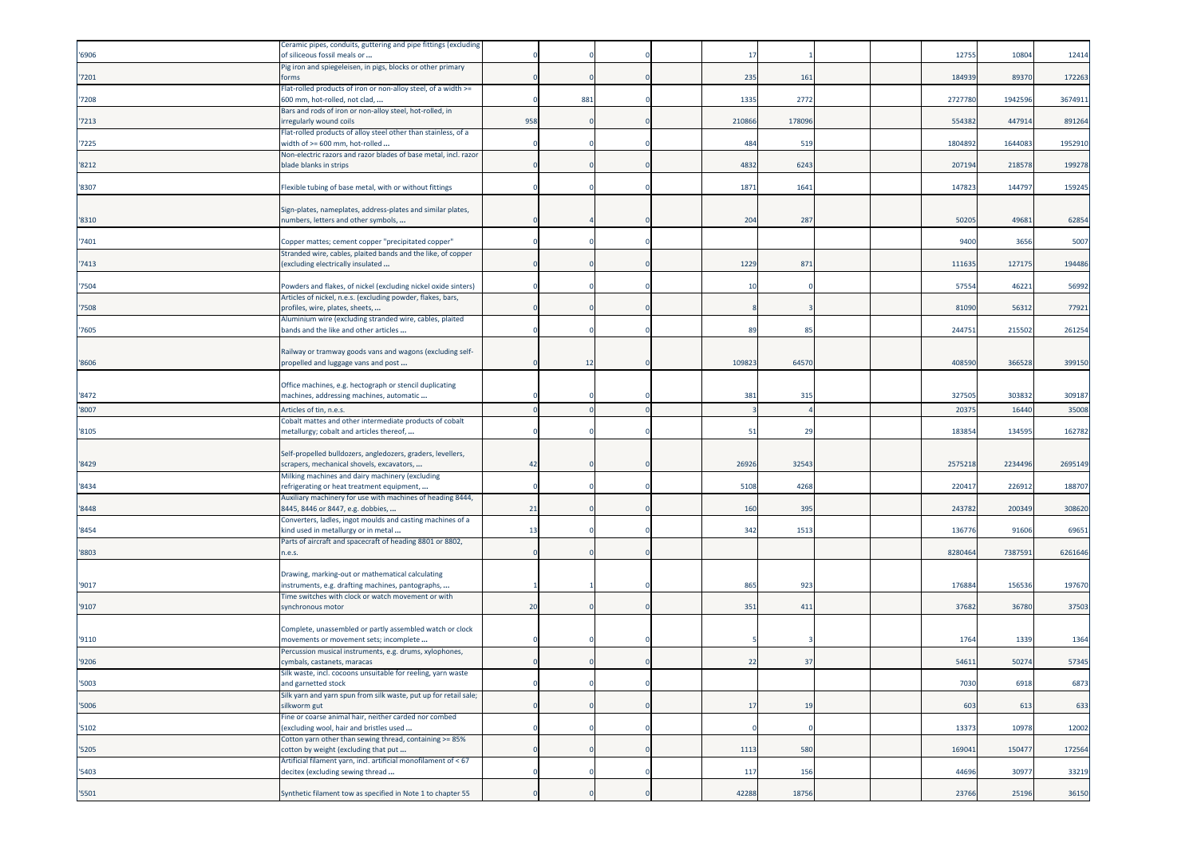| | | | | | | | | | | | | |
|---|---|---|---|---|---|---|---|---|---|---|---|---|
| '6906 | Ceramic pipes, conduits, guttering and pipe fittings (excluding of siliceous fossil meals or ... | 0 | 0 | 0 | | 17 | 1 | | | 12755 | 10804 | 12414 |
| '7201 | Pig iron and spiegeleisen, in pigs, blocks or other primary forms | 0 | 0 | 0 | | 235 | 161 | | | 184939 | 89370 | 172263 |
| '7208 | Flat-rolled products of iron or non-alloy steel, of a width >= 600 mm, hot-rolled, not clad, ... | 0 | 881 | 0 | | 1335 | 2772 | | | 2727780 | 1942596 | 3674911 |
| '7213 | Bars and rods of iron or non-alloy steel, hot-rolled, in irregularly wound coils | 958 | 0 | 0 | | 210866 | 178096 | | | 554382 | 447914 | 891264 |
| '7225 | Flat-rolled products of alloy steel other than stainless, of a width of >= 600 mm, hot-rolled ... | 0 | 0 | 0 | | 484 | 519 | | | 1804892 | 1644083 | 1952910 |
| '8212 | Non-electric razors and razor blades of base metal, incl. razor blade blanks in strips | 0 | 0 | 0 | | 4832 | 6243 | | | 207194 | 218578 | 199278 |
| '8307 | Flexible tubing of base metal, with or without fittings | 0 | 0 | 0 | | 1871 | 1641 | | | 147823 | 144797 | 159245 |
| '8310 | Sign-plates, nameplates, address-plates and similar plates, numbers, letters and other symbols, ... | 0 | 4 | 0 | | 204 | 287 | | | 50205 | 49681 | 62854 |
| '7401 | Copper mattes; cement copper "precipitated copper" | 0 | 0 | 0 | | | | | | 9400 | 3656 | 5007 |
| '7413 | Stranded wire, cables, plaited bands and the like, of copper (excluding electrically insulated ... | 0 | 0 | 0 | | 1229 | 871 | | | 111635 | 127175 | 194486 |
| '7504 | Powders and flakes, of nickel (excluding nickel oxide sinters) | 0 | 0 | 0 | | 10 | 0 | | | 57554 | 46221 | 56992 |
| '7508 | Articles of nickel, n.e.s. (excluding powder, flakes, bars, profiles, wire, plates, sheets, ... | 0 | 0 | 0 | | 8 | 3 | | | 81090 | 56312 | 77921 |
| '7605 | Aluminium wire (excluding stranded wire, cables, plaited bands and the like and other articles ... | 0 | 0 | 0 | | 89 | 85 | | | 244751 | 215502 | 261254 |
| '8606 | Railway or tramway goods vans and wagons (excluding self-propelled and luggage vans and post ... | 0 | 12 | 0 | | 109823 | 64570 | | | 408590 | 366528 | 399150 |
| '8472 | Office machines, e.g. hectograph or stencil duplicating machines, addressing machines, automatic ... | 0 | 0 | 0 | | 381 | 315 | | | 327505 | 303832 | 309187 |
| '8007 | Articles of tin, n.e.s. | 0 | 0 | 0 | | 3 | 4 | | | 20375 | 16440 | 35008 |
| '8105 | Cobalt mattes and other intermediate products of cobalt metallurgy; cobalt and articles thereof, ... | 0 | 0 | 0 | | 51 | 29 | | | 183854 | 134595 | 162782 |
| '8429 | Self-propelled bulldozers, angledozers, graders, levellers, scrapers, mechanical shovels, excavators, ... | 42 | 0 | 0 | | 26926 | 32543 | | | 2575218 | 2234496 | 2695149 |
| '8434 | Milking machines and dairy machinery (excluding refrigerating or heat treatment equipment, ... | 0 | 0 | 0 | | 5108 | 4268 | | | 220417 | 226912 | 188707 |
| '8448 | Auxiliary machinery for use with machines of heading 8444, 8445, 8446 or 8447, e.g. dobbies, ... | 21 | 0 | 0 | | 160 | 395 | | | 243782 | 200349 | 308620 |
| '8454 | Converters, ladles, ingot moulds and casting machines of a kind used in metallurgy or in metal ... | 13 | 0 | 0 | | 342 | 1513 | | | 136776 | 91606 | 69651 |
| '8803 | Parts of aircraft and spacecraft of heading 8801 or 8802, n.e.s. | 0 | 0 | 0 | | | | | | 8280464 | 7387591 | 6261646 |
| '9017 | Drawing, marking-out or mathematical calculating instruments, e.g. drafting machines, pantographs, ... | 1 | 1 | 0 | | 865 | 923 | | | 176884 | 156536 | 197670 |
| '9107 | Time switches with clock or watch movement or with synchronous motor | 20 | 0 | 0 | | 351 | 411 | | | 37682 | 36780 | 37503 |
| '9110 | Complete, unassembled or partly assembled watch or clock movements or movement sets; incomplete ... | 0 | 0 | 0 | | 5 | 3 | | | 1764 | 1339 | 1364 |
| '9206 | Percussion musical instruments, e.g. drums, xylophones, cymbals, castanets, maracas | 0 | 0 | 0 | | 22 | 37 | | | 54611 | 50274 | 57345 |
| '5003 | Silk waste, incl. cocoons unsuitable for reeling, yarn waste and garnetted stock | 0 | 0 | 0 | | | | | | 7030 | 6918 | 6873 |
| '5006 | Silk yarn and yarn spun from silk waste, put up for retail sale; silkworm gut | 0 | 0 | 0 | | 17 | 19 | | | 603 | 613 | 633 |
| '5102 | Fine or coarse animal hair, neither carded nor combed (excluding wool, hair and bristles used ... | 0 | 0 | 0 | | 0 | 0 | | | 13373 | 10978 | 12002 |
| '5205 | Cotton yarn other than sewing thread, containing >= 85% cotton by weight (excluding that put ... | 0 | 0 | 0 | | 1113 | 580 | | | 169041 | 150477 | 172564 |
| '5403 | Artificial filament yarn, incl. artificial monofilament of < 67 decitex (excluding sewing thread ... | 0 | 0 | 0 | | 117 | 156 | | | 44696 | 30977 | 33219 |
| '5501 | Synthetic filament tow as specified in Note 1 to chapter 55 | 0 | 0 | 0 | | 42288 | 18756 | | | 23766 | 25196 | 36150 |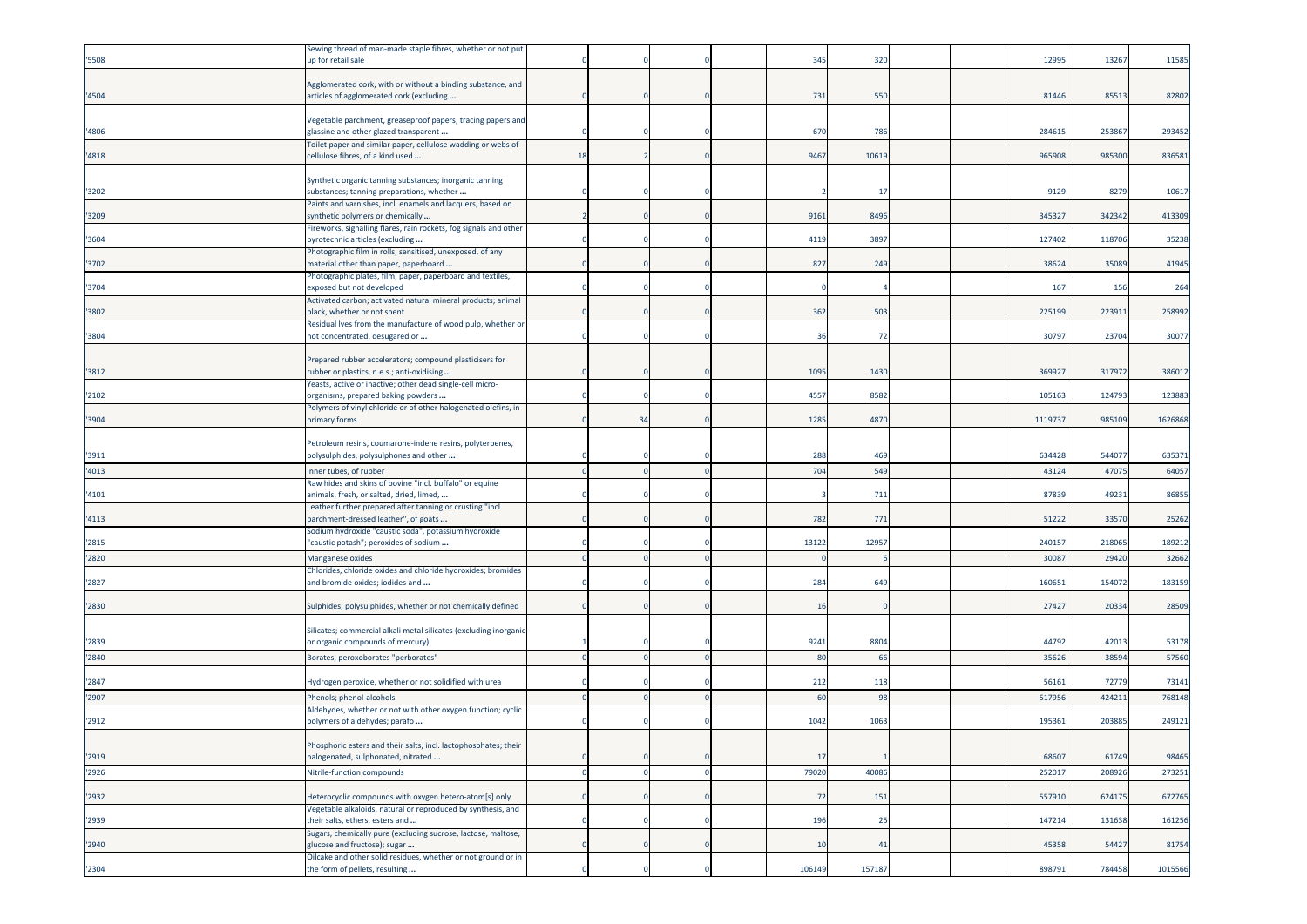| | | | | | | | | | | | |
|---|---|---|---|---|---|---|---|---|---|---|---|
| '5508 | Sewing thread of man-made staple fibres, whether or not put up for retail sale | 0 | 0 | 0 | 345 | 320 | | | 12995 | 13267 | 11585 |
| '4504 | Agglomerated cork, with or without a binding substance, and articles of agglomerated cork (excluding ... | 0 | 0 | 0 | 731 | 550 | | | 81446 | 85513 | 82802 |
| '4806 | Vegetable parchment, greaseproof papers, tracing papers and glassine and other glazed transparent ... | 0 | 0 | 0 | 670 | 786 | | | 284615 | 253867 | 293452 |
| '4818 | Toilet paper and similar paper, cellulose wadding or webs of cellulose fibres, of a kind used ... | 18 | 2 | 0 | 9467 | 10619 | | | 965908 | 985300 | 836581 |
| '3202 | Synthetic organic tanning substances; inorganic tanning substances; tanning preparations, whether ... | 0 | 0 | 0 | 2 | 17 | | | 9129 | 8279 | 10617 |
| '3209 | Paints and varnishes, incl. enamels and lacquers, based on synthetic polymers or chemically ... | 2 | 0 | 0 | 9161 | 8496 | | | 345327 | 342342 | 413309 |
| '3604 | Fireworks, signalling flares, rain rockets, fog signals and other pyrotechnic articles (excluding ... | 0 | 0 | 0 | 4119 | 3897 | | | 127402 | 118706 | 35238 |
| '3702 | Photographic film in rolls, sensitised, unexposed, of any material other than paper, paperboard ... | 0 | 0 | 0 | 827 | 249 | | | 38624 | 35089 | 41945 |
| '3704 | Photographic plates, film, paper, paperboard and textiles, exposed but not developed | 0 | 0 | 0 | 0 | 4 | | | 167 | 156 | 264 |
| '3802 | Activated carbon; activated natural mineral products; animal black, whether or not spent | 0 | 0 | 0 | 362 | 503 | | | 225199 | 223911 | 258992 |
| '3804 | Residual lyes from the manufacture of wood pulp, whether or not concentrated, desugared or ... | 0 | 0 | 0 | 36 | 72 | | | 30797 | 23704 | 30077 |
| '3812 | Prepared rubber accelerators; compound plasticisers for rubber or plastics, n.e.s.; anti-oxidising ... | 0 | 0 | 0 | 1095 | 1430 | | | 369927 | 317972 | 386012 |
| '2102 | Yeasts, active or inactive; other dead single-cell micro-organisms, prepared baking powders ... | 0 | 0 | 0 | 4557 | 8582 | | | 105163 | 124793 | 123883 |
| '3904 | Polymers of vinyl chloride or of other halogenated olefins, in primary forms | 0 | 34 | 0 | 1285 | 4870 | | | 1119737 | 985109 | 1626868 |
| '3911 | Petroleum resins, coumarone-indene resins, polyterpenes, polysulphides, polysulphones and other ... | 0 | 0 | 0 | 288 | 469 | | | 634428 | 544077 | 635371 |
| '4013 | Inner tubes, of rubber | 0 | 0 | 0 | 704 | 549 | | | 43124 | 47075 | 64057 |
| '4101 | Raw hides and skins of bovine "incl. buffalo" or equine animals, fresh, or salted, dried, limed, ... | 0 | 0 | 0 | 3 | 711 | | | 87839 | 49231 | 86855 |
| '4113 | Leather further prepared after tanning or crusting "incl. parchment-dressed leather", of goats ... | 0 | 0 | 0 | 782 | 771 | | | 51222 | 33570 | 25262 |
| '2815 | Sodium hydroxide "caustic soda", potassium hydroxide "caustic potash"; peroxides of sodium ... | 0 | 0 | 0 | 13122 | 12957 | | | 240157 | 218065 | 189212 |
| '2820 | Manganese oxides | 0 | 0 | 0 | 0 | 6 | | | 30087 | 29420 | 32662 |
| '2827 | Chlorides, chloride oxides and chloride hydroxides; bromides and bromide oxides; iodides and ... | 0 | 0 | 0 | 284 | 649 | | | 160651 | 154072 | 183159 |
| '2830 | Sulphides; polysulphides, whether or not chemically defined | 0 | 0 | 0 | 16 | 0 | | | 27427 | 20334 | 28509 |
| '2839 | Silicates; commercial alkali metal silicates (excluding inorganic or organic compounds of mercury) | 1 | 0 | 0 | 9241 | 8804 | | | 44792 | 42013 | 53178 |
| '2840 | Borates; peroxoborates "perborates" | 0 | 0 | 0 | 80 | 66 | | | 35626 | 38594 | 57560 |
| '2847 | Hydrogen peroxide, whether or not solidified with urea | 0 | 0 | 0 | 212 | 118 | | | 56161 | 72779 | 73141 |
| '2907 | Phenols; phenol-alcohols | 0 | 0 | 0 | 60 | 98 | | | 517956 | 424211 | 768148 |
| '2912 | Aldehydes, whether or not with other oxygen function; cyclic polymers of aldehydes; parafo ... | 0 | 0 | 0 | 1042 | 1063 | | | 195361 | 203885 | 249121 |
| '2919 | Phosphoric esters and their salts, incl. lactophosphates; their halogenated, sulphonated, nitrated ... | 0 | 0 | 0 | 17 | 1 | | | 68607 | 61749 | 98465 |
| '2926 | Nitrile-function compounds | 0 | 0 | 0 | 79020 | 40086 | | | 252017 | 208926 | 273251 |
| '2932 | Heterocyclic compounds with oxygen hetero-atom[s] only | 0 | 0 | 0 | 72 | 151 | | | 557910 | 624175 | 672765 |
| '2939 | Vegetable alkaloids, natural or reproduced by synthesis, and their salts, ethers, esters and ... | 0 | 0 | 0 | 196 | 25 | | | 147214 | 131638 | 161256 |
| '2940 | Sugars, chemically pure (excluding sucrose, lactose, maltose, glucose and fructose); sugar ... | 0 | 0 | 0 | 10 | 41 | | | 45358 | 54427 | 81754 |
| '2304 | Oilcake and other solid residues, whether or not ground or in the form of pellets, resulting ... | 0 | 0 | 0 | 106149 | 157187 | | | 898791 | 784458 | 1015566 |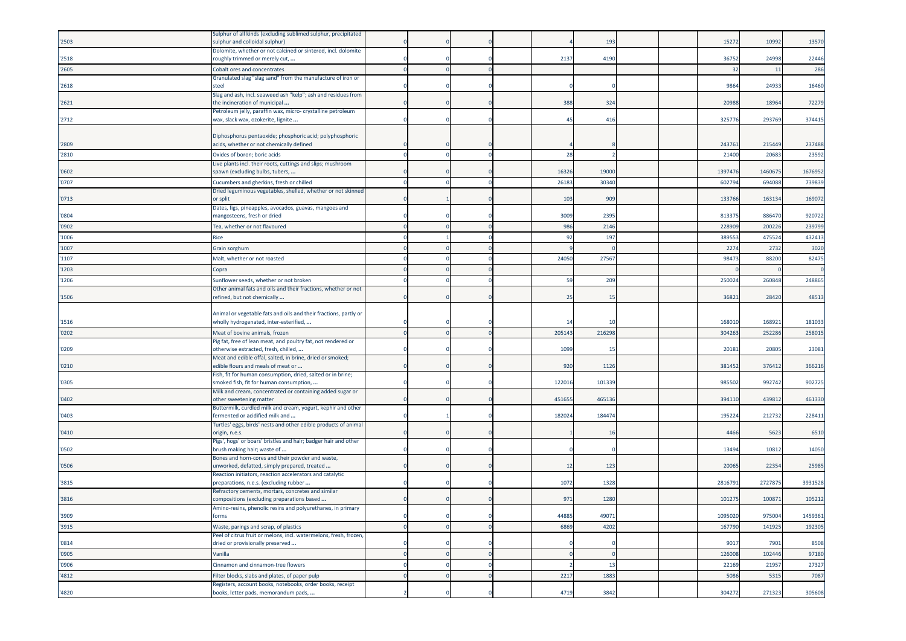| | | | | | | | | | | | | |
|---|---|---|---|---|---|---|---|---|---|---|---|---|
| '2503 | Sulphur of all kinds (excluding sublimed sulphur, precipitated sulphur and colloidal sulphur) | 0 | 0 | 0 | | 4 | 193 | | | 15272 | 10992 | 13570 |
| '2518 | Dolomite, whether or not calcined or sintered, incl. dolomite roughly trimmed or merely cut, ... | 0 | 0 | 0 | | 2137 | 4190 | | | 36752 | 24998 | 22446 |
| '2605 | Cobalt ores and concentrates | 0 | 0 | 0 | | | | | | 32 | 11 | 286 |
| '2618 | Granulated slag "slag sand" from the manufacture of iron or steel | 0 | 0 | 0 | | 0 | 0 | | | 9864 | 24933 | 16460 |
| '2621 | Slag and ash, incl. seaweed ash "kelp"; ash and residues from the incineration of municipal ... | 0 | 0 | 0 | | 388 | 324 | | | 20988 | 18964 | 72279 |
| '2712 | Petroleum jelly, paraffin wax, micro- crystalline petroleum wax, slack wax, ozokerite, lignite ... | 0 | 0 | 0 | | 45 | 416 | | | 325776 | 293769 | 374415 |
| '2809 | Diphosphorus pentaoxide; phosphoric acid; polyphosphoric acids, whether or not chemically defined | 0 | 0 | 0 | | 4 | 8 | | | 243761 | 215449 | 237488 |
| '2810 | Oxides of boron; boric acids | 0 | 0 | 0 | | 28 | 2 | | | 21400 | 20683 | 23592 |
| '0602 | Live plants incl. their roots, cuttings and slips; mushroom spawn (excluding bulbs, tubers, ... | 0 | 0 | 0 | | 16326 | 19000 | | | 1397476 | 1460675 | 1676952 |
| '0707 | Cucumbers and gherkins, fresh or chilled | 0 | 0 | 0 | | 26183 | 30340 | | | 602794 | 694088 | 739839 |
| '0713 | Dried leguminous vegetables, shelled, whether or not skinned or split | 0 | 1 | 0 | | 103 | 909 | | | 133766 | 163134 | 169072 |
| '0804 | Dates, figs, pineapples, avocados, guavas, mangoes and mangosteens, fresh or dried | 0 | 0 | 0 | | 3009 | 2395 | | | 813375 | 886470 | 920722 |
| '0902 | Tea, whether or not flavoured | 0 | 0 | 0 | | 986 | 2146 | | | 228909 | 200226 | 239799 |
| '1006 | Rice | 0 | 1 | 0 | | 92 | 197 | | | 389553 | 475524 | 432413 |
| '1007 | Grain sorghum | 0 | 0 | 0 | | 9 | 0 | | | 2274 | 2732 | 3020 |
| '1107 | Malt, whether or not roasted | 0 | 0 | 0 | | 24050 | 27567 | | | 98473 | 88200 | 82475 |
| '1203 | Copra | 0 | 0 | 0 | | | | | | 0 | 0 | 0 |
| '1206 | Sunflower seeds, whether or not broken | 0 | 0 | 0 | | 59 | 209 | | | 250024 | 260848 | 248865 |
| '1506 | Other animal fats and oils and their fractions, whether or not refined, but not chemically ... | 0 | 0 | 0 | | 25 | 15 | | | 36821 | 28420 | 48513 |
| '1516 | Animal or vegetable fats and oils and their fractions, partly or wholly hydrogenated, inter-esterified, ... | 0 | 0 | 0 | | 14 | 10 | | | 168010 | 168921 | 181033 |
| '0202 | Meat of bovine animals, frozen | 0 | 0 | 0 | | 205143 | 216298 | | | 304263 | 252286 | 258015 |
| '0209 | Pig fat, free of lean meat, and poultry fat, not rendered or otherwise extracted, fresh, chilled, ... | 0 | 0 | 0 | | 1099 | 15 | | | 20181 | 20805 | 23081 |
| '0210 | Meat and edible offal, salted, in brine, dried or smoked; edible flours and meals of meat or ... | 0 | 0 | 0 | | 920 | 1126 | | | 381452 | 376412 | 366216 |
| '0305 | Fish, fit for human consumption, dried, salted or in brine; smoked fish, fit for human consumption, ... | 0 | 0 | 0 | | 122016 | 101339 | | | 985502 | 992742 | 902725 |
| '0402 | Milk and cream, concentrated or containing added sugar or other sweetening matter | 0 | 0 | 0 | | 451655 | 465136 | | | 394110 | 439812 | 461330 |
| '0403 | Buttermilk, curdled milk and cream, yogurt, kephir and other fermented or acidified milk and ... | 0 | 1 | 0 | | 182024 | 184474 | | | 195224 | 212732 | 228411 |
| '0410 | Turtles' eggs, birds' nests and other edible products of animal origin, n.e.s. | 0 | 0 | 0 | | 1 | 16 | | | 4466 | 5623 | 6510 |
| '0502 | Pigs', hogs' or boars' bristles and hair; badger hair and other brush making hair; waste of ... | 0 | 0 | 0 | | 0 | 0 | | | 13494 | 10812 | 14050 |
| '0506 | Bones and horn-cores and their powder and waste, unworked, defatted, simply prepared, treated ... | 0 | 0 | 0 | | 12 | 123 | | | 20065 | 22354 | 25985 |
| '3815 | Reaction initiators, reaction accelerators and catalytic preparations, n.e.s. (excluding rubber ... | 0 | 0 | 0 | | 1072 | 1328 | | | 2816791 | 2727875 | 3931528 |
| '3816 | Refractory cements, mortars, concretes and similar compositions (excluding preparations based ... | 0 | 0 | 0 | | 971 | 1280 | | | 101275 | 100871 | 105212 |
| '3909 | Amino-resins, phenolic resins and polyurethanes, in primary forms | 0 | 0 | 0 | | 44885 | 49071 | | | 1095020 | 975004 | 1459361 |
| '3915 | Waste, parings and scrap, of plastics | 0 | 0 | 0 | | 6869 | 4202 | | | 167790 | 141925 | 192305 |
| '0814 | Peel of citrus fruit or melons, incl. watermelons, fresh, frozen, dried or provisionally preserved ... | 0 | 0 | 0 | | 0 | 0 | | | 9017 | 7901 | 8508 |
| '0905 | Vanilla | 0 | 0 | 0 | | 0 | 0 | | | 126008 | 102446 | 97180 |
| '0906 | Cinnamon and cinnamon-tree flowers | 0 | 0 | 0 | | 2 | 13 | | | 22169 | 21957 | 27327 |
| '4812 | Filter blocks, slabs and plates, of paper pulp | 0 | 0 | 0 | | 2217 | 1883 | | | 5086 | 5315 | 7087 |
| '4820 | Registers, account books, notebooks, order books, receipt books, letter pads, memorandum pads, ... | 2 | 0 | 0 | | 4719 | 3842 | | | 304272 | 271323 | 305608 |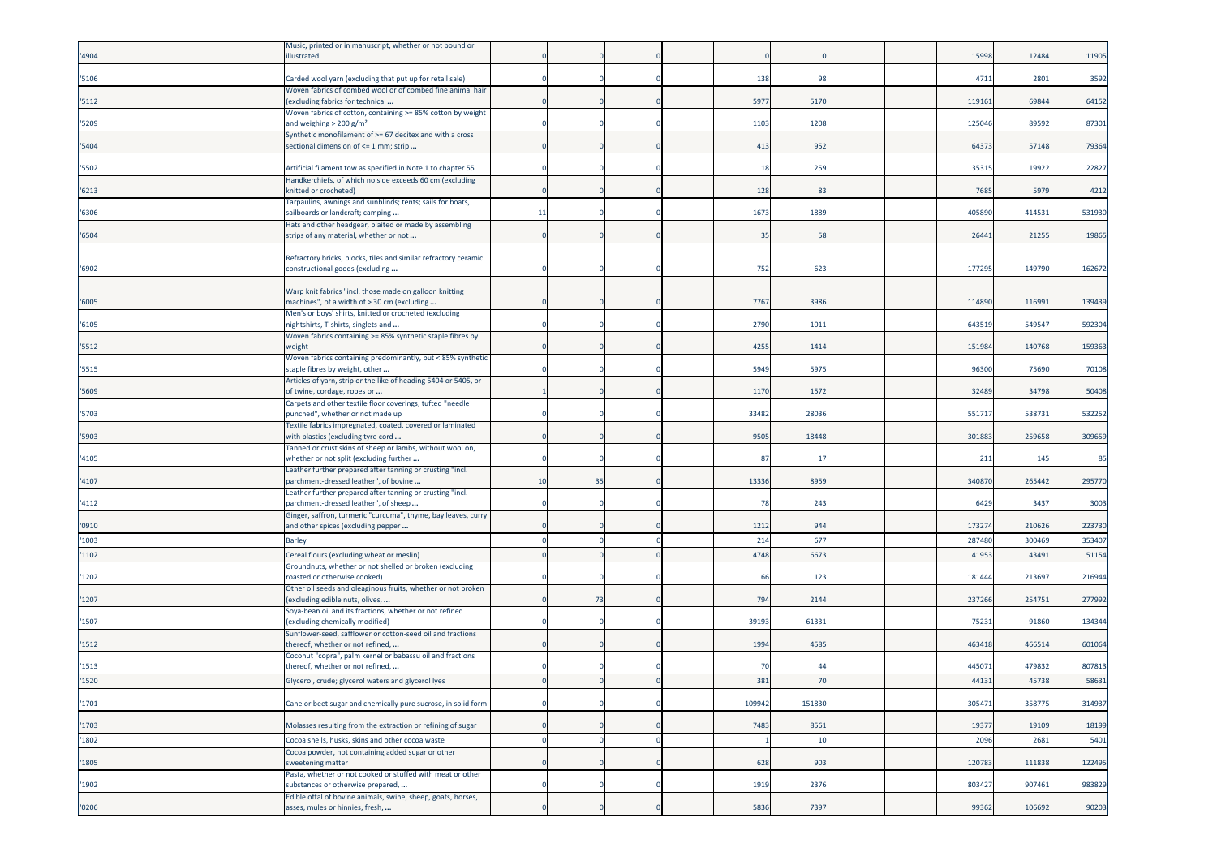| | | | | | | | | | | | |
|---|---|---|---|---|---|---|---|---|---|---|---|
| '4904 | Music, printed or in manuscript, whether or not bound or illustrated | 0 | 0 | 0 | 0 | 0 | | | 15998 | 12484 | 11905 |
| '5106 | Carded wool yarn (excluding that put up for retail sale) | 0 | 0 | 0 | 138 | 98 | | | 4711 | 2801 | 3592 |
| '5112 | Woven fabrics of combed wool or of combed fine animal hair (excluding fabrics for technical ... | 0 | 0 | 0 | 5977 | 5170 | | | 119161 | 69844 | 64152 |
| '5209 | Woven fabrics of cotton, containing >= 85% cotton by weight and weighing > 200 g/m² | 0 | 0 | 0 | 1103 | 1208 | | | 125046 | 89592 | 87301 |
| '5404 | Synthetic monofilament of >= 67 decitex and with a cross sectional dimension of <= 1 mm; strip ... | 0 | 0 | 0 | 413 | 952 | | | 64373 | 57148 | 79364 |
| '5502 | Artificial filament tow as specified in Note 1 to chapter 55 | 0 | 0 | 0 | 18 | 259 | | | 35315 | 19922 | 22827 |
| '6213 | Handkerchiefs, of which no side exceeds 60 cm (excluding knitted or crocheted) | 0 | 0 | 0 | 128 | 83 | | | 7685 | 5979 | 4212 |
| '6306 | Tarpaulins, awnings and sunblinds; tents; sails for boats, sailboards or landcraft; camping ... | 11 | 0 | 0 | 1673 | 1889 | | | 405890 | 414531 | 531930 |
| '6504 | Hats and other headgear, plaited or made by assembling strips of any material, whether or not ... | 0 | 0 | 0 | 35 | 58 | | | 26441 | 21255 | 19865 |
| '6902 | Refractory bricks, blocks, tiles and similar refractory ceramic constructional goods (excluding ... | 0 | 0 | 0 | 752 | 623 | | | 177295 | 149790 | 162672 |
| '6005 | Warp knit fabrics "incl. those made on galloon knitting machines", of a width of > 30 cm (excluding ... | 0 | 0 | 0 | 7767 | 3986 | | | 114890 | 116991 | 139439 |
| '6105 | Men's or boys' shirts, knitted or crocheted (excluding nightshirts, T-shirts, singlets and ... | 0 | 0 | 0 | 2790 | 1011 | | | 643519 | 549547 | 592304 |
| '5512 | Woven fabrics containing >= 85% synthetic staple fibres by weight | 0 | 0 | 0 | 4255 | 1414 | | | 151984 | 140768 | 159363 |
| '5515 | Woven fabrics containing predominantly, but < 85% synthetic staple fibres by weight, other ... | 0 | 0 | 0 | 5949 | 5975 | | | 96300 | 75690 | 70108 |
| '5609 | Articles of yarn, strip or the like of heading 5404 or 5405, or of twine, cordage, ropes or ... | 1 | 0 | 0 | 1170 | 1572 | | | 32489 | 34798 | 50408 |
| '5703 | Carpets and other textile floor coverings, tufted "needle punched", whether or not made up | 0 | 0 | 0 | 33482 | 28036 | | | 551717 | 538731 | 532252 |
| '5903 | Textile fabrics impregnated, coated, covered or laminated with plastics (excluding tyre cord ... | 0 | 0 | 0 | 9505 | 18448 | | | 301883 | 259658 | 309659 |
| '4105 | Tanned or crust skins of sheep or lambs, without wool on, whether or not split (excluding further ... | 0 | 0 | 0 | 87 | 17 | | | 211 | 145 | 85 |
| '4107 | Leather further prepared after tanning or crusting "incl. parchment-dressed leather", of bovine ... | 10 | 35 | 0 | 13336 | 8959 | | | 340870 | 265442 | 295770 |
| '4112 | Leather further prepared after tanning or crusting "incl. parchment-dressed leather", of sheep ... | 0 | 0 | 0 | 78 | 243 | | | 6429 | 3437 | 3003 |
| '0910 | Ginger, saffron, turmeric "curcuma", thyme, bay leaves, curry and other spices (excluding pepper ... | 0 | 0 | 0 | 1212 | 944 | | | 173274 | 210626 | 223730 |
| '1003 | Barley | 0 | 0 | 0 | 214 | 677 | | | 287480 | 300469 | 353407 |
| '1102 | Cereal flours (excluding wheat or meslin) | 0 | 0 | 0 | 4748 | 6673 | | | 41953 | 43491 | 51154 |
| '1202 | Groundnuts, whether or not shelled or broken (excluding roasted or otherwise cooked) | 0 | 0 | 0 | 66 | 123 | | | 181444 | 213697 | 216944 |
| '1207 | Other oil seeds and oleaginous fruits, whether or not broken (excluding edible nuts, olives, ... | 0 | 73 | 0 | 794 | 2144 | | | 237266 | 254751 | 277992 |
| '1507 | Soya-bean oil and its fractions, whether or not refined (excluding chemically modified) | 0 | 0 | 0 | 39193 | 61331 | | | 75231 | 91860 | 134344 |
| '1512 | Sunflower-seed, safflower or cotton-seed oil and fractions thereof, whether or not refined, ... | 0 | 0 | 0 | 1994 | 4585 | | | 463418 | 466514 | 601064 |
| '1513 | Coconut "copra", palm kernel or babassu oil and fractions thereof, whether or not refined, ... | 0 | 0 | 0 | 70 | 44 | | | 445071 | 479832 | 807813 |
| '1520 | Glycerol, crude; glycerol waters and glycerol lyes | 0 | 0 | 0 | 381 | 70 | | | 44131 | 45738 | 58631 |
| '1701 | Cane or beet sugar and chemically pure sucrose, in solid form | 0 | 0 | 0 | 109942 | 151830 | | | 305471 | 358775 | 314937 |
| '1703 | Molasses resulting from the extraction or refining of sugar | 0 | 0 | 0 | 7483 | 8561 | | | 19377 | 19109 | 18199 |
| '1802 | Cocoa shells, husks, skins and other cocoa waste | 0 | 0 | 0 | 1 | 10 | | | 2096 | 2681 | 5401 |
| '1805 | Cocoa powder, not containing added sugar or other sweetening matter | 0 | 0 | 0 | 628 | 903 | | | 120783 | 111838 | 122495 |
| '1902 | Pasta, whether or not cooked or stuffed with meat or other substances or otherwise prepared, ... | 0 | 0 | 0 | 1919 | 2376 | | | 803427 | 907461 | 983829 |
| '0206 | Edible offal of bovine animals, swine, sheep, goats, horses, asses, mules or hinnies, fresh, ... | 0 | 0 | 0 | 5836 | 7397 | | | 99362 | 106692 | 90203 |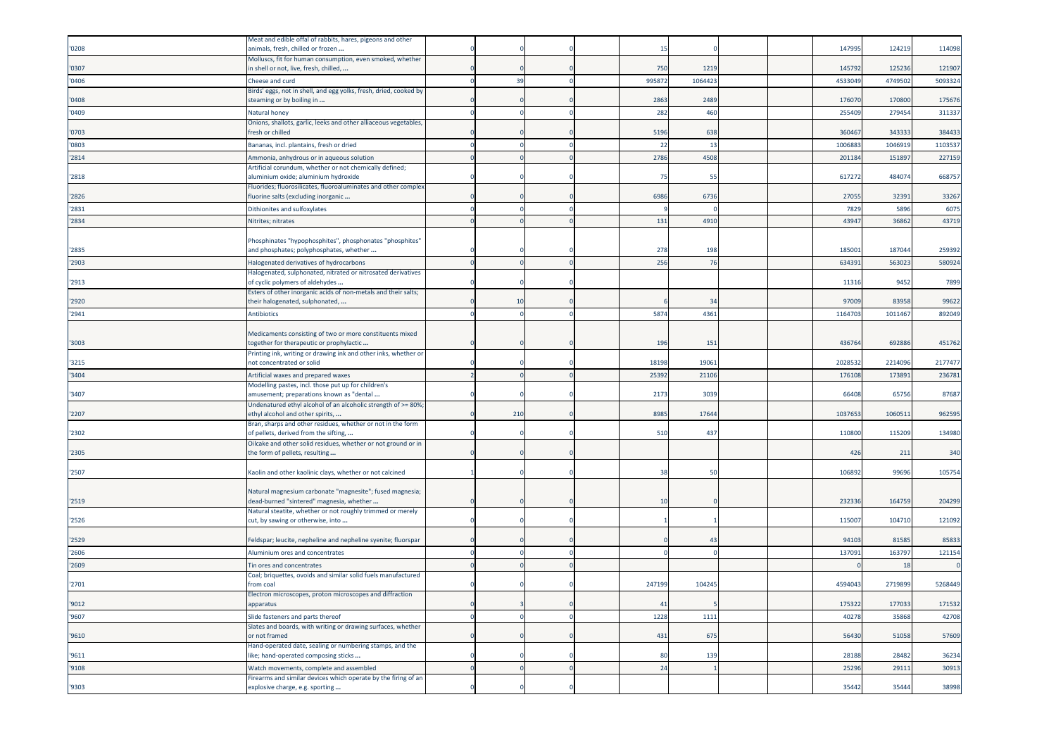| | | | | | | | | | | | | |
|---|---|---|---|---|---|---|---|---|---|---|---|---|
| '0208 | Meat and edible offal of rabbits, hares, pigeons and other animals, fresh, chilled or frozen ... | 0 | 0 | 0 | | 15 | 0 | | | 147995 | 124219 | 114098 |
| '0307 | Molluscs, fit for human consumption, even smoked, whether in shell or not, live, fresh, chilled, ... | 0 | 0 | 0 | | 750 | 1219 | | | 145792 | 125236 | 121907 |
| '0406 | Cheese and curd | 0 | 39 | 0 | | 995872 | 1064423 | | | 4533049 | 4749502 | 5093324 |
| '0408 | Birds' eggs, not in shell, and egg yolks, fresh, dried, cooked by steaming or by boiling in ... | 0 | 0 | 0 | | 2863 | 2489 | | | 176070 | 170800 | 175676 |
| '0409 | Natural honey | 0 | 0 | 0 | | 282 | 460 | | | 255409 | 279454 | 311337 |
| '0703 | Onions, shallots, garlic, leeks and other alliaceous vegetables, fresh or chilled | 0 | 0 | 0 | | 5196 | 638 | | | 360467 | 343333 | 384433 |
| '0803 | Bananas, incl. plantains, fresh or dried | 0 | 0 | 0 | | 22 | 13 | | | 1006883 | 1046919 | 1103537 |
| '2814 | Ammonia, anhydrous or in aqueous solution | 0 | 0 | 0 | | 2786 | 4508 | | | 201184 | 151897 | 227159 |
| '2818 | Artificial corundum, whether or not chemically defined; aluminium oxide; aluminium hydroxide | 0 | 0 | 0 | | 75 | 55 | | | 617272 | 484074 | 668757 |
| '2826 | Fluorides; fluorosilicates, fluoroaluminates and other complex fluorine salts (excluding inorganic ... | 0 | 0 | 0 | | 6986 | 6736 | | | 27055 | 32391 | 33267 |
| '2831 | Dithionites and sulfoxylates | 0 | 0 | 0 | | 9 | 0 | | | 7829 | 5896 | 6075 |
| '2834 | Nitrites; nitrates | 0 | 0 | 0 | | 131 | 4910 | | | 43947 | 36862 | 43719 |
| '2835 | Phosphinates "hypophosphites", phosphonates "phosphites" and phosphates; polyphosphates, whether ... | 0 | 0 | 0 | | 278 | 198 | | | 185001 | 187044 | 259392 |
| '2903 | Halogenated derivatives of hydrocarbons | 0 | 0 | 0 | | 256 | 76 | | | 634391 | 563023 | 580924 |
| '2913 | Halogenated, sulphonated, nitrated or nitrosated derivatives of cyclic polymers of aldehydes ... | 0 | 0 | 0 | | | | | | 11316 | 9452 | 7899 |
| '2920 | Esters of other inorganic acids of non-metals and their salts; their halogenated, sulphonated, ... | 0 | 10 | 0 | | 6 | 34 | | | 97009 | 83958 | 99622 |
| '2941 | Antibiotics | 0 | 0 | 0 | | 5874 | 4361 | | | 1164703 | 1011467 | 892049 |
| '3003 | Medicaments consisting of two or more constituents mixed together for therapeutic or prophylactic ... | 0 | 0 | 0 | | 196 | 151 | | | 436764 | 692886 | 451762 |
| '3215 | Printing ink, writing or drawing ink and other inks, whether or not concentrated or solid | 0 | 0 | 0 | | 18198 | 19061 | | | 2028532 | 2214096 | 2177477 |
| '3404 | Artificial waxes and prepared waxes | 2 | 0 | 0 | | 25392 | 21106 | | | 176108 | 173891 | 236781 |
| '3407 | Modelling pastes, incl. those put up for children's amusement; preparations known as "dental ... | 0 | 0 | 0 | | 2173 | 3039 | | | 66408 | 65756 | 87687 |
| '2207 | Undenatured ethyl alcohol of an alcoholic strength of >= 80%; ethyl alcohol and other spirits, ... | 0 | 210 | 0 | | 8985 | 17644 | | | 1037653 | 1060511 | 962595 |
| '2302 | Bran, sharps and other residues, whether or not in the form of pellets, derived from the sifting, ... | 0 | 0 | 0 | | 510 | 437 | | | 110800 | 115209 | 134980 |
| '2305 | Oilcake and other solid residues, whether or not ground or in the form of pellets, resulting ... | 0 | 0 | 0 | | | | | | 426 | 211 | 340 |
| '2507 | Kaolin and other kaolinic clays, whether or not calcined | 1 | 0 | 0 | | 38 | 50 | | | 106892 | 99696 | 105754 |
| '2519 | Natural magnesium carbonate "magnesite"; fused magnesia; dead-burned "sintered" magnesia, whether ... | 0 | 0 | 0 | | 10 | 0 | | | 232336 | 164759 | 204299 |
| '2526 | Natural steatite, whether or not roughly trimmed or merely cut, by sawing or otherwise, into ... | 0 | 0 | 0 | | 1 | 1 | | | 115007 | 104710 | 121092 |
| '2529 | Feldspar; leucite, nepheline and nepheline syenite; fluorspar | 0 | 0 | 0 | | 0 | 43 | | | 94103 | 81585 | 85833 |
| '2606 | Aluminium ores and concentrates | 0 | 0 | 0 | | 0 | 0 | | | 137091 | 163797 | 121154 |
| '2609 | Tin ores and concentrates | 0 | 0 | 0 | | | | | | 0 | 18 | 0 |
| '2701 | Coal; briquettes, ovoids and similar solid fuels manufactured from coal | 0 | 0 | 0 | | 247199 | 104245 | | | 4594043 | 2719899 | 5268449 |
| '9012 | Electron microscopes, proton microscopes and diffraction apparatus | 0 | 3 | 0 | | 41 | 5 | | | 175322 | 177033 | 171532 |
| '9607 | Slide fasteners and parts thereof | 0 | 0 | 0 | | 1228 | 1111 | | | 40278 | 35868 | 42708 |
| '9610 | Slates and boards, with writing or drawing surfaces, whether or not framed | 0 | 0 | 0 | | 431 | 675 | | | 56430 | 51058 | 57609 |
| '9611 | Hand-operated date, sealing or numbering stamps, and the like; hand-operated composing sticks ... | 0 | 0 | 0 | | 80 | 139 | | | 28188 | 28482 | 36234 |
| '9108 | Watch movements, complete and assembled | 0 | 0 | 0 | | 24 | 1 | | | 25296 | 29111 | 30913 |
| '9303 | Firearms and similar devices which operate by the firing of an explosive charge, e.g. sporting ... | 0 | 0 | 0 | | | | | | 35442 | 35444 | 38998 |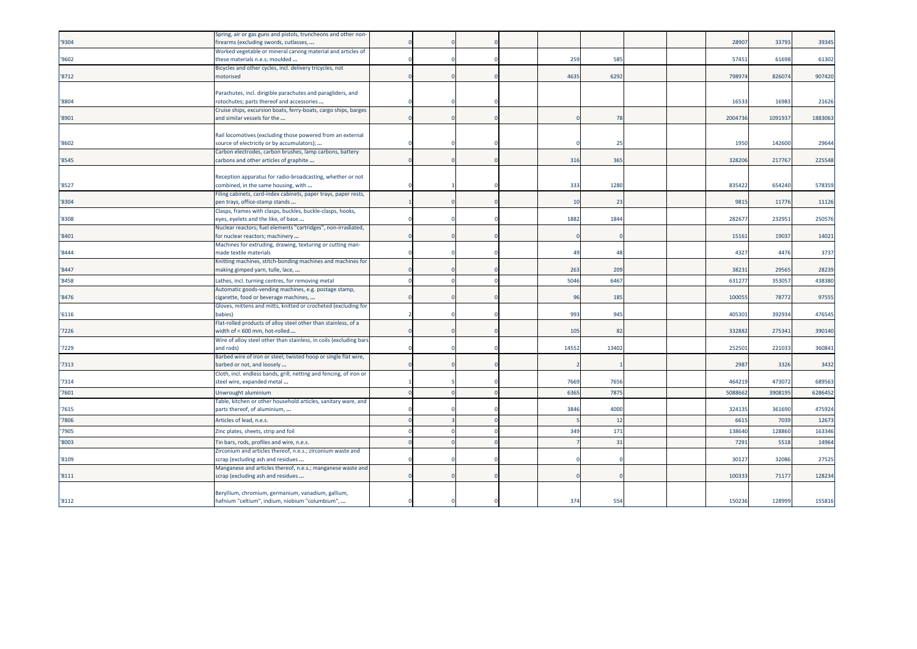| | | | | | | | | | | | | |
|---|---|---|---|---|---|---|---|---|---|---|---|---|
| '9304 | Spring, air or gas guns and pistols, truncheons and other non-firearms (excluding swords, cutlasses, ... | 0 | 0 | 0 | | | | | | 28907 | 33793 | 39345 |
| '9602 | Worked vegetable or mineral carving material and articles of these materials n.e.s; moulded ... | 0 | 0 | 0 | | 259 | 585 | | | 57451 | 61698 | 61302 |
| '8712 | Bicycles and other cycles, incl. delivery tricycles, not motorised | 0 | 0 | 0 | | 4635 | 6292 | | | 798974 | 826074 | 907420 |
| '8804 | Parachutes, incl. dirigible parachutes and paragliders, and rotochutes; parts thereof and accessories ... | 0 | 0 | 0 | | | | | | 16533 | 16983 | 21626 |
| '8901 | Cruise ships, excursion boats, ferry-boats, cargo ships, barges and similar vessels for the ... | 0 | 0 | 0 | | 0 | 78 | | | 2004736 | 1091937 | 1883063 |
| '8602 | Rail locomotives (excluding those powered from an external source of electricity or by accumulators); ... | 0 | 0 | 0 | | 0 | 25 | | | 1950 | 142600 | 29644 |
| '8545 | Carbon electrodes, carbon brushes, lamp carbons, battery carbons and other articles of graphite ... | 0 | 0 | 0 | | 316 | 365 | | | 328206 | 217767 | 225548 |
| '8527 | Reception apparatus for radio-broadcasting, whether or not combined, in the same housing, with ... | 0 | 1 | 0 | | 333 | 1280 | | | 835422 | 654240 | 578359 |
| '8304 | Filing cabinets, card-index cabinets, paper trays, paper rests, pen trays, office-stamp stands ... | 1 | 0 | 0 | | 10 | 23 | | | 9815 | 11776 | 11126 |
| '8308 | Clasps, frames with clasps, buckles, buckle-clasps, hooks, eyes, eyelets and the like, of base ... | 0 | 0 | 0 | | 1882 | 1844 | | | 282677 | 232951 | 250576 |
| '8401 | Nuclear reactors; fuel elements "cartridges", non-irradiated, for nuclear reactors; machinery ... | 0 | 0 | 0 | | 0 | 0 | | | 15161 | 19037 | 14021 |
| '8444 | Machines for extruding, drawing, texturing or cutting man-made textile materials | 0 | 0 | 0 | | 49 | 48 | | | 4327 | 4476 | 3737 |
| '8447 | Knitting machines, stitch-bonding machines and machines for making gimped yarn, tulle, lace, ... | 0 | 0 | 0 | | 263 | 209 | | | 38231 | 29565 | 28239 |
| '8458 | Lathes, incl. turning centres, for removing metal | 0 | 0 | 0 | | 5046 | 6467 | | | 631277 | 353057 | 438380 |
| '8476 | Automatic goods-vending machines, e.g. postage stamp, cigarette, food or beverage machines, ... | 0 | 0 | 0 | | 96 | 185 | | | 100055 | 78772 | 97555 |
| '6116 | Gloves, mittens and mitts, knitted or crocheted (excluding for babies) | 2 | 0 | 0 | | 993 | 945 | | | 405301 | 392934 | 476545 |
| '7226 | Flat-rolled products of alloy steel other than stainless, of a width of < 600 mm, hot-rolled ... | 0 | 0 | 0 | | 105 | 82 | | | 332882 | 275341 | 390140 |
| '7229 | Wire of alloy steel other than stainless, in coils (excluding bars and rods) | 0 | 0 | 0 | | 14552 | 13402 | | | 252501 | 221033 | 360841 |
| '7313 | Barbed wire of iron or steel; twisted hoop or single flat wire, barbed or not, and loosely ... | 0 | 0 | 0 | | 2 | 1 | | | 2987 | 3326 | 3432 |
| '7314 | Cloth, incl. endless bands, grill, netting and fencing, of iron or steel wire, expanded metal ... | 1 | 5 | 0 | | 7669 | 7656 | | | 464219 | 473072 | 689563 |
| '7601 | Unwrought aluminium | 0 | 0 | 0 | | 6365 | 7875 | | | 5088662 | 3908195 | 6286452 |
| '7615 | Table, kitchen or other household articles, sanitary ware, and parts thereof, of aluminium, ... | 0 | 0 | 0 | | 3846 | 4000 | | | 324135 | 361690 | 475924 |
| '7806 | Articles of lead, n.e.s. | 0 | 3 | 0 | | 5 | 12 | | | 6615 | 7039 | 12673 |
| '7905 | Zinc plates, sheets, strip and foil | 0 | 0 | 0 | | 349 | 171 | | | 138640 | 128860 | 163346 |
| '8003 | Tin bars, rods, profiles and wire, n.e.s. | 0 | 0 | 0 | | 7 | 31 | | | 7291 | 5518 | 14964 |
| '8109 | Zirconium and articles thereof, n.e.s.; zirconium waste and scrap (excluding ash and residues ... | 0 | 0 | 0 | | 0 | 0 | | | 30127 | 32086 | 27525 |
| '8111 | Manganese and articles thereof, n.e.s.; manganese waste and scrap (excluding ash and residues ... | 0 | 0 | 0 | | 0 | 0 | | | 100333 | 71177 | 128234 |
| '8112 | Beryllium, chromium, germanium, vanadium, gallium, hafnium "celtium", indium, niobium "columbium", ... | 0 | 0 | 0 | | 374 | 554 | | | 150236 | 128999 | 155816 |